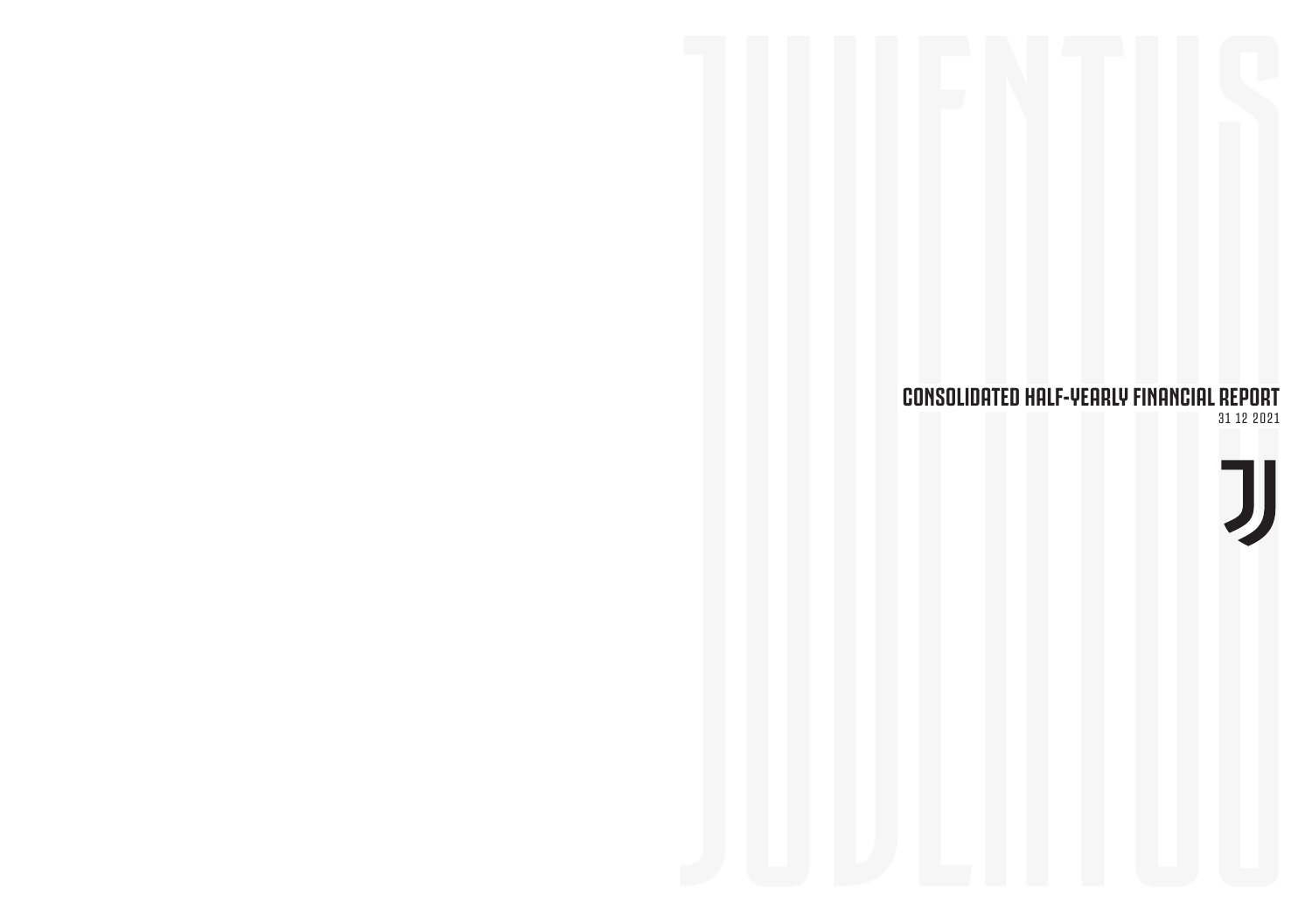# CONSOLIDATED HALF-YEARLY FINANCIAL REPORT

31 12 2021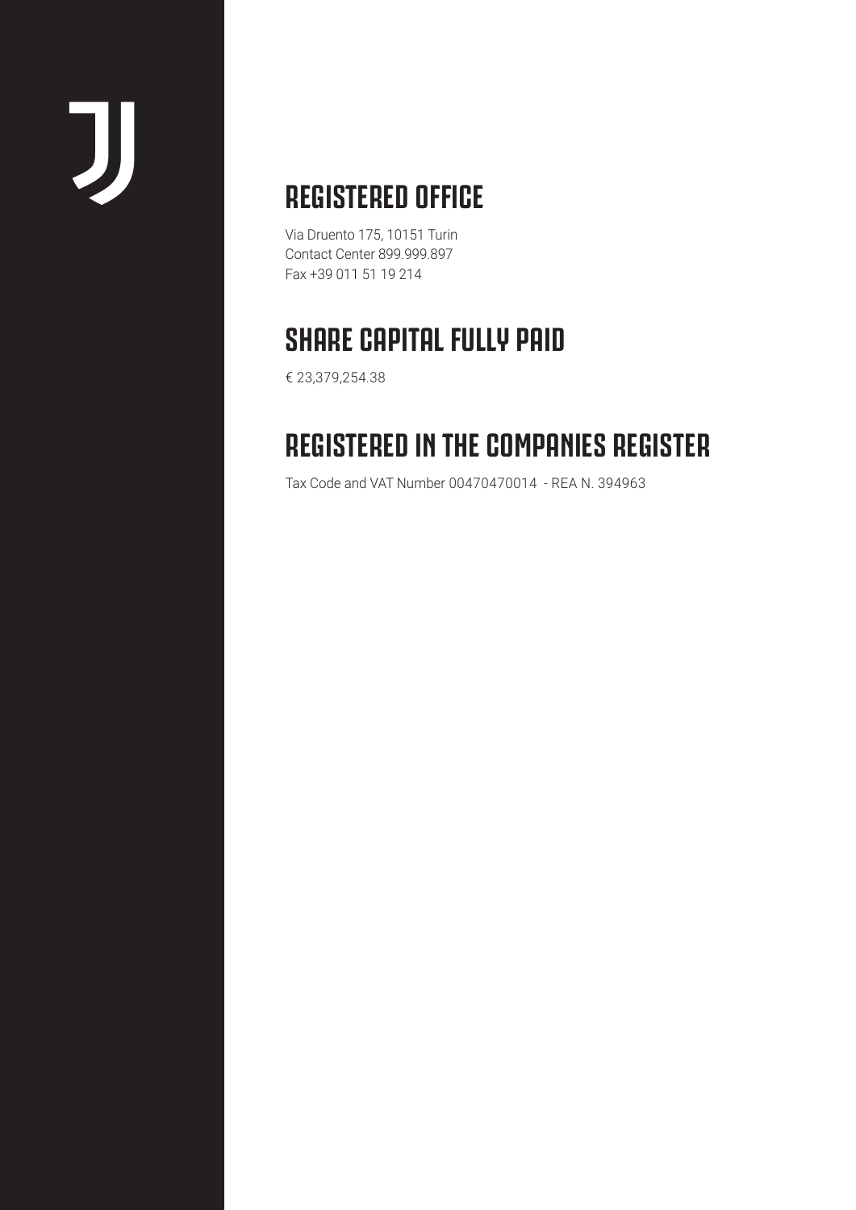## REGISTERED OFFICE

Via Druento 175, 10151 Turin
Contact Center 899.999.897
Fax +39 011 51 19 214

## SHARE CAPITAL FULLY PAID

€ 23,379,254.38

## REGISTERED IN THE COMPANIES REGISTER

Tax Code and VAT Number 00470470014 - REA N. 394963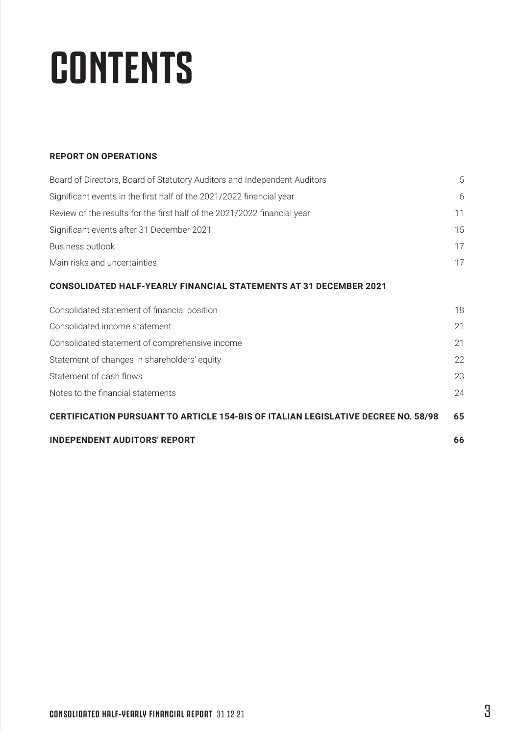# CONTENTS

**REPORT ON OPERATIONS**

| | |
|---|---|
| Board of Directors, Board of Statutory Auditors and Independent Auditors | 5 |
| Significant events in the first half of the 2021/2022 financial year | 6 |
| Review of the results for the first half of the 2021/2022 financial year | 11 |
| Significant events after 31 December 2021 | 15 |
| Business outlook | 17 |
| Main risks and uncertainties | 17 |

**CONSOLIDATED HALF-YEARLY FINANCIAL STATEMENTS AT 31 DECEMBER 2021**

| | |
|---|---|
| Consolidated statement of financial position | 18 |
| Consolidated income statement | 21 |
| Consolidated statement of comprehensive income | 21 |
| Statement of changes in shareholders' equity | 22 |
| Statement of cash flows | 23 |
| Notes to the financial statements | 24 |

| | |
|---|---|
| **CERTIFICATION PURSUANT TO ARTICLE 154-BIS OF ITALIAN LEGISLATIVE DECREE NO. 58/98** | **65** |
| **INDEPENDENT AUDITORS' REPORT** | **66** |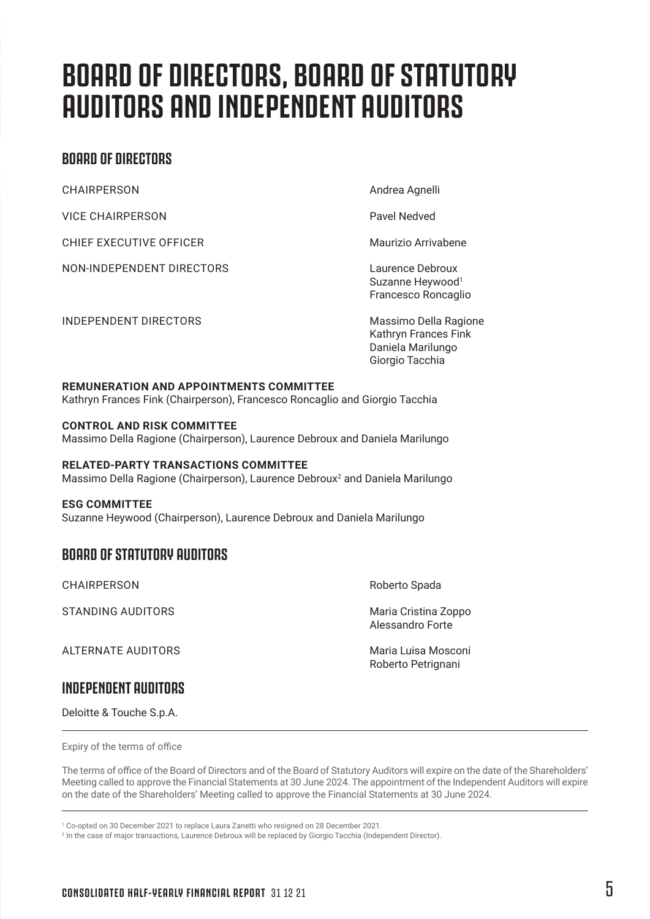# BOARD OF DIRECTORS, BOARD OF STATUTORY AUDITORS AND INDEPENDENT AUDITORS

## BOARD OF DIRECTORS

| | |
|---|---|
| CHAIRPERSON | Andrea Agnelli |
| VICE CHAIRPERSON | Pavel Nedved |
| CHIEF EXECUTIVE OFFICER | Maurizio Arrivabene |
| NON-INDEPENDENT DIRECTORS | Laurence Debroux<br>Suzanne Heywood[1]<br>Francesco Roncaglio |
| INDEPENDENT DIRECTORS | Massimo Della Ragione<br>Kathryn Frances Fink<br>Daniela Marilungo<br>Giorgio Tacchia |

**REMUNERATION AND APPOINTMENTS COMMITTEE**
Kathryn Frances Fink (Chairperson), Francesco Roncaglio and Giorgio Tacchia

**CONTROL AND RISK COMMITTEE**
Massimo Della Ragione (Chairperson), Laurence Debroux and Daniela Marilungo

**RELATED-PARTY TRANSACTIONS COMMITTEE**
Massimo Della Ragione (Chairperson), Laurence Debroux[2] and Daniela Marilungo

**ESG COMMITTEE**
Suzanne Heywood (Chairperson), Laurence Debroux and Daniela Marilungo

## BOARD OF STATUTORY AUDITORS

| | |
|---|---|
| CHAIRPERSON | Roberto Spada |
| STANDING AUDITORS | Maria Cristina Zoppo<br>Alessandro Forte |
| ALTERNATE AUDITORS | Maria Luisa Mosconi<br>Roberto Petrignani |

## INDEPENDENT AUDITORS

Deloitte & Touche S.p.A.

---

Expiry of the terms of office

The terms of office of the Board of Directors and of the Board of Statutory Auditors will expire on the date of the Shareholders' Meeting called to approve the Financial Statements at 30 June 2024. The appointment of the Independent Auditors will expire on the date of the Shareholders' Meeting called to approve the Financial Statements at 30 June 2024.

---

[1] Co-opted on 30 December 2021 to replace Laura Zanetti who resigned on 28 December 2021.

[2] In the case of major transactions, Laurence Debroux will be replaced by Giorgio Tacchia (Independent Director).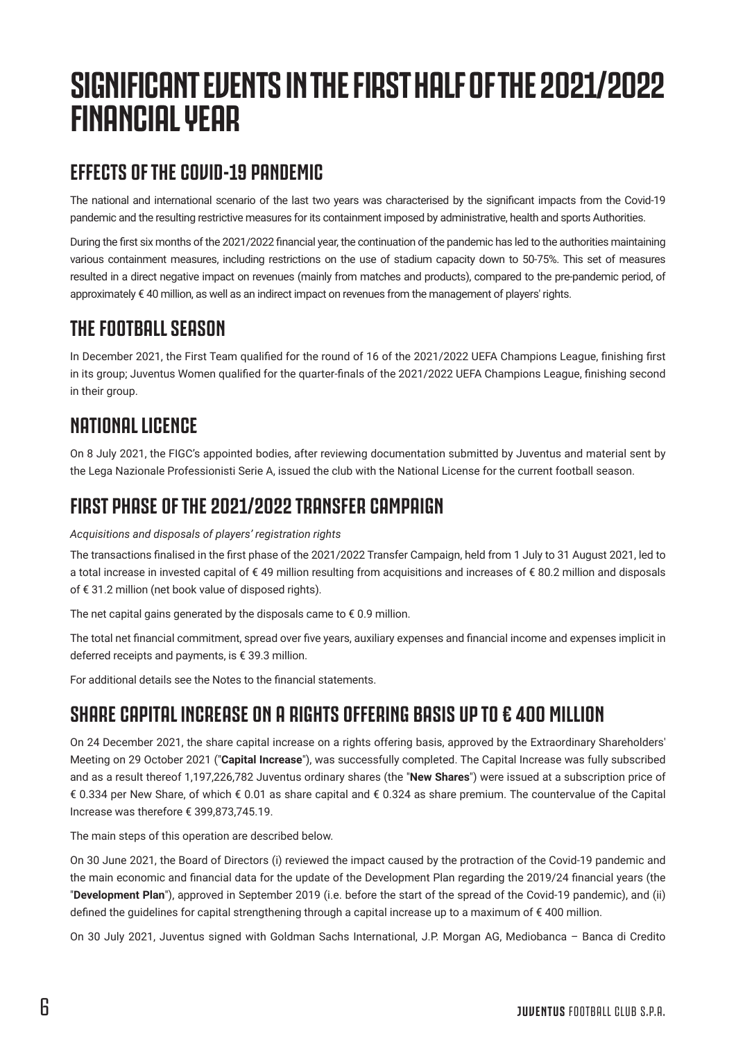# SIGNIFICANT EVENTS IN THE FIRST HALF OF THE 2021/2022 FINANCIAL YEAR

## EFFECTS OF THE COVID-19 PANDEMIC

The national and international scenario of the last two years was characterised by the significant impacts from the Covid-19 pandemic and the resulting restrictive measures for its containment imposed by administrative, health and sports Authorities.

During the first six months of the 2021/2022 financial year, the continuation of the pandemic has led to the authorities maintaining various containment measures, including restrictions on the use of stadium capacity down to 50-75%. This set of measures resulted in a direct negative impact on revenues (mainly from matches and products), compared to the pre-pandemic period, of approximately € 40 million, as well as an indirect impact on revenues from the management of players' rights.

## THE FOOTBALL SEASON

In December 2021, the First Team qualified for the round of 16 of the 2021/2022 UEFA Champions League, finishing first in its group; Juventus Women qualified for the quarter-finals of the 2021/2022 UEFA Champions League, finishing second in their group.

## NATIONAL LICENCE

On 8 July 2021, the FIGC's appointed bodies, after reviewing documentation submitted by Juventus and material sent by the Lega Nazionale Professionisti Serie A, issued the club with the National License for the current football season.

## FIRST PHASE OF THE 2021/2022 TRANSFER CAMPAIGN

*Acquisitions and disposals of players' registration rights*

The transactions finalised in the first phase of the 2021/2022 Transfer Campaign, held from 1 July to 31 August 2021, led to a total increase in invested capital of € 49 million resulting from acquisitions and increases of € 80.2 million and disposals of € 31.2 million (net book value of disposed rights).

The net capital gains generated by the disposals came to € 0.9 million.

The total net financial commitment, spread over five years, auxiliary expenses and financial income and expenses implicit in deferred receipts and payments, is € 39.3 million.

For additional details see the Notes to the financial statements.

## SHARE CAPITAL INCREASE ON A RIGHTS OFFERING BASIS UP TO € 400 MILLION

On 24 December 2021, the share capital increase on a rights offering basis, approved by the Extraordinary Shareholders' Meeting on 29 October 2021 ("**Capital Increase**"), was successfully completed. The Capital Increase was fully subscribed and as a result thereof 1,197,226,782 Juventus ordinary shares (the "**New Shares**") were issued at a subscription price of € 0.334 per New Share, of which € 0.01 as share capital and € 0.324 as share premium. The countervalue of the Capital Increase was therefore € 399,873,745.19.

The main steps of this operation are described below.

On 30 June 2021, the Board of Directors (i) reviewed the impact caused by the protraction of the Covid-19 pandemic and the main economic and financial data for the update of the Development Plan regarding the 2019/24 financial years (the "**Development Plan**"), approved in September 2019 (i.e. before the start of the spread of the Covid-19 pandemic), and (ii) defined the guidelines for capital strengthening through a capital increase up to a maximum of € 400 million.

On 30 July 2021, Juventus signed with Goldman Sachs International, J.P. Morgan AG, Mediobanca – Banca di Credito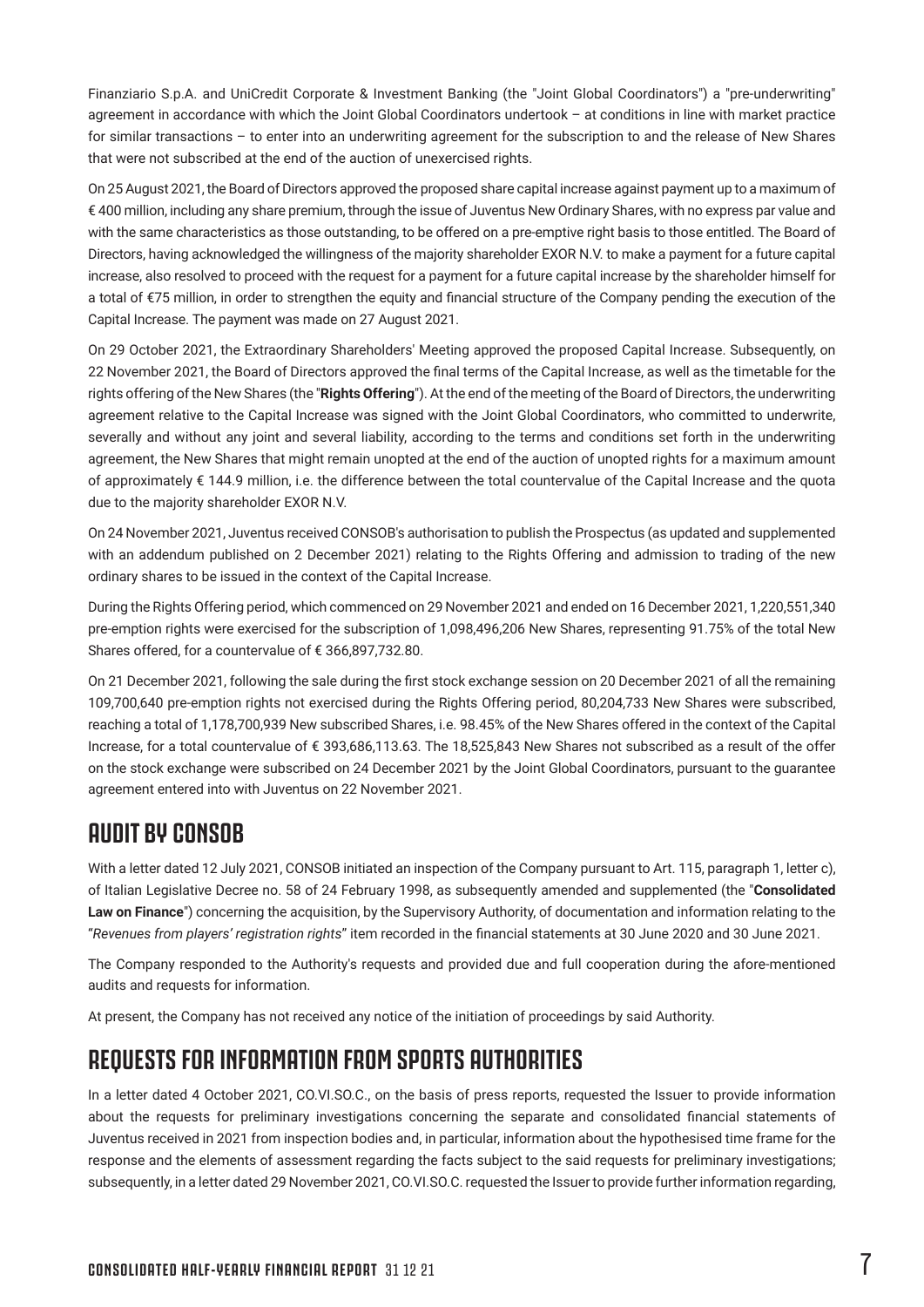Finanziario S.p.A. and UniCredit Corporate & Investment Banking (the "Joint Global Coordinators") a "pre-underwriting" agreement in accordance with which the Joint Global Coordinators undertook – at conditions in line with market practice for similar transactions – to enter into an underwriting agreement for the subscription to and the release of New Shares that were not subscribed at the end of the auction of unexercised rights.

On 25 August 2021, the Board of Directors approved the proposed share capital increase against payment up to a maximum of € 400 million, including any share premium, through the issue of Juventus New Ordinary Shares, with no express par value and with the same characteristics as those outstanding, to be offered on a pre-emptive right basis to those entitled. The Board of Directors, having acknowledged the willingness of the majority shareholder EXOR N.V. to make a payment for a future capital increase, also resolved to proceed with the request for a payment for a future capital increase by the shareholder himself for a total of €75 million, in order to strengthen the equity and financial structure of the Company pending the execution of the Capital Increase. The payment was made on 27 August 2021.

On 29 October 2021, the Extraordinary Shareholders' Meeting approved the proposed Capital Increase. Subsequently, on 22 November 2021, the Board of Directors approved the final terms of the Capital Increase, as well as the timetable for the rights offering of the New Shares (the "**Rights Offering**"). At the end of the meeting of the Board of Directors, the underwriting agreement relative to the Capital Increase was signed with the Joint Global Coordinators, who committed to underwrite, severally and without any joint and several liability, according to the terms and conditions set forth in the underwriting agreement, the New Shares that might remain unopted at the end of the auction of unopted rights for a maximum amount of approximately € 144.9 million, i.e. the difference between the total countervalue of the Capital Increase and the quota due to the majority shareholder EXOR N.V.

On 24 November 2021, Juventus received CONSOB's authorisation to publish the Prospectus (as updated and supplemented with an addendum published on 2 December 2021) relating to the Rights Offering and admission to trading of the new ordinary shares to be issued in the context of the Capital Increase.

During the Rights Offering period, which commenced on 29 November 2021 and ended on 16 December 2021, 1,220,551,340 pre-emption rights were exercised for the subscription of 1,098,496,206 New Shares, representing 91.75% of the total New Shares offered, for a countervalue of € 366,897,732.80.

On 21 December 2021, following the sale during the first stock exchange session on 20 December 2021 of all the remaining 109,700,640 pre-emption rights not exercised during the Rights Offering period, 80,204,733 New Shares were subscribed, reaching a total of 1,178,700,939 New subscribed Shares, i.e. 98.45% of the New Shares offered in the context of the Capital Increase, for a total countervalue of € 393,686,113.63. The 18,525,843 New Shares not subscribed as a result of the offer on the stock exchange were subscribed on 24 December 2021 by the Joint Global Coordinators, pursuant to the guarantee agreement entered into with Juventus on 22 November 2021.

## AUDIT BY CONSOB

With a letter dated 12 July 2021, CONSOB initiated an inspection of the Company pursuant to Art. 115, paragraph 1, letter c), of Italian Legislative Decree no. 58 of 24 February 1998, as subsequently amended and supplemented (the "**Consolidated Law on Finance**") concerning the acquisition, by the Supervisory Authority, of documentation and information relating to the "*Revenues from players' registration rights*" item recorded in the financial statements at 30 June 2020 and 30 June 2021.

The Company responded to the Authority's requests and provided due and full cooperation during the afore-mentioned audits and requests for information.

At present, the Company has not received any notice of the initiation of proceedings by said Authority.

## REQUESTS FOR INFORMATION FROM SPORTS AUTHORITIES

In a letter dated 4 October 2021, CO.VI.SO.C., on the basis of press reports, requested the Issuer to provide information about the requests for preliminary investigations concerning the separate and consolidated financial statements of Juventus received in 2021 from inspection bodies and, in particular, information about the hypothesised time frame for the response and the elements of assessment regarding the facts subject to the said requests for preliminary investigations; subsequently, in a letter dated 29 November 2021, CO.VI.SO.C. requested the Issuer to provide further information regarding,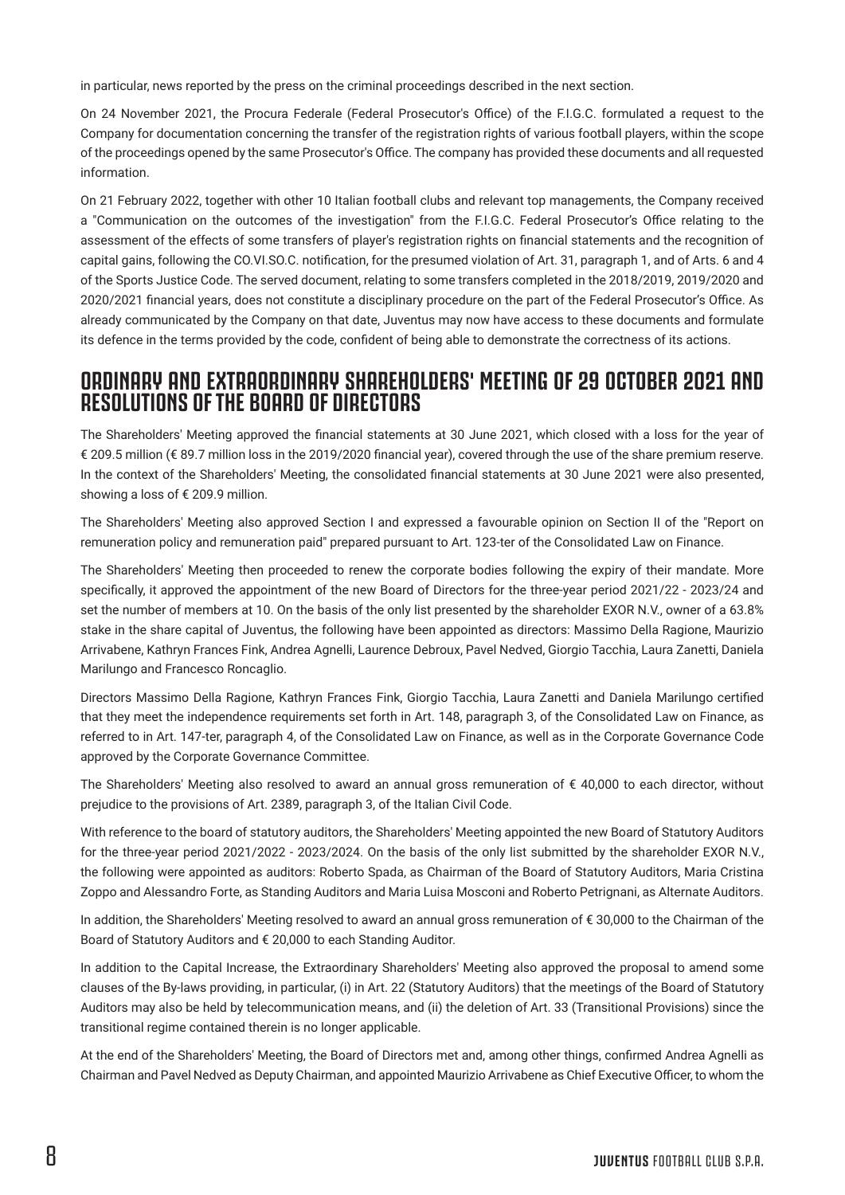in particular, news reported by the press on the criminal proceedings described in the next section.

On 24 November 2021, the Procura Federale (Federal Prosecutor's Office) of the F.I.G.C. formulated a request to the Company for documentation concerning the transfer of the registration rights of various football players, within the scope of the proceedings opened by the same Prosecutor's Office. The company has provided these documents and all requested information.

On 21 February 2022, together with other 10 Italian football clubs and relevant top managements, the Company received a "Communication on the outcomes of the investigation" from the F.I.G.C. Federal Prosecutor's Office relating to the assessment of the effects of some transfers of player's registration rights on financial statements and the recognition of capital gains, following the CO.VI.SO.C. notification, for the presumed violation of Art. 31, paragraph 1, and of Arts. 6 and 4 of the Sports Justice Code. The served document, relating to some transfers completed in the 2018/2019, 2019/2020 and 2020/2021 financial years, does not constitute a disciplinary procedure on the part of the Federal Prosecutor's Office. As already communicated by the Company on that date, Juventus may now have access to these documents and formulate its defence in the terms provided by the code, confident of being able to demonstrate the correctness of its actions.

## ORDINARY AND EXTRAORDINARY SHAREHOLDERS' MEETING OF 29 OCTOBER 2021 AND RESOLUTIONS OF THE BOARD OF DIRECTORS

The Shareholders' Meeting approved the financial statements at 30 June 2021, which closed with a loss for the year of € 209.5 million (€ 89.7 million loss in the 2019/2020 financial year), covered through the use of the share premium reserve. In the context of the Shareholders' Meeting, the consolidated financial statements at 30 June 2021 were also presented, showing a loss of € 209.9 million.

The Shareholders' Meeting also approved Section I and expressed a favourable opinion on Section II of the "Report on remuneration policy and remuneration paid" prepared pursuant to Art. 123-ter of the Consolidated Law on Finance.

The Shareholders' Meeting then proceeded to renew the corporate bodies following the expiry of their mandate. More specifically, it approved the appointment of the new Board of Directors for the three-year period 2021/22 - 2023/24 and set the number of members at 10. On the basis of the only list presented by the shareholder EXOR N.V., owner of a 63.8% stake in the share capital of Juventus, the following have been appointed as directors: Massimo Della Ragione, Maurizio Arrivabene, Kathryn Frances Fink, Andrea Agnelli, Laurence Debroux, Pavel Nedved, Giorgio Tacchia, Laura Zanetti, Daniela Marilungo and Francesco Roncaglio.

Directors Massimo Della Ragione, Kathryn Frances Fink, Giorgio Tacchia, Laura Zanetti and Daniela Marilungo certified that they meet the independence requirements set forth in Art. 148, paragraph 3, of the Consolidated Law on Finance, as referred to in Art. 147-ter, paragraph 4, of the Consolidated Law on Finance, as well as in the Corporate Governance Code approved by the Corporate Governance Committee.

The Shareholders' Meeting also resolved to award an annual gross remuneration of € 40,000 to each director, without prejudice to the provisions of Art. 2389, paragraph 3, of the Italian Civil Code.

With reference to the board of statutory auditors, the Shareholders' Meeting appointed the new Board of Statutory Auditors for the three-year period 2021/2022 - 2023/2024. On the basis of the only list submitted by the shareholder EXOR N.V., the following were appointed as auditors: Roberto Spada, as Chairman of the Board of Statutory Auditors, Maria Cristina Zoppo and Alessandro Forte, as Standing Auditors and Maria Luisa Mosconi and Roberto Petrignani, as Alternate Auditors.

In addition, the Shareholders' Meeting resolved to award an annual gross remuneration of € 30,000 to the Chairman of the Board of Statutory Auditors and € 20,000 to each Standing Auditor.

In addition to the Capital Increase, the Extraordinary Shareholders' Meeting also approved the proposal to amend some clauses of the By-laws providing, in particular, (i) in Art. 22 (Statutory Auditors) that the meetings of the Board of Statutory Auditors may also be held by telecommunication means, and (ii) the deletion of Art. 33 (Transitional Provisions) since the transitional regime contained therein is no longer applicable.

At the end of the Shareholders' Meeting, the Board of Directors met and, among other things, confirmed Andrea Agnelli as Chairman and Pavel Nedved as Deputy Chairman, and appointed Maurizio Arrivabene as Chief Executive Officer, to whom the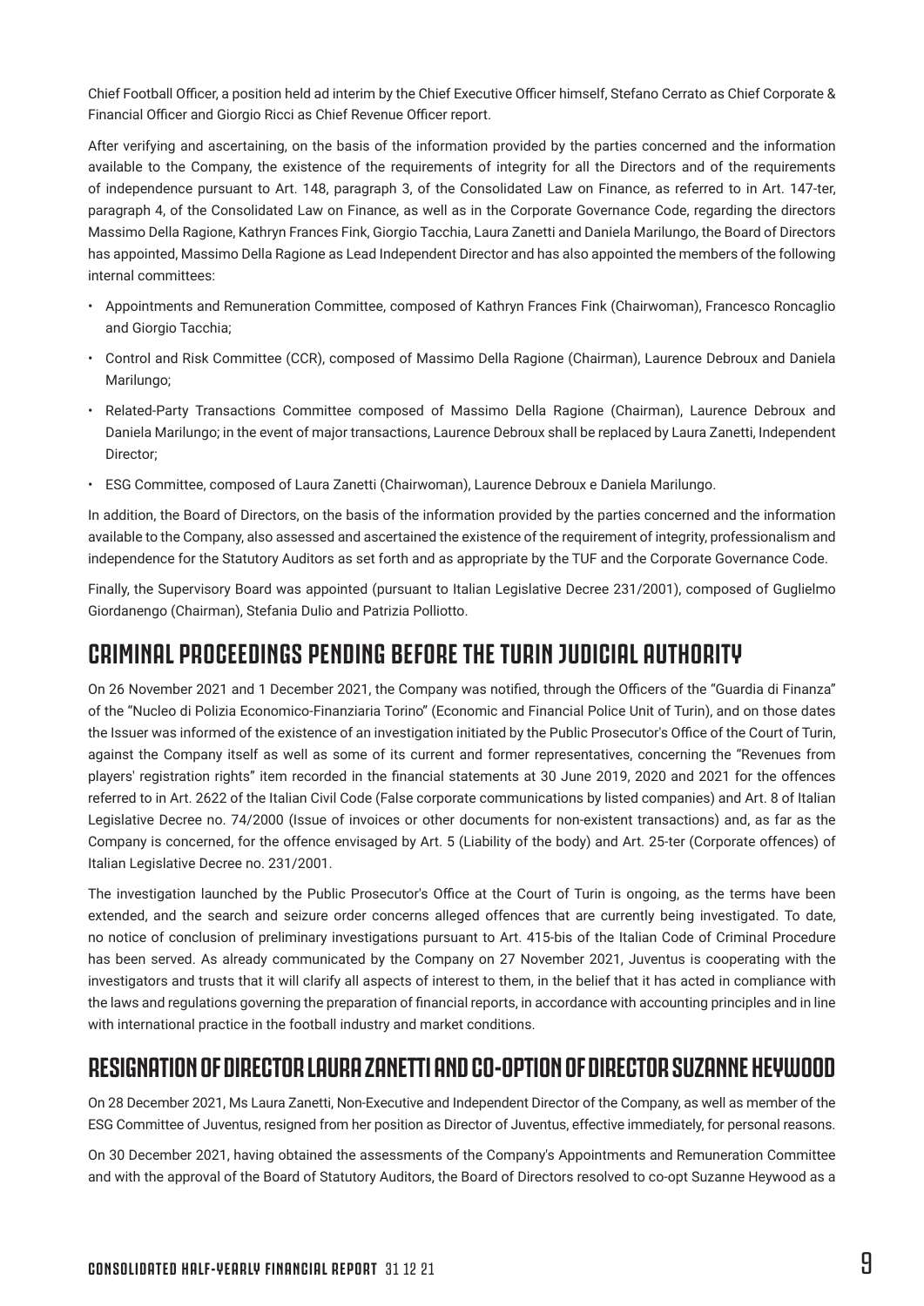Chief Football Officer, a position held ad interim by the Chief Executive Officer himself, Stefano Cerrato as Chief Corporate & Financial Officer and Giorgio Ricci as Chief Revenue Officer report.

After verifying and ascertaining, on the basis of the information provided by the parties concerned and the information available to the Company, the existence of the requirements of integrity for all the Directors and of the requirements of independence pursuant to Art. 148, paragraph 3, of the Consolidated Law on Finance, as referred to in Art. 147-ter, paragraph 4, of the Consolidated Law on Finance, as well as in the Corporate Governance Code, regarding the directors Massimo Della Ragione, Kathryn Frances Fink, Giorgio Tacchia, Laura Zanetti and Daniela Marilungo, the Board of Directors has appointed, Massimo Della Ragione as Lead Independent Director and has also appointed the members of the following internal committees:

- Appointments and Remuneration Committee, composed of Kathryn Frances Fink (Chairwoman), Francesco Roncaglio and Giorgio Tacchia;
- Control and Risk Committee (CCR), composed of Massimo Della Ragione (Chairman), Laurence Debroux and Daniela Marilungo;
- Related-Party Transactions Committee composed of Massimo Della Ragione (Chairman), Laurence Debroux and Daniela Marilungo; in the event of major transactions, Laurence Debroux shall be replaced by Laura Zanetti, Independent Director;
- ESG Committee, composed of Laura Zanetti (Chairwoman), Laurence Debroux e Daniela Marilungo.

In addition, the Board of Directors, on the basis of the information provided by the parties concerned and the information available to the Company, also assessed and ascertained the existence of the requirement of integrity, professionalism and independence for the Statutory Auditors as set forth and as appropriate by the TUF and the Corporate Governance Code.

Finally, the Supervisory Board was appointed (pursuant to Italian Legislative Decree 231/2001), composed of Guglielmo Giordanengo (Chairman), Stefania Dulio and Patrizia Polliotto.

## CRIMINAL PROCEEDINGS PENDING BEFORE THE TURIN JUDICIAL AUTHORITY

On 26 November 2021 and 1 December 2021, the Company was notified, through the Officers of the "Guardia di Finanza" of the "Nucleo di Polizia Economico-Finanziaria Torino" (Economic and Financial Police Unit of Turin), and on those dates the Issuer was informed of the existence of an investigation initiated by the Public Prosecutor's Office of the Court of Turin, against the Company itself as well as some of its current and former representatives, concerning the "Revenues from players' registration rights" item recorded in the financial statements at 30 June 2019, 2020 and 2021 for the offences referred to in Art. 2622 of the Italian Civil Code (False corporate communications by listed companies) and Art. 8 of Italian Legislative Decree no. 74/2000 (Issue of invoices or other documents for non-existent transactions) and, as far as the Company is concerned, for the offence envisaged by Art. 5 (Liability of the body) and Art. 25-ter (Corporate offences) of Italian Legislative Decree no. 231/2001.

The investigation launched by the Public Prosecutor's Office at the Court of Turin is ongoing, as the terms have been extended, and the search and seizure order concerns alleged offences that are currently being investigated. To date, no notice of conclusion of preliminary investigations pursuant to Art. 415-bis of the Italian Code of Criminal Procedure has been served. As already communicated by the Company on 27 November 2021, Juventus is cooperating with the investigators and trusts that it will clarify all aspects of interest to them, in the belief that it has acted in compliance with the laws and regulations governing the preparation of financial reports, in accordance with accounting principles and in line with international practice in the football industry and market conditions.

## RESIGNATION OF DIRECTOR LAURA ZANETTI AND CO-OPTION OF DIRECTOR SUZANNE HEYWOOD

On 28 December 2021, Ms Laura Zanetti, Non-Executive and Independent Director of the Company, as well as member of the ESG Committee of Juventus, resigned from her position as Director of Juventus, effective immediately, for personal reasons.

On 30 December 2021, having obtained the assessments of the Company's Appointments and Remuneration Committee and with the approval of the Board of Statutory Auditors, the Board of Directors resolved to co-opt Suzanne Heywood as a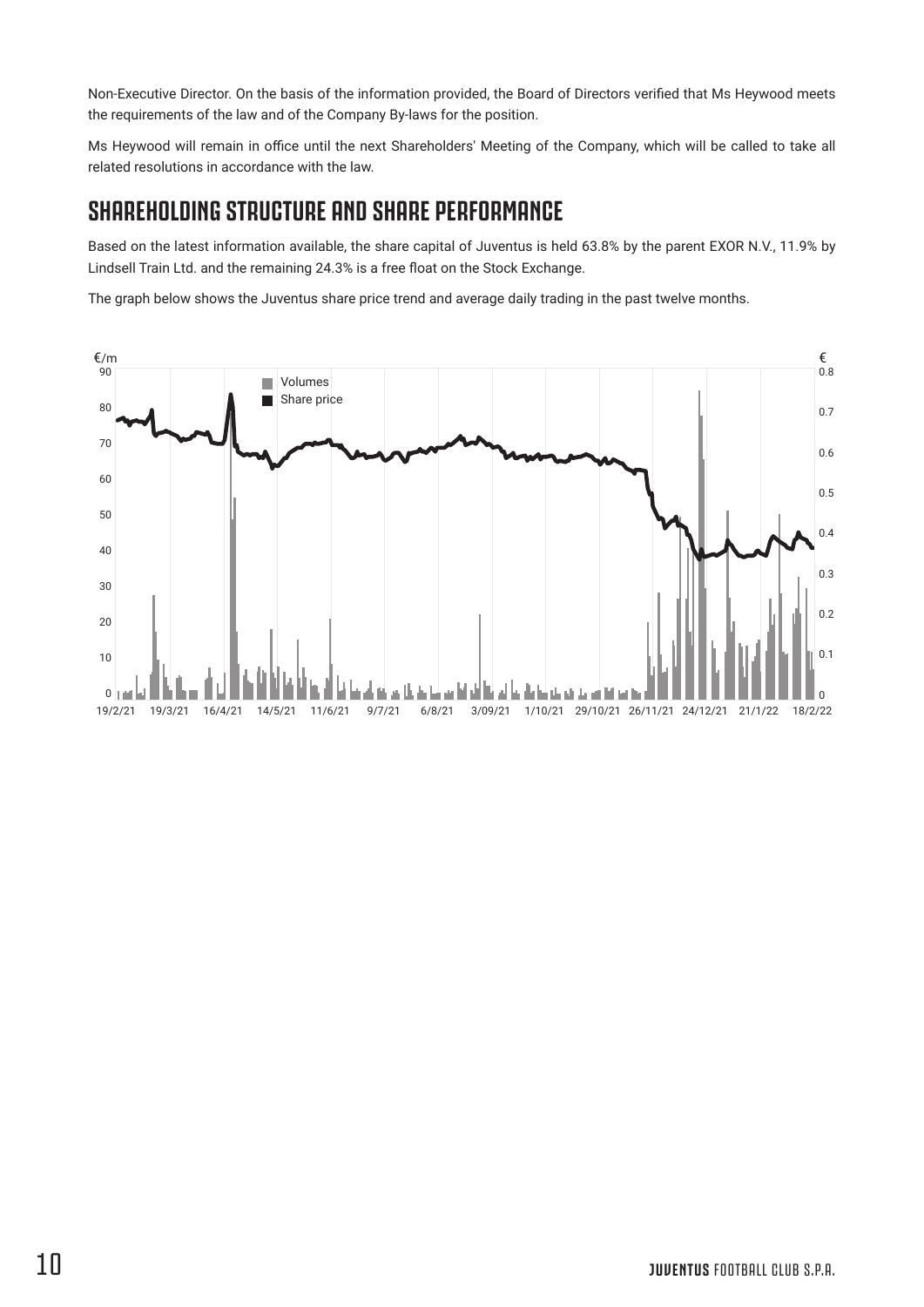Non-Executive Director. On the basis of the information provided, the Board of Directors verified that Ms Heywood meets the requirements of the law and of the Company By-laws for the position.

Ms Heywood will remain in office until the next Shareholders' Meeting of the Company, which will be called to take all related resolutions in accordance with the law.

## SHAREHOLDING STRUCTURE AND SHARE PERFORMANCE

Based on the latest information available, the share capital of Juventus is held 63.8% by the parent EXOR N.V., 11.9% by Lindsell Train Ltd. and the remaining 24.3% is a free float on the Stock Exchange.

The graph below shows the Juventus share price trend and average daily trading in the past twelve months.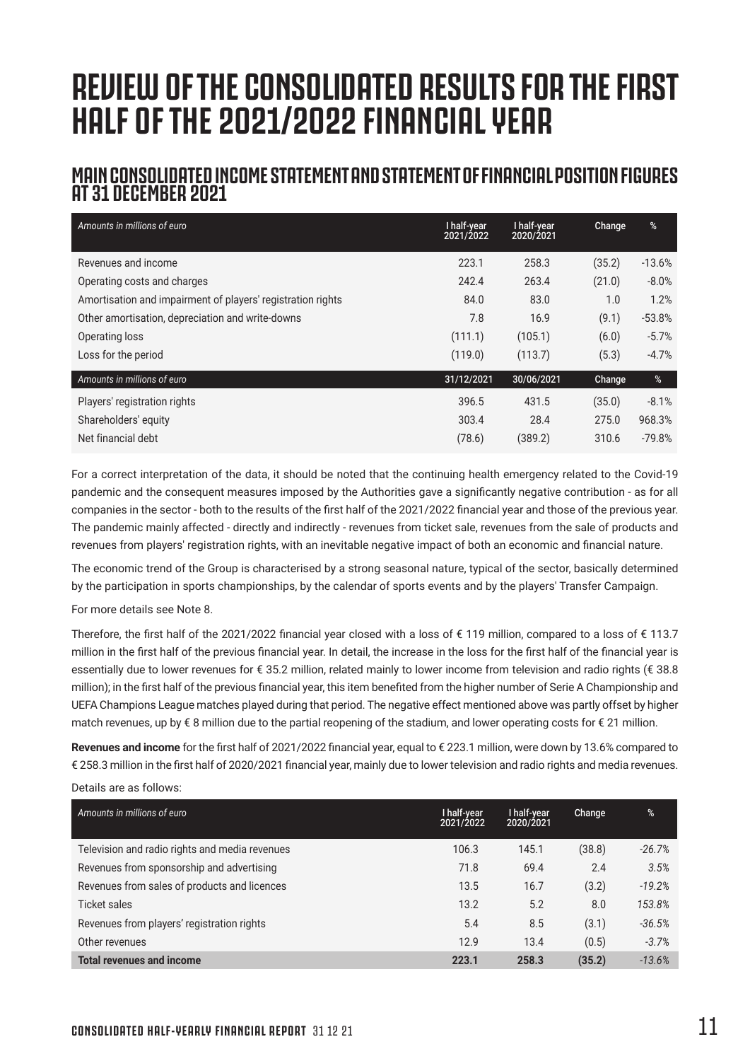# REVIEW OF THE CONSOLIDATED RESULTS FOR THE FIRST HALF OF THE 2021/2022 FINANCIAL YEAR

## MAIN CONSOLIDATED INCOME STATEMENT AND STATEMENT OF FINANCIAL POSITION FIGURES AT 31 DECEMBER 2021

| *Amounts in millions of euro* | I half-year 2021/2022 | I half-year 2020/2021 | Change | % |
|---|---|---|---|---|
| Revenues and income | 223.1 | 258.3 | (35.2) | -13.6% |
| Operating costs and charges | 242.4 | 263.4 | (21.0) | -8.0% |
| Amortisation and impairment of players' registration rights | 84.0 | 83.0 | 1.0 | 1.2% |
| Other amortisation, depreciation and write-downs | 7.8 | 16.9 | (9.1) | -53.8% |
| Operating loss | (111.1) | (105.1) | (6.0) | -5.7% |
| Loss for the period | (119.0) | (113.7) | (5.3) | -4.7% |
| *Amounts in millions of euro* | 31/12/2021 | 30/06/2021 | Change | % |
| Players' registration rights | 396.5 | 431.5 | (35.0) | -8.1% |
| Shareholders' equity | 303.4 | 28.4 | 275.0 | 968.3% |
| Net financial debt | (78.6) | (389.2) | 310.6 | -79.8% |

For a correct interpretation of the data, it should be noted that the continuing health emergency related to the Covid-19 pandemic and the consequent measures imposed by the Authorities gave a significantly negative contribution - as for all companies in the sector - both to the results of the first half of the 2021/2022 financial year and those of the previous year. The pandemic mainly affected - directly and indirectly - revenues from ticket sale, revenues from the sale of products and revenues from players' registration rights, with an inevitable negative impact of both an economic and financial nature.

The economic trend of the Group is characterised by a strong seasonal nature, typical of the sector, basically determined by the participation in sports championships, by the calendar of sports events and by the players' Transfer Campaign.

For more details see Note 8.

Therefore, the first half of the 2021/2022 financial year closed with a loss of € 119 million, compared to a loss of € 113.7 million in the first half of the previous financial year. In detail, the increase in the loss for the first half of the financial year is essentially due to lower revenues for € 35.2 million, related mainly to lower income from television and radio rights (€ 38.8 million); in the first half of the previous financial year, this item benefited from the higher number of Serie A Championship and UEFA Champions League matches played during that period. The negative effect mentioned above was partly offset by higher match revenues, up by € 8 million due to the partial reopening of the stadium, and lower operating costs for € 21 million.

**Revenues and income** for the first half of 2021/2022 financial year, equal to € 223.1 million, were down by 13.6% compared to € 258.3 million in the first half of 2020/2021 financial year, mainly due to lower television and radio rights and media revenues.

Details are as follows:

| *Amounts in millions of euro* | I half-year 2021/2022 | I half-year 2020/2021 | Change | % |
|---|---|---|---|---|
| Television and radio rights and media revenues | 106.3 | 145.1 | (38.8) | *-26.7%* |
| Revenues from sponsorship and advertising | 71.8 | 69.4 | 2.4 | *3.5%* |
| Revenues from sales of products and licences | 13.5 | 16.7 | (3.2) | *-19.2%* |
| Ticket sales | 13.2 | 5.2 | 8.0 | *153.8%* |
| Revenues from players' registration rights | 5.4 | 8.5 | (3.1) | *-36.5%* |
| Other revenues | 12.9 | 13.4 | (0.5) | *-3.7%* |
| **Total revenues and income** | **223.1** | **258.3** | **(35.2)** | *-13.6%* |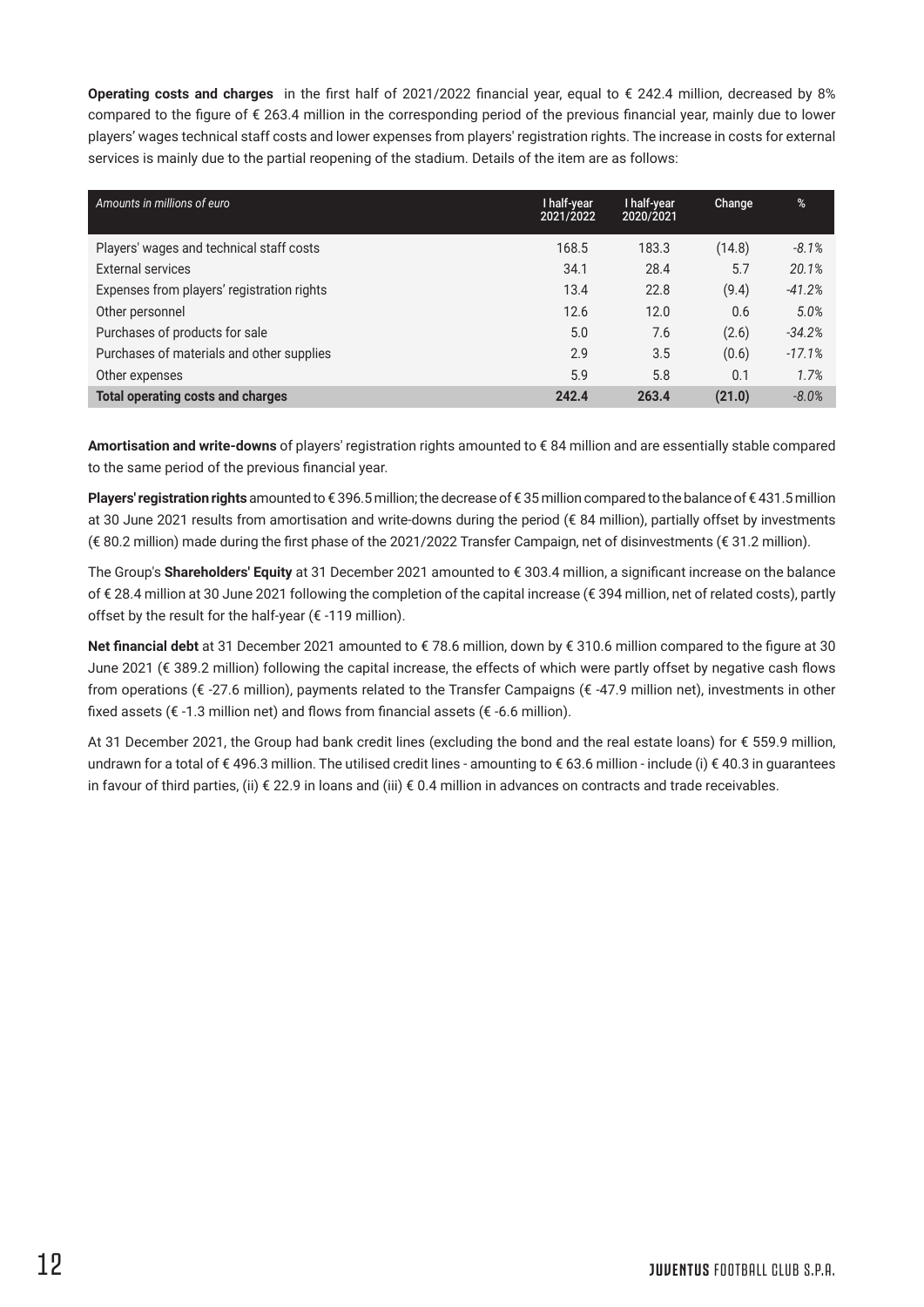**Operating costs and charges** in the first half of 2021/2022 financial year, equal to € 242.4 million, decreased by 8% compared to the figure of € 263.4 million in the corresponding period of the previous financial year, mainly due to lower players' wages technical staff costs and lower expenses from players' registration rights. The increase in costs for external services is mainly due to the partial reopening of the stadium. Details of the item are as follows:

| *Amounts in millions of euro* | I half-year 2021/2022 | I half-year 2020/2021 | Change | % |
|---|---|---|---|---|
| Players' wages and technical staff costs | 168.5 | 183.3 | (14.8) | *-8.1%* |
| External services | 34.1 | 28.4 | 5.7 | *20.1%* |
| Expenses from players' registration rights | 13.4 | 22.8 | (9.4) | *-41.2%* |
| Other personnel | 12.6 | 12.0 | 0.6 | *5.0%* |
| Purchases of products for sale | 5.0 | 7.6 | (2.6) | *-34.2%* |
| Purchases of materials and other supplies | 2.9 | 3.5 | (0.6) | *-17.1%* |
| Other expenses | 5.9 | 5.8 | 0.1 | *1.7%* |
| **Total operating costs and charges** | **242.4** | **263.4** | **(21.0)** | *-8.0%* |

**Amortisation and write-downs** of players' registration rights amounted to € 84 million and are essentially stable compared to the same period of the previous financial year.

**Players' registration rights** amounted to € 396.5 million; the decrease of € 35 million compared to the balance of € 431.5 million at 30 June 2021 results from amortisation and write-downs during the period (€ 84 million), partially offset by investments (€ 80.2 million) made during the first phase of the 2021/2022 Transfer Campaign, net of disinvestments (€ 31.2 million).

The Group's **Shareholders' Equity** at 31 December 2021 amounted to € 303.4 million, a significant increase on the balance of € 28.4 million at 30 June 2021 following the completion of the capital increase (€ 394 million, net of related costs), partly offset by the result for the half-year (€ -119 million).

**Net financial debt** at 31 December 2021 amounted to € 78.6 million, down by € 310.6 million compared to the figure at 30 June 2021 (€ 389.2 million) following the capital increase, the effects of which were partly offset by negative cash flows from operations (€ -27.6 million), payments related to the Transfer Campaigns (€ -47.9 million net), investments in other fixed assets (€ -1.3 million net) and flows from financial assets (€ -6.6 million).

At 31 December 2021, the Group had bank credit lines (excluding the bond and the real estate loans) for € 559.9 million, undrawn for a total of € 496.3 million. The utilised credit lines - amounting to € 63.6 million - include (i) € 40.3 in guarantees in favour of third parties, (ii) € 22.9 in loans and (iii) € 0.4 million in advances on contracts and trade receivables.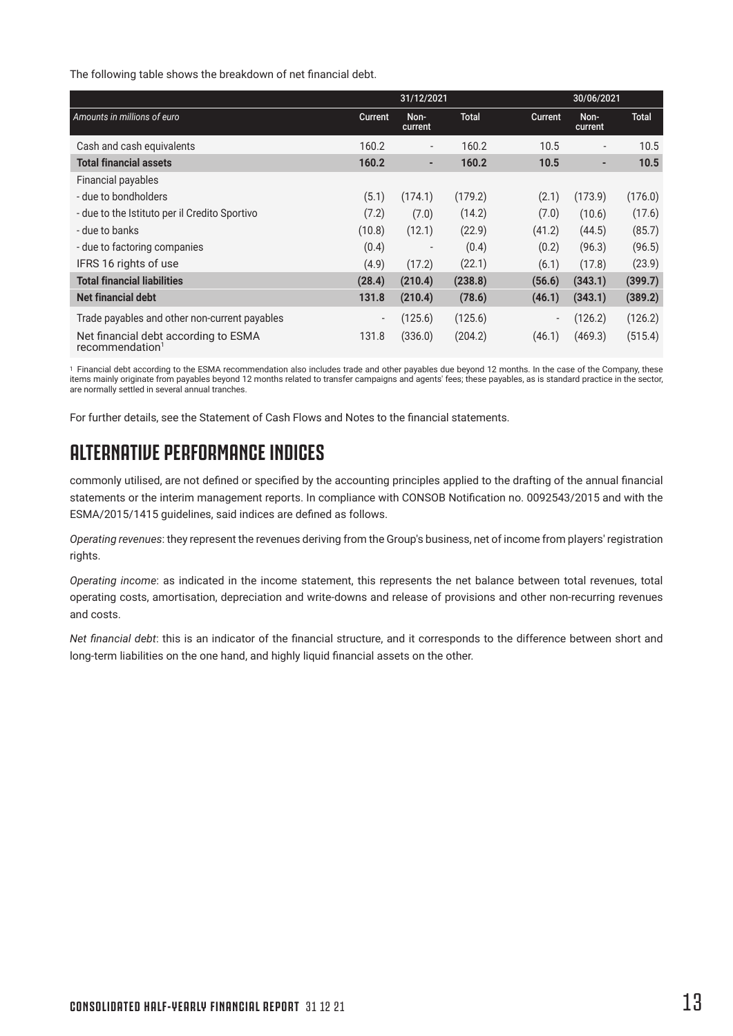The following table shows the breakdown of net financial debt.

| | 31/12/2021 | | | 30/06/2021 | | |
|---|---|---|---|---|---|---|
| *Amounts in millions of euro* | Current | Non-current | Total | Current | Non-current | Total |
| Cash and cash equivalents | 160.2 | - | 160.2 | 10.5 | - | 10.5 |
| **Total financial assets** | **160.2** | **-** | **160.2** | **10.5** | **-** | **10.5** |
| Financial payables | | | | | | |
| - due to bondholders | (5.1) | (174.1) | (179.2) | (2.1) | (173.9) | (176.0) |
| - due to the Istituto per il Credito Sportivo | (7.2) | (7.0) | (14.2) | (7.0) | (10.6) | (17.6) |
| - due to banks | (10.8) | (12.1) | (22.9) | (41.2) | (44.5) | (85.7) |
| - due to factoring companies | (0.4) | - | (0.4) | (0.2) | (96.3) | (96.5) |
| IFRS 16 rights of use | (4.9) | (17.2) | (22.1) | (6.1) | (17.8) | (23.9) |
| **Total financial liabilities** | **(28.4)** | **(210.4)** | **(238.8)** | **(56.6)** | **(343.1)** | **(399.7)** |
| **Net financial debt** | **131.8** | **(210.4)** | **(78.6)** | **(46.1)** | **(343.1)** | **(389.2)** |
| Trade payables and other non-current payables | - | (125.6) | (125.6) | - | (126.2) | (126.2) |
| Net financial debt according to ESMA recommendation[1] | 131.8 | (336.0) | (204.2) | (46.1) | (469.3) | (515.4) |

[1] Financial debt according to the ESMA recommendation also includes trade and other payables due beyond 12 months. In the case of the Company, these items mainly originate from payables beyond 12 months related to transfer campaigns and agents' fees; these payables, as is standard practice in the sector, are normally settled in several annual tranches.

For further details, see the Statement of Cash Flows and Notes to the financial statements.

## ALTERNATIVE PERFORMANCE INDICES

commonly utilised, are not defined or specified by the accounting principles applied to the drafting of the annual financial statements or the interim management reports. In compliance with CONSOB Notification no. 0092543/2015 and with the ESMA/2015/1415 guidelines, said indices are defined as follows.

*Operating revenues*: they represent the revenues deriving from the Group's business, net of income from players' registration rights.

*Operating income*: as indicated in the income statement, this represents the net balance between total revenues, total operating costs, amortisation, depreciation and write-downs and release of provisions and other non-recurring revenues and costs.

*Net financial debt*: this is an indicator of the financial structure, and it corresponds to the difference between short and long-term liabilities on the one hand, and highly liquid financial assets on the other.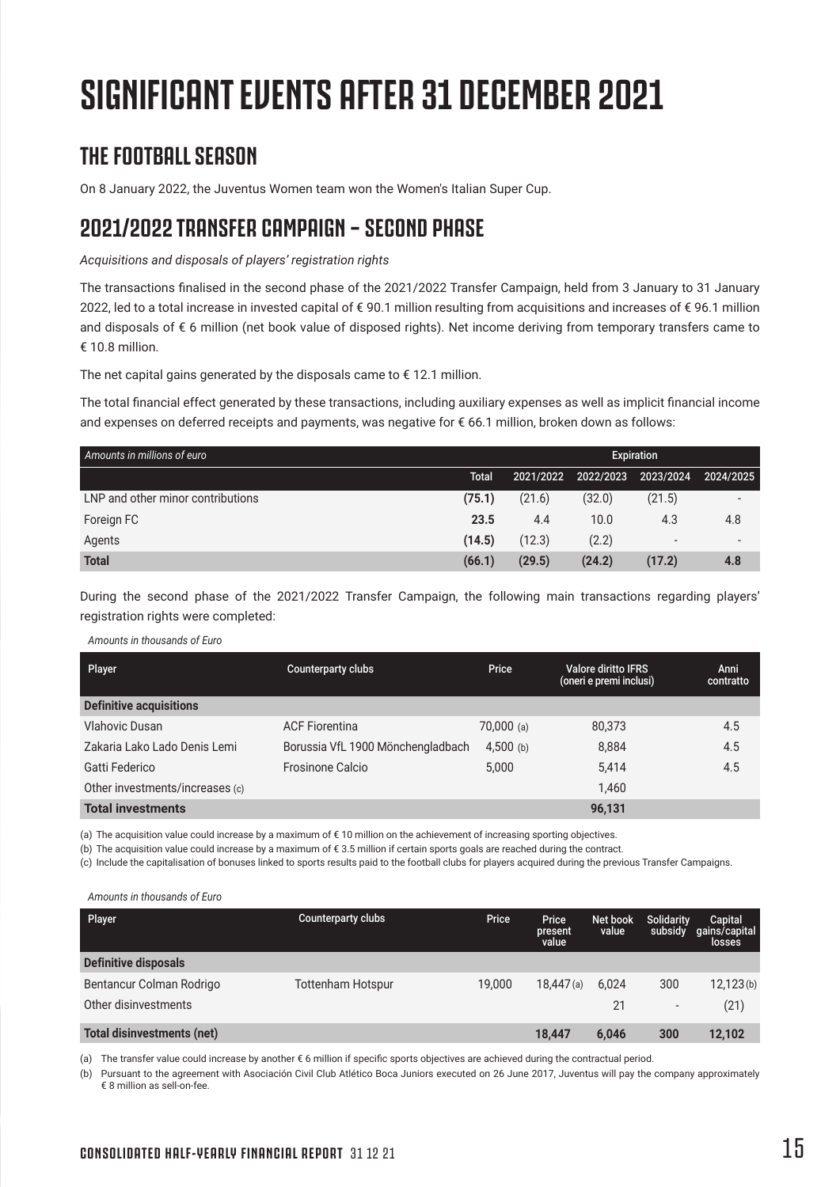# SIGNIFICANT EVENTS AFTER 31 DECEMBER 2021

## THE FOOTBALL SEASON

On 8 January 2022, the Juventus Women team won the Women's Italian Super Cup.

## 2021/2022 TRANSFER CAMPAIGN – SECOND PHASE

*Acquisitions and disposals of players' registration rights*

The transactions finalised in the second phase of the 2021/2022 Transfer Campaign, held from 3 January to 31 January 2022, led to a total increase in invested capital of € 90.1 million resulting from acquisitions and increases of € 96.1 million and disposals of € 6 million (net book value of disposed rights). Net income deriving from temporary transfers came to € 10.8 million.

The net capital gains generated by the disposals came to € 12.1 million.

The total financial effect generated by these transactions, including auxiliary expenses as well as implicit financial income and expenses on deferred receipts and payments, was negative for € 66.1 million, broken down as follows:

| *Amounts in millions of euro* | | Expiration | | | |
|---|---|---|---|---|---|
| | **Total** | 2021/2022 | 2022/2023 | 2023/2024 | 2024/2025 |
| LNP and other minor contributions | **(75.1)** | (21.6) | (32.0) | (21.5) | - |
| Foreign FC | **23.5** | 4.4 | 10.0 | 4.3 | 4.8 |
| Agents | **(14.5)** | (12.3) | (2.2) | - | - |
| **Total** | **(66.1)** | **(29.5)** | **(24.2)** | **(17.2)** | **4.8** |

During the second phase of the 2021/2022 Transfer Campaign, the following main transactions regarding players' registration rights were completed:

*Amounts in thousands of Euro*

| Player | Counterparty clubs | Price | Valore diritto IFRS (oneri e premi inclusi) | Anni contratto |
|---|---|---|---|---|
| **Definitive acquisitions** | | | | |
| Vlahovic Dusan | ACF Fiorentina | 70,000 (a) | 80,373 | 4.5 |
| Zakaria Lako Lado Denis Lemi | Borussia VfL 1900 Mönchengladbach | 4,500 (b) | 8,884 | 4.5 |
| Gatti Federico | Frosinone Calcio | 5,000 | 5,414 | 4.5 |
| Other investments/increases (c) | | | 1,460 | |
| **Total investments** | | | **96,131** | |

(a) The acquisition value could increase by a maximum of € 10 million on the achievement of increasing sporting objectives.

(b) The acquisition value could increase by a maximum of € 3.5 million if certain sports goals are reached during the contract.

(c) Include the capitalisation of bonuses linked to sports results paid to the football clubs for players acquired during the previous Transfer Campaigns.

*Amounts in thousands of Euro*

| Player | Counterparty clubs | Price | Price present value | Net book value | Solidarity subsidy | Capital gains/capital losses |
|---|---|---|---|---|---|---|
| **Definitive disposals** | | | | | | |
| Bentancur Colman Rodrigo | Tottenham Hotspur | 19,000 | 18,447 (a) | 6,024 | 300 | 12,123 (b) |
| Other disinvestments | | | | 21 | - | (21) |
| **Total disinvestments (net)** | | | **18,447** | **6,046** | **300** | **12,102** |

(a) The transfer value could increase by another € 6 million if specific sports objectives are achieved during the contractual period.

(b) Pursuant to the agreement with Asociación Civil Club Atlético Boca Juniors executed on 26 June 2017, Juventus will pay the company approximately € 8 million as sell-on-fee.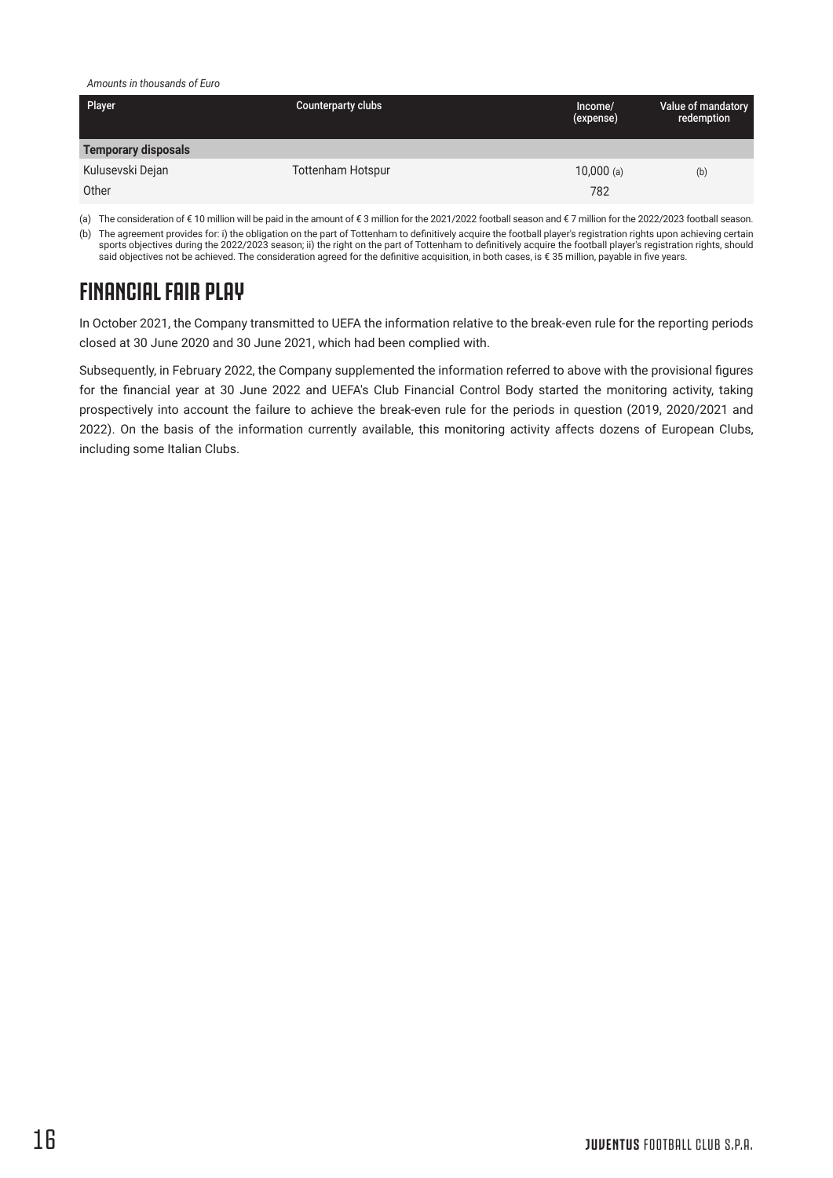*Amounts in thousands of Euro*

| Player | Counterparty clubs | Income/ (expense) | Value of mandatory redemption |
|---|---|---|---|
| **Temporary disposals** | | | |
| Kulusevski Dejan | Tottenham Hotspur | 10,000 (a) | (b) |
| Other | | 782 | |

(a) The consideration of € 10 million will be paid in the amount of € 3 million for the 2021/2022 football season and € 7 million for the 2022/2023 football season.

(b) The agreement provides for: i) the obligation on the part of Tottenham to definitively acquire the football player's registration rights upon achieving certain sports objectives during the 2022/2023 season; ii) the right on the part of Tottenham to definitively acquire the football player's registration rights, should said objectives not be achieved. The consideration agreed for the definitive acquisition, in both cases, is € 35 million, payable in five years.

# FINANCIAL FAIR PLAY

In October 2021, the Company transmitted to UEFA the information relative to the break-even rule for the reporting periods closed at 30 June 2020 and 30 June 2021, which had been complied with.

Subsequently, in February 2022, the Company supplemented the information referred to above with the provisional figures for the financial year at 30 June 2022 and UEFA's Club Financial Control Body started the monitoring activity, taking prospectively into account the failure to achieve the break-even rule for the periods in question (2019, 2020/2021 and 2022). On the basis of the information currently available, this monitoring activity affects dozens of European Clubs, including some Italian Clubs.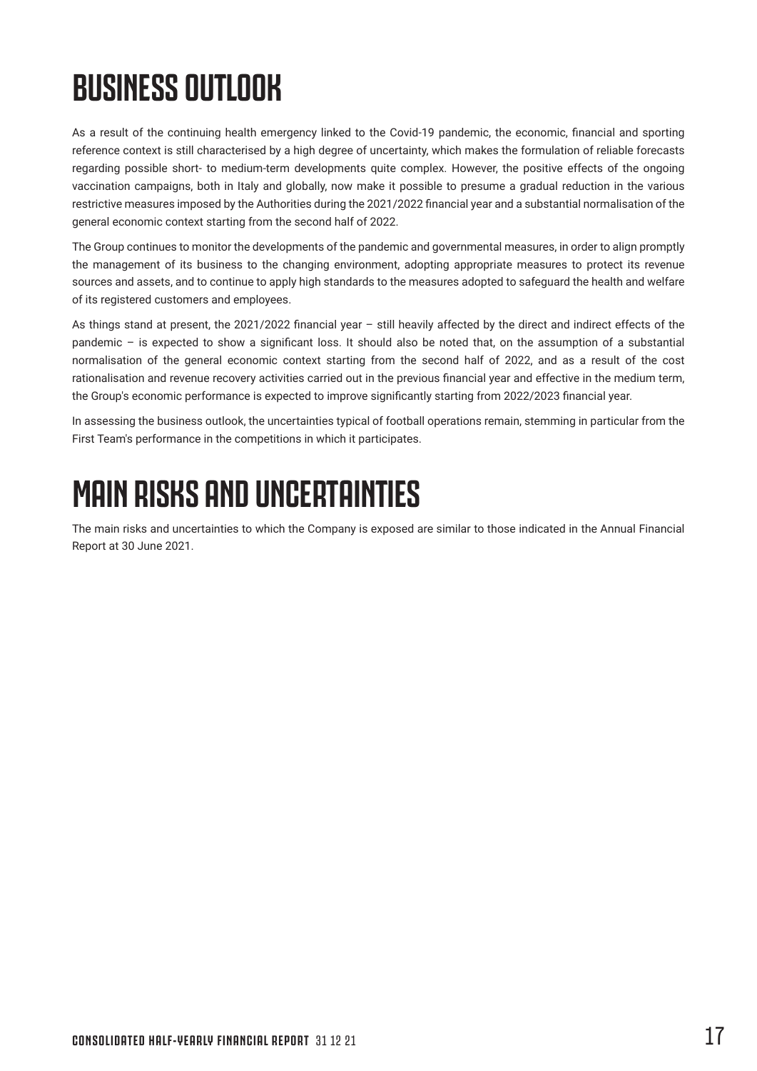# BUSINESS OUTLOOK

As a result of the continuing health emergency linked to the Covid-19 pandemic, the economic, financial and sporting reference context is still characterised by a high degree of uncertainty, which makes the formulation of reliable forecasts regarding possible short- to medium-term developments quite complex. However, the positive effects of the ongoing vaccination campaigns, both in Italy and globally, now make it possible to presume a gradual reduction in the various restrictive measures imposed by the Authorities during the 2021/2022 financial year and a substantial normalisation of the general economic context starting from the second half of 2022.

The Group continues to monitor the developments of the pandemic and governmental measures, in order to align promptly the management of its business to the changing environment, adopting appropriate measures to protect its revenue sources and assets, and to continue to apply high standards to the measures adopted to safeguard the health and welfare of its registered customers and employees.

As things stand at present, the 2021/2022 financial year – still heavily affected by the direct and indirect effects of the pandemic – is expected to show a significant loss. It should also be noted that, on the assumption of a substantial normalisation of the general economic context starting from the second half of 2022, and as a result of the cost rationalisation and revenue recovery activities carried out in the previous financial year and effective in the medium term, the Group's economic performance is expected to improve significantly starting from 2022/2023 financial year.

In assessing the business outlook, the uncertainties typical of football operations remain, stemming in particular from the First Team's performance in the competitions in which it participates.

# MAIN RISKS AND UNCERTAINTIES

The main risks and uncertainties to which the Company is exposed are similar to those indicated in the Annual Financial Report at 30 June 2021.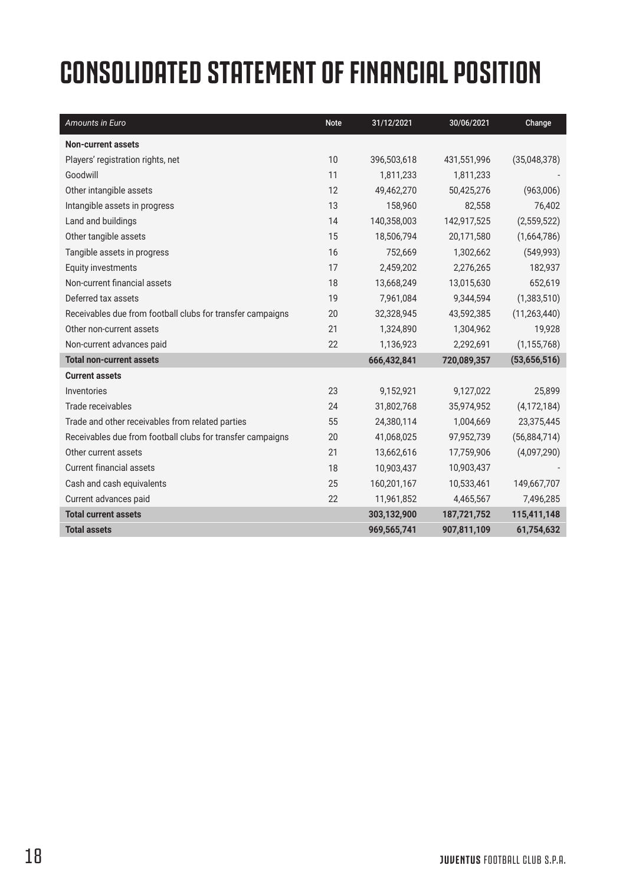# CONSOLIDATED STATEMENT OF FINANCIAL POSITION

| *Amounts in Euro* | Note | 31/12/2021 | 30/06/2021 | Change |
|---|---|---|---|---|
| **Non-current assets** | | | | |
| Players' registration rights, net | 10 | 396,503,618 | 431,551,996 | (35,048,378) |
| Goodwill | 11 | 1,811,233 | 1,811,233 | - |
| Other intangible assets | 12 | 49,462,270 | 50,425,276 | (963,006) |
| Intangible assets in progress | 13 | 158,960 | 82,558 | 76,402 |
| Land and buildings | 14 | 140,358,003 | 142,917,525 | (2,559,522) |
| Other tangible assets | 15 | 18,506,794 | 20,171,580 | (1,664,786) |
| Tangible assets in progress | 16 | 752,669 | 1,302,662 | (549,993) |
| Equity investments | 17 | 2,459,202 | 2,276,265 | 182,937 |
| Non-current financial assets | 18 | 13,668,249 | 13,015,630 | 652,619 |
| Deferred tax assets | 19 | 7,961,084 | 9,344,594 | (1,383,510) |
| Receivables due from football clubs for transfer campaigns | 20 | 32,328,945 | 43,592,385 | (11,263,440) |
| Other non-current assets | 21 | 1,324,890 | 1,304,962 | 19,928 |
| Non-current advances paid | 22 | 1,136,923 | 2,292,691 | (1,155,768) |
| **Total non-current assets** | | **666,432,841** | **720,089,357** | **(53,656,516)** |
| **Current assets** | | | | |
| Inventories | 23 | 9,152,921 | 9,127,022 | 25,899 |
| Trade receivables | 24 | 31,802,768 | 35,974,952 | (4,172,184) |
| Trade and other receivables from related parties | 55 | 24,380,114 | 1,004,669 | 23,375,445 |
| Receivables due from football clubs for transfer campaigns | 20 | 41,068,025 | 97,952,739 | (56,884,714) |
| Other current assets | 21 | 13,662,616 | 17,759,906 | (4,097,290) |
| Current financial assets | 18 | 10,903,437 | 10,903,437 | - |
| Cash and cash equivalents | 25 | 160,201,167 | 10,533,461 | 149,667,707 |
| Current advances paid | 22 | 11,961,852 | 4,465,567 | 7,496,285 |
| **Total current assets** | | **303,132,900** | **187,721,752** | **115,411,148** |
| **Total assets** | | **969,565,741** | **907,811,109** | **61,754,632** |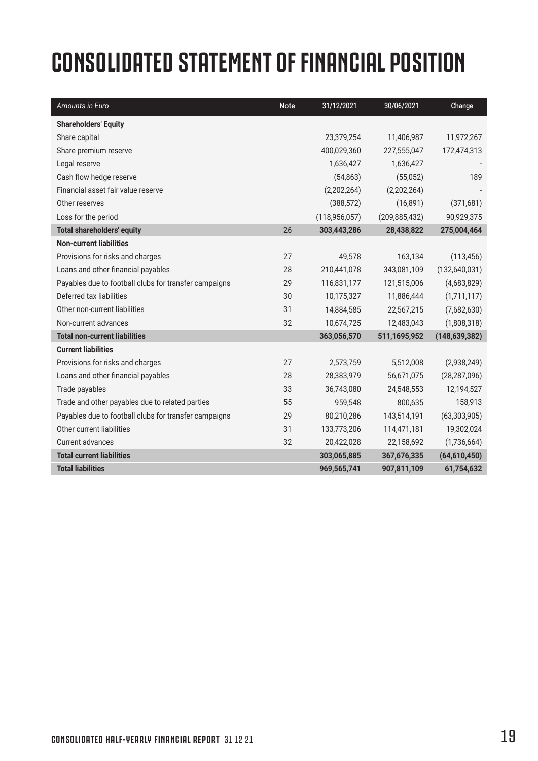# CONSOLIDATED STATEMENT OF FINANCIAL POSITION

| *Amounts in Euro* | Note | 31/12/2021 | 30/06/2021 | Change |
|---|---|---|---|---|
| **Shareholders' Equity** | | | | |
| Share capital | | 23,379,254 | 11,406,987 | 11,972,267 |
| Share premium reserve | | 400,029,360 | 227,555,047 | 172,474,313 |
| Legal reserve | | 1,636,427 | 1,636,427 | - |
| Cash flow hedge reserve | | (54,863) | (55,052) | 189 |
| Financial asset fair value reserve | | (2,202,264) | (2,202,264) | - |
| Other reserves | | (388,572) | (16,891) | (371,681) |
| Loss for the period | | (118,956,057) | (209,885,432) | 90,929,375 |
| **Total shareholders' equity** | 26 | **303,443,286** | **28,438,822** | **275,004,464** |
| **Non-current liabilities** | | | | |
| Provisions for risks and charges | 27 | 49,578 | 163,134 | (113,456) |
| Loans and other financial payables | 28 | 210,441,078 | 343,081,109 | (132,640,031) |
| Payables due to football clubs for transfer campaigns | 29 | 116,831,177 | 121,515,006 | (4,683,829) |
| Deferred tax liabilities | 30 | 10,175,327 | 11,886,444 | (1,711,117) |
| Other non-current liabilities | 31 | 14,884,585 | 22,567,215 | (7,682,630) |
| Non-current advances | 32 | 10,674,725 | 12,483,043 | (1,808,318) |
| **Total non-current liabilities** | | **363,056,570** | **511,1695,952** | **(148,639,382)** |
| **Current liabilities** | | | | |
| Provisions for risks and charges | 27 | 2,573,759 | 5,512,008 | (2,938,249) |
| Loans and other financial payables | 28 | 28,383,979 | 56,671,075 | (28,287,096) |
| Trade payables | 33 | 36,743,080 | 24,548,553 | 12,194,527 |
| Trade and other payables due to related parties | 55 | 959,548 | 800,635 | 158,913 |
| Payables due to football clubs for transfer campaigns | 29 | 80,210,286 | 143,514,191 | (63,303,905) |
| Other current liabilities | 31 | 133,773,206 | 114,471,181 | 19,302,024 |
| Current advances | 32 | 20,422,028 | 22,158,692 | (1,736,664) |
| **Total current liabilities** | | **303,065,885** | **367,676,335** | **(64,610,450)** |
| **Total liabilities** | | **969,565,741** | **907,811,109** | **61,754,632** |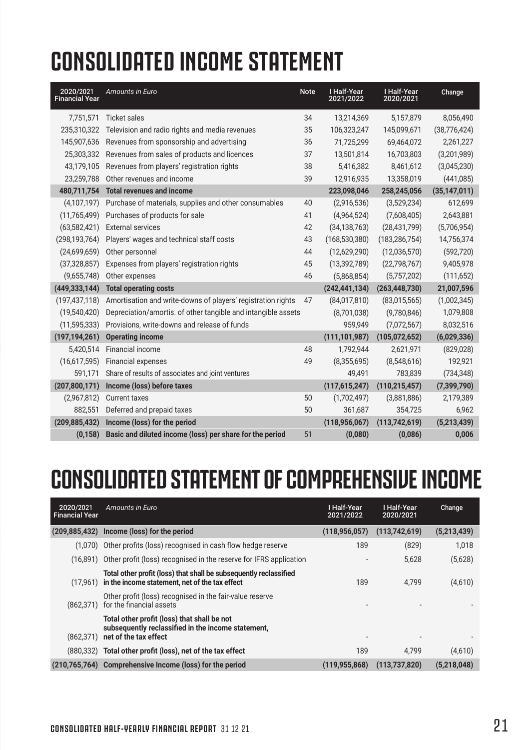# CONSOLIDATED INCOME STATEMENT

| 2020/2021 Financial Year | *Amounts in Euro* | Note | I Half-Year 2021/2022 | I Half-Year 2020/2021 | Change |
|---|---|---|---|---|---|
| 7,751,571 | Ticket sales | 34 | 13,214,369 | 5,157,879 | 8,056,490 |
| 235,310,322 | Television and radio rights and media revenues | 35 | 106,323,247 | 145,099,671 | (38,776,424) |
| 145,907,636 | Revenues from sponsorship and advertising | 36 | 71,725,299 | 69,464,072 | 2,261,227 |
| 25,303,332 | Revenues from sales of products and licences | 37 | 13,501,814 | 16,703,803 | (3,201,989) |
| 43,179,105 | Revenues from players' registration rights | 38 | 5,416,382 | 8,461,612 | (3,045,230) |
| 23,259,788 | Other revenues and income | 39 | 12,916,935 | 13,358,019 | (441,085) |
| **480,711,754** | **Total revenues and income** | | **223,098,046** | **258,245,056** | **(35,147,011)** |
| (4,107,197) | Purchase of materials, supplies and other consumables | 40 | (2,916,536) | (3,529,234) | 612,699 |
| (11,765,499) | Purchases of products for sale | 41 | (4,964,524) | (7,608,405) | 2,643,881 |
| (63,582,421) | External services | 42 | (34,138,763) | (28,431,799) | (5,706,954) |
| (298,193,764) | Players' wages and technical staff costs | 43 | (168,530,380) | (183,286,754) | 14,756,374 |
| (24,699,659) | Other personnel | 44 | (12,629,290) | (12,036,570) | (592,720) |
| (37,328,857) | Expenses from players' registration rights | 45 | (13,392,789) | (22,798,767) | 9,405,978 |
| (9,655,748) | Other expenses | 46 | (5,868,854) | (5,757,202) | (111,652) |
| **(449,333,144)** | **Total operating costs** | | **(242,441,134)** | **(263,448,730)** | **21,007,596** |
| (197,437,118) | Amortisation and write-downs of players' registration rights | 47 | (84,017,810) | (83,015,565) | (1,002,345) |
| (19,540,420) | Depreciation/amortis. of other tangible and intangible assets | | (8,701,038) | (9,780,846) | 1,079,808 |
| (11,595,333) | Provisions, write-downs and release of funds | | 959,949 | (7,072,567) | 8,032,516 |
| **(197,194,261)** | **Operating income** | | **(111,101,987)** | **(105,072,652)** | **(6,029,336)** |
| 5,420,514 | Financial income | 48 | 1,792,944 | 2,621,971 | (829,028) |
| (16,617,595) | Financial expenses | 49 | (8,355,695) | (8,548,616) | 192,921 |
| 591,171 | Share of results of associates and joint ventures | | 49,491 | 783,839 | (734,348) |
| **(207,800,171)** | **Income (loss) before taxes** | | **(117,615,247)** | **(110,215,457)** | **(7,399,790)** |
| (2,967,812) | Current taxes | 50 | (1,702,497) | (3,881,886) | 2,179,389 |
| 882,551 | Deferred and prepaid taxes | 50 | 361,687 | 354,725 | 6,962 |
| **(209,885,432)** | **Income (loss) for the period** | | **(118,956,067)** | **(113,742,619)** | **(5,213,439)** |
| **(0,158)** | **Basic and diluted income (loss) per share for the period** | 51 | **(0,080)** | **(0,086)** | **0,006** |

# CONSOLIDATED STATEMENT OF COMPREHENSIVE INCOME

| 2020/2021 Financial Year | *Amounts in Euro* | I Half-Year 2021/2022 | I Half-Year 2020/2021 | Change |
|---|---|---|---|---|
| **(209,885,432)** | **Income (loss) for the period** | **(118,956,057)** | **(113,742,619)** | **(5,213,439)** |
| (1,070) | Other profits (loss) recognised in cash flow hedge reserve | 189 | (829) | 1,018 |
| (16,891) | Other profit (loss) recognised in the reserve for IFRS application | - | 5,628 | (5,628) |
| (17,961) | **Total other profit (loss) that shall be subsequently reclassified in the income statement, net of the tax effect** | 189 | 4,799 | (4,610) |
| (862,371) | Other profit (loss) recognised in the fair-value reserve for the financial assets | - | - | - |
| (862,371) | **Total other profit (loss) that shall be not subsequently reclassified in the income statement, net of the tax effect** | - | - | - |
| (880,332) | **Total other profit (loss), net of the tax effect** | 189 | 4,799 | (4,610) |
| **(210,765,764)** | **Comprehensive Income (loss) for the period** | **(119,955,868)** | **(113,737,820)** | **(5,218,048)** |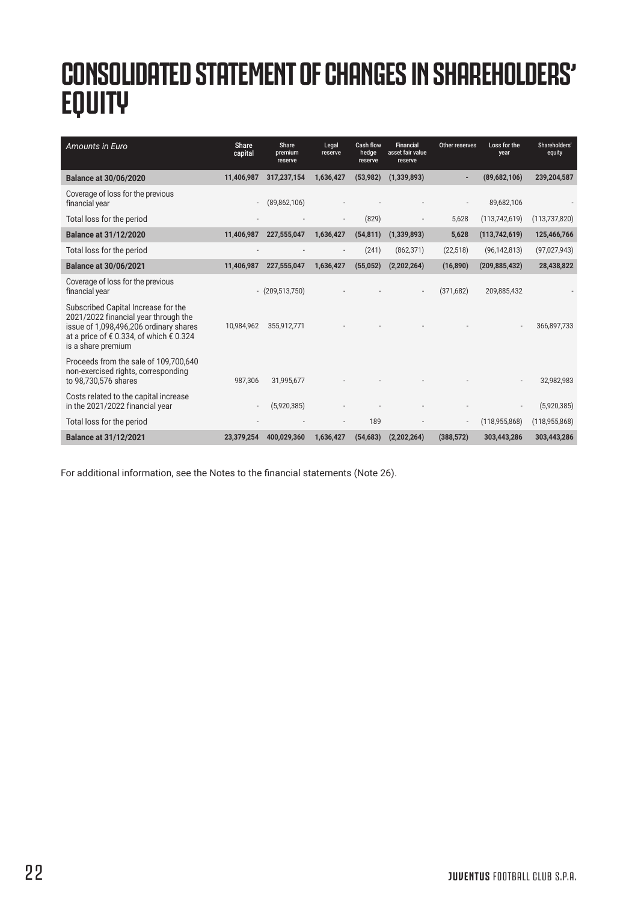# CONSOLIDATED STATEMENT OF CHANGES IN SHAREHOLDERS' EQUITY

| *Amounts in Euro* | Share capital | Share premium reserve | Legal reserve | Cash flow hedge reserve | Financial asset fair value reserve | Other reserves | Loss for the year | Shareholders' equity |
|---|---|---|---|---|---|---|---|---|
| **Balance at 30/06/2020** | **11,406,987** | **317,237,154** | **1,636,427** | **(53,982)** | **(1,339,893)** | **-** | **(89,682,106)** | **239,204,587** |
| Coverage of loss for the previous financial year | - | (89,862,106) | - | - | - | - | 89,682,106 | - |
| Total loss for the period | - | - | - | (829) | - | 5,628 | (113,742,619) | (113,737,820) |
| **Balance at 31/12/2020** | **11,406,987** | **227,555,047** | **1,636,427** | **(54,811)** | **(1,339,893)** | **5,628** | **(113,742,619)** | **125,466,766** |
| Total loss for the period | - | - | - | (241) | (862,371) | (22,518) | (96,142,813) | (97,027,943) |
| **Balance at 30/06/2021** | **11,406,987** | **227,555,047** | **1,636,427** | **(55,052)** | **(2,202,264)** | **(16,890)** | **(209,885,432)** | **28,438,822** |
| Coverage of loss for the previous financial year | - | (209,513,750) | - | - | - | (371,682) | 209,885,432 | - |
| Subscribed Capital Increase for the 2021/2022 financial year through the issue of 1,098,496,206 ordinary shares at a price of € 0.334, of which € 0.324 is a share premium | 10,984,962 | 355,912,771 | - | - | - | - | - | 366,897,733 |
| Proceeds from the sale of 109,700,640 non-exercised rights, corresponding to 98,730,576 shares | 987,306 | 31,995,677 | - | - | - | - | - | 32,982,983 |
| Costs related to the capital increase in the 2021/2022 financial year | - | (5,920,385) | - | - | - | - | - | (5,920,385) |
| Total loss for the period | - | - | - | 189 | - | - | (118,955,868) | (118,955,868) |
| **Balance at 31/12/2021** | **23,379,254** | **400,029,360** | **1,636,427** | **(54,683)** | **(2,202,264)** | **(388,572)** | **303,443,286** | **303,443,286** |

For additional information, see the Notes to the financial statements (Note 26).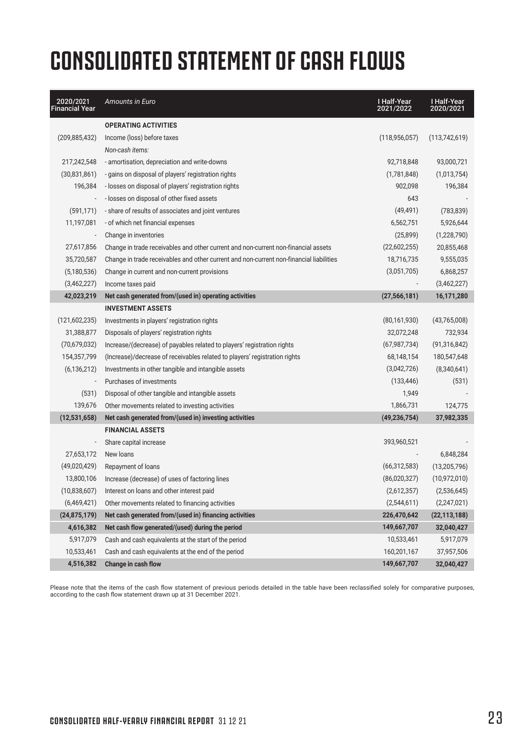# CONSOLIDATED STATEMENT OF CASH FLOWS

| 2020/2021 Financial Year | *Amounts in Euro* | I Half-Year 2021/2022 | I Half-Year 2020/2021 |
|---|---|---|---|
| | **OPERATING ACTIVITIES** | | |
| (209,885,432) | Income (loss) before taxes | (118,956,057) | (113,742,619) |
| | *Non-cash items:* | | |
| 217,242,548 | - amortisation, depreciation and write-downs | 92,718,848 | 93,000,721 |
| (30,831,861) | - gains on disposal of players' registration rights | (1,781,848) | (1,013,754) |
| 196,384 | - losses on disposal of players' registration rights | 902,098 | 196,384 |
| - | - losses on disposal of other fixed assets | 643 | - |
| (591,171) | - share of results of associates and joint ventures | (49,491) | (783,839) |
| 11,197,081 | - of which net financial expenses | 6,562,751 | 5,926,644 |
| - | Change in inventories | (25,899) | (1,228,790) |
| 27,617,856 | Change in trade receivables and other current and non-current non-financial assets | (22,602,255) | 20,855,468 |
| 35,720,587 | Change in trade receivables and other current and non-current non-financial liabilities | 18,716,735 | 9,555,035 |
| (5,180,536) | Change in current and non-current provisions | (3,051,705) | 6,868,257 |
| (3,462,227) | Income taxes paid | - | (3,462,227) |
| **42,023,219** | **Net cash generated from/(used in) operating activities** | **(27,566,181)** | **16,171,280** |
| | **INVESTMENT ASSETS** | | |
| (121,602,235) | Investments in players' registration rights | (80,161,930) | (43,765,008) |
| 31,388,877 | Disposals of players' registration rights | 32,072,248 | 732,934 |
| (70,679,032) | Increase/(decrease) of payables related to players' registration rights | (67,987,734) | (91,316,842) |
| 154,357,799 | (Increase)/decrease of receivables related to players' registration rights | 68,148,154 | 180,547,648 |
| (6,136,212) | Investments in other tangible and intangible assets | (3,042,726) | (8,340,641) |
| - | Purchases of investments | (133,446) | (531) |
| (531) | Disposal of other tangible and intangible assets | 1,949 | - |
| 139,676 | Other movements related to investing activities | 1,866,731 | 124,775 |
| **(12,531,658)** | **Net cash generated from/(used in) investing activities** | **(49,236,754)** | **37,982,335** |
| | **FINANCIAL ASSETS** | | |
| - | Share capital increase | 393,960,521 | - |
| 27,653,172 | New loans | - | 6,848,284 |
| (49,020,429) | Repayment of loans | (66,312,583) | (13,205,796) |
| 13,800,106 | Increase (decrease) of uses of factoring lines | (86,020,327) | (10,972,010) |
| (10,838,607) | Interest on loans and other interest paid | (2,612,357) | (2,536,645) |
| (6,469,421) | Other movements related to financing activities | (2,544,611) | (2,247,021) |
| **(24,875,179)** | **Net cash generated from/(used in) financing activities** | **226,470,642** | **(22,113,188)** |
| **4,616,382** | **Net cash flow generated/(used) during the period** | **149,667,707** | **32,040,427** |
| 5,917,079 | Cash and cash equivalents at the start of the period | 10,533,461 | 5,917,079 |
| 10,533,461 | Cash and cash equivalents at the end of the period | 160,201,167 | 37,957,506 |
| **4,516,382** | **Change in cash flow** | **149,667,707** | **32,040,427** |

Please note that the items of the cash flow statement of previous periods detailed in the table have been reclassified solely for comparative purposes, according to the cash flow statement drawn up at 31 December 2021.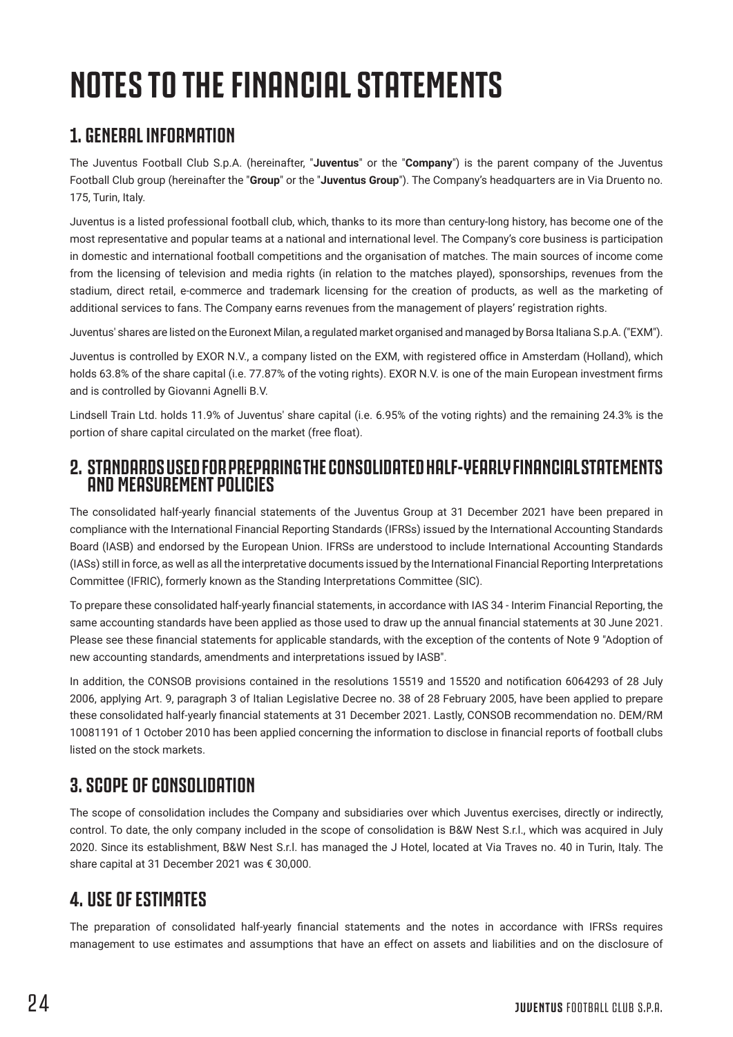# NOTES TO THE FINANCIAL STATEMENTS

## 1. GENERAL INFORMATION

The Juventus Football Club S.p.A. (hereinafter, "**Juventus**" or the "**Company**") is the parent company of the Juventus Football Club group (hereinafter the "**Group**" or the "**Juventus Group**"). The Company's headquarters are in Via Druento no. 175, Turin, Italy.

Juventus is a listed professional football club, which, thanks to its more than century-long history, has become one of the most representative and popular teams at a national and international level. The Company's core business is participation in domestic and international football competitions and the organisation of matches. The main sources of income come from the licensing of television and media rights (in relation to the matches played), sponsorships, revenues from the stadium, direct retail, e-commerce and trademark licensing for the creation of products, as well as the marketing of additional services to fans. The Company earns revenues from the management of players' registration rights.

Juventus' shares are listed on the Euronext Milan, a regulated market organised and managed by Borsa Italiana S.p.A. ("EXM").

Juventus is controlled by EXOR N.V., a company listed on the EXM, with registered office in Amsterdam (Holland), which holds 63.8% of the share capital (i.e. 77.87% of the voting rights). EXOR N.V. is one of the main European investment firms and is controlled by Giovanni Agnelli B.V.

Lindsell Train Ltd. holds 11.9% of Juventus' share capital (i.e. 6.95% of the voting rights) and the remaining 24.3% is the portion of share capital circulated on the market (free float).

## 2. STANDARDS USED FOR PREPARING THE CONSOLIDATED HALF-YEARLY FINANCIAL STATEMENTS AND MEASUREMENT POLICIES

The consolidated half-yearly financial statements of the Juventus Group at 31 December 2021 have been prepared in compliance with the International Financial Reporting Standards (IFRSs) issued by the International Accounting Standards Board (IASB) and endorsed by the European Union. IFRSs are understood to include International Accounting Standards (IASs) still in force, as well as all the interpretative documents issued by the International Financial Reporting Interpretations Committee (IFRIC), formerly known as the Standing Interpretations Committee (SIC).

To prepare these consolidated half-yearly financial statements, in accordance with IAS 34 - Interim Financial Reporting, the same accounting standards have been applied as those used to draw up the annual financial statements at 30 June 2021. Please see these financial statements for applicable standards, with the exception of the contents of Note 9 "Adoption of new accounting standards, amendments and interpretations issued by IASB".

In addition, the CONSOB provisions contained in the resolutions 15519 and 15520 and notification 6064293 of 28 July 2006, applying Art. 9, paragraph 3 of Italian Legislative Decree no. 38 of 28 February 2005, have been applied to prepare these consolidated half-yearly financial statements at 31 December 2021. Lastly, CONSOB recommendation no. DEM/RM 10081191 of 1 October 2010 has been applied concerning the information to disclose in financial reports of football clubs listed on the stock markets.

## 3. SCOPE OF CONSOLIDATION

The scope of consolidation includes the Company and subsidiaries over which Juventus exercises, directly or indirectly, control. To date, the only company included in the scope of consolidation is B&W Nest S.r.l., which was acquired in July 2020. Since its establishment, B&W Nest S.r.l. has managed the J Hotel, located at Via Traves no. 40 in Turin, Italy. The share capital at 31 December 2021 was € 30,000.

## 4. USE OF ESTIMATES

The preparation of consolidated half-yearly financial statements and the notes in accordance with IFRSs requires management to use estimates and assumptions that have an effect on assets and liabilities and on the disclosure of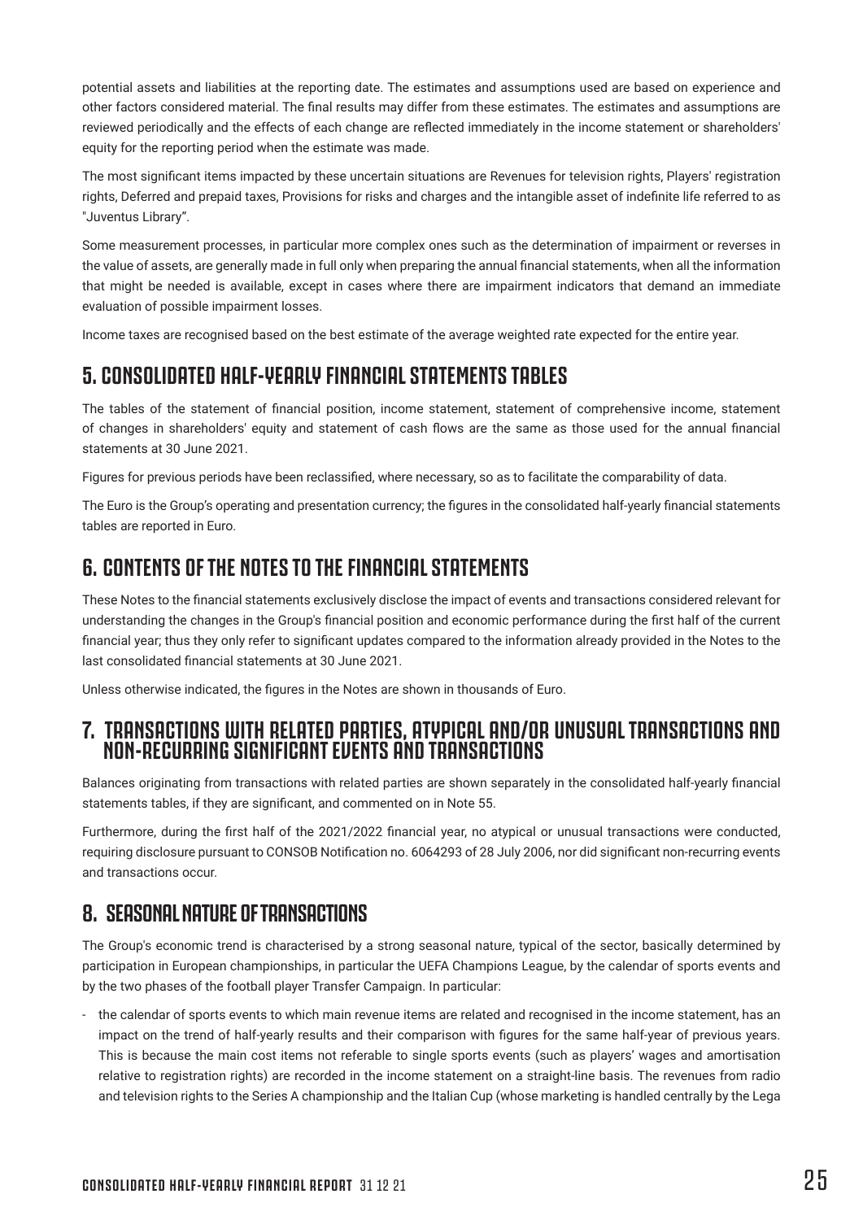potential assets and liabilities at the reporting date. The estimates and assumptions used are based on experience and other factors considered material. The final results may differ from these estimates. The estimates and assumptions are reviewed periodically and the effects of each change are reflected immediately in the income statement or shareholders' equity for the reporting period when the estimate was made.

The most significant items impacted by these uncertain situations are Revenues for television rights, Players' registration rights, Deferred and prepaid taxes, Provisions for risks and charges and the intangible asset of indefinite life referred to as "Juventus Library".

Some measurement processes, in particular more complex ones such as the determination of impairment or reverses in the value of assets, are generally made in full only when preparing the annual financial statements, when all the information that might be needed is available, except in cases where there are impairment indicators that demand an immediate evaluation of possible impairment losses.

Income taxes are recognised based on the best estimate of the average weighted rate expected for the entire year.

## 5. CONSOLIDATED HALF-YEARLY FINANCIAL STATEMENTS TABLES

The tables of the statement of financial position, income statement, statement of comprehensive income, statement of changes in shareholders' equity and statement of cash flows are the same as those used for the annual financial statements at 30 June 2021.

Figures for previous periods have been reclassified, where necessary, so as to facilitate the comparability of data.

The Euro is the Group's operating and presentation currency; the figures in the consolidated half-yearly financial statements tables are reported in Euro.

## 6. CONTENTS OF THE NOTES TO THE FINANCIAL STATEMENTS

These Notes to the financial statements exclusively disclose the impact of events and transactions considered relevant for understanding the changes in the Group's financial position and economic performance during the first half of the current financial year; thus they only refer to significant updates compared to the information already provided in the Notes to the last consolidated financial statements at 30 June 2021.

Unless otherwise indicated, the figures in the Notes are shown in thousands of Euro.

## 7. TRANSACTIONS WITH RELATED PARTIES, ATYPICAL AND/OR UNUSUAL TRANSACTIONS AND NON-RECURRING SIGNIFICANT EVENTS AND TRANSACTIONS

Balances originating from transactions with related parties are shown separately in the consolidated half-yearly financial statements tables, if they are significant, and commented on in Note 55.

Furthermore, during the first half of the 2021/2022 financial year, no atypical or unusual transactions were conducted, requiring disclosure pursuant to CONSOB Notification no. 6064293 of 28 July 2006, nor did significant non-recurring events and transactions occur.

## 8. SEASONAL NATURE OF TRANSACTIONS

The Group's economic trend is characterised by a strong seasonal nature, typical of the sector, basically determined by participation in European championships, in particular the UEFA Champions League, by the calendar of sports events and by the two phases of the football player Transfer Campaign. In particular:

- the calendar of sports events to which main revenue items are related and recognised in the income statement, has an impact on the trend of half-yearly results and their comparison with figures for the same half-year of previous years. This is because the main cost items not referable to single sports events (such as players' wages and amortisation relative to registration rights) are recorded in the income statement on a straight-line basis. The revenues from radio and television rights to the Series A championship and the Italian Cup (whose marketing is handled centrally by the Lega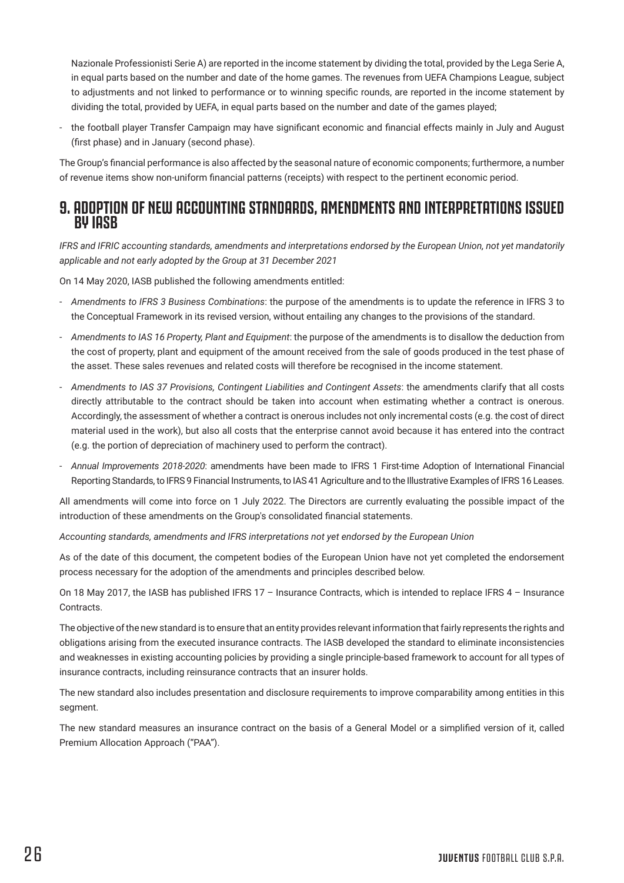Nazionale Professionisti Serie A) are reported in the income statement by dividing the total, provided by the Lega Serie A, in equal parts based on the number and date of the home games. The revenues from UEFA Champions League, subject to adjustments and not linked to performance or to winning specific rounds, are reported in the income statement by dividing the total, provided by UEFA, in equal parts based on the number and date of the games played;

- the football player Transfer Campaign may have significant economic and financial effects mainly in July and August (first phase) and in January (second phase).

The Group's financial performance is also affected by the seasonal nature of economic components; furthermore, a number of revenue items show non-uniform financial patterns (receipts) with respect to the pertinent economic period.

## 9. ADOPTION OF NEW ACCOUNTING STANDARDS, AMENDMENTS AND INTERPRETATIONS ISSUED BY IASB

*IFRS and IFRIC accounting standards, amendments and interpretations endorsed by the European Union, not yet mandatorily applicable and not early adopted by the Group at 31 December 2021*

On 14 May 2020, IASB published the following amendments entitled:

- *Amendments to IFRS 3 Business Combinations*: the purpose of the amendments is to update the reference in IFRS 3 to the Conceptual Framework in its revised version, without entailing any changes to the provisions of the standard.
- *Amendments to IAS 16 Property, Plant and Equipment*: the purpose of the amendments is to disallow the deduction from the cost of property, plant and equipment of the amount received from the sale of goods produced in the test phase of the asset. These sales revenues and related costs will therefore be recognised in the income statement.
- *Amendments to IAS 37 Provisions, Contingent Liabilities and Contingent Assets*: the amendments clarify that all costs directly attributable to the contract should be taken into account when estimating whether a contract is onerous. Accordingly, the assessment of whether a contract is onerous includes not only incremental costs (e.g. the cost of direct material used in the work), but also all costs that the enterprise cannot avoid because it has entered into the contract (e.g. the portion of depreciation of machinery used to perform the contract).
- *Annual Improvements 2018-2020*: amendments have been made to IFRS 1 First-time Adoption of International Financial Reporting Standards, to IFRS 9 Financial Instruments, to IAS 41 Agriculture and to the Illustrative Examples of IFRS 16 Leases.

All amendments will come into force on 1 July 2022. The Directors are currently evaluating the possible impact of the introduction of these amendments on the Group's consolidated financial statements.

*Accounting standards, amendments and IFRS interpretations not yet endorsed by the European Union*

As of the date of this document, the competent bodies of the European Union have not yet completed the endorsement process necessary for the adoption of the amendments and principles described below.

On 18 May 2017, the IASB has published IFRS 17 – Insurance Contracts, which is intended to replace IFRS 4 – Insurance Contracts.

The objective of the new standard is to ensure that an entity provides relevant information that fairly represents the rights and obligations arising from the executed insurance contracts. The IASB developed the standard to eliminate inconsistencies and weaknesses in existing accounting policies by providing a single principle-based framework to account for all types of insurance contracts, including reinsurance contracts that an insurer holds.

The new standard also includes presentation and disclosure requirements to improve comparability among entities in this segment.

The new standard measures an insurance contract on the basis of a General Model or a simplified version of it, called Premium Allocation Approach ("PAA").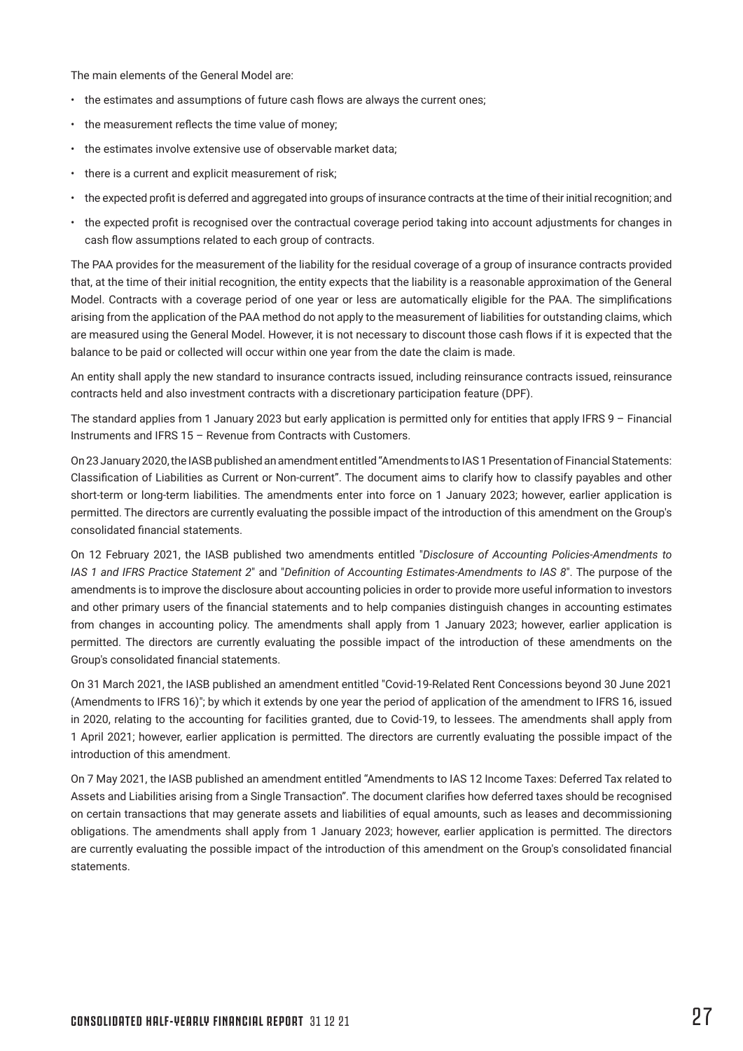The main elements of the General Model are:

- the estimates and assumptions of future cash flows are always the current ones;
- the measurement reflects the time value of money;
- the estimates involve extensive use of observable market data;
- there is a current and explicit measurement of risk;
- the expected profit is deferred and aggregated into groups of insurance contracts at the time of their initial recognition; and
- the expected profit is recognised over the contractual coverage period taking into account adjustments for changes in cash flow assumptions related to each group of contracts.

The PAA provides for the measurement of the liability for the residual coverage of a group of insurance contracts provided that, at the time of their initial recognition, the entity expects that the liability is a reasonable approximation of the General Model. Contracts with a coverage period of one year or less are automatically eligible for the PAA. The simplifications arising from the application of the PAA method do not apply to the measurement of liabilities for outstanding claims, which are measured using the General Model. However, it is not necessary to discount those cash flows if it is expected that the balance to be paid or collected will occur within one year from the date the claim is made.

An entity shall apply the new standard to insurance contracts issued, including reinsurance contracts issued, reinsurance contracts held and also investment contracts with a discretionary participation feature (DPF).

The standard applies from 1 January 2023 but early application is permitted only for entities that apply IFRS 9 – Financial Instruments and IFRS 15 – Revenue from Contracts with Customers.

On 23 January 2020, the IASB published an amendment entitled "Amendments to IAS 1 Presentation of Financial Statements: Classification of Liabilities as Current or Non-current". The document aims to clarify how to classify payables and other short-term or long-term liabilities. The amendments enter into force on 1 January 2023; however, earlier application is permitted. The directors are currently evaluating the possible impact of the introduction of this amendment on the Group's consolidated financial statements.

On 12 February 2021, the IASB published two amendments entitled "*Disclosure of Accounting Policies-Amendments to IAS 1 and IFRS Practice Statement 2*" and "*Definition of Accounting Estimates-Amendments to IAS 8*". The purpose of the amendments is to improve the disclosure about accounting policies in order to provide more useful information to investors and other primary users of the financial statements and to help companies distinguish changes in accounting estimates from changes in accounting policy. The amendments shall apply from 1 January 2023; however, earlier application is permitted. The directors are currently evaluating the possible impact of the introduction of these amendments on the Group's consolidated financial statements.

On 31 March 2021, the IASB published an amendment entitled "Covid-19-Related Rent Concessions beyond 30 June 2021 (Amendments to IFRS 16)"; by which it extends by one year the period of application of the amendment to IFRS 16, issued in 2020, relating to the accounting for facilities granted, due to Covid-19, to lessees. The amendments shall apply from 1 April 2021; however, earlier application is permitted. The directors are currently evaluating the possible impact of the introduction of this amendment.

On 7 May 2021, the IASB published an amendment entitled "Amendments to IAS 12 Income Taxes: Deferred Tax related to Assets and Liabilities arising from a Single Transaction". The document clarifies how deferred taxes should be recognised on certain transactions that may generate assets and liabilities of equal amounts, such as leases and decommissioning obligations. The amendments shall apply from 1 January 2023; however, earlier application is permitted. The directors are currently evaluating the possible impact of the introduction of this amendment on the Group's consolidated financial statements.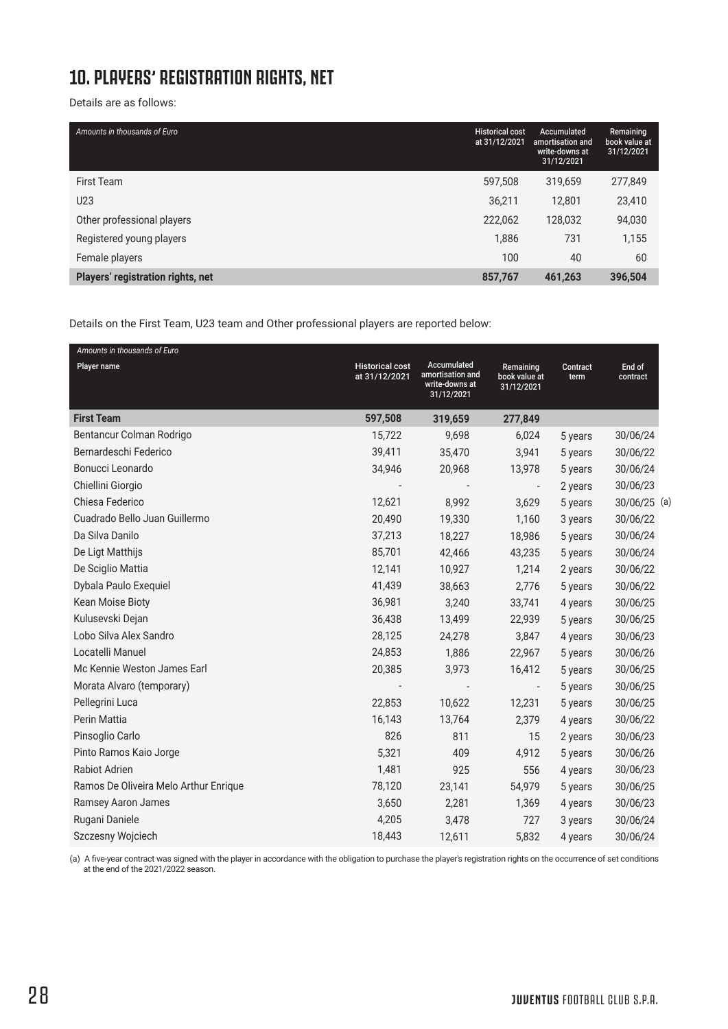# 10. PLAYERS' REGISTRATION RIGHTS, NET

Details are as follows:

| *Amounts in thousands of Euro* | Historical cost at 31/12/2021 | Accumulated amortisation and write-downs at 31/12/2021 | Remaining book value at 31/12/2021 |
|---|---|---|---|
| First Team | 597,508 | 319,659 | 277,849 |
| U23 | 36,211 | 12,801 | 23,410 |
| Other professional players | 222,062 | 128,032 | 94,030 |
| Registered young players | 1,886 | 731 | 1,155 |
| Female players | 100 | 40 | 60 |
| **Players' registration rights, net** | **857,767** | **461,263** | **396,504** |

Details on the First Team, U23 team and Other professional players are reported below:

| *Amounts in thousands of Euro*<br>Player name | Historical cost at 31/12/2021 | Accumulated amortisation and write-downs at 31/12/2021 | Remaining book value at 31/12/2021 | Contract term | End of contract |
|---|---|---|---|---|---|
| **First Team** | **597,508** | **319,659** | **277,849** | | |
| Bentancur Colman Rodrigo | 15,722 | 9,698 | 6,024 | 5 years | 30/06/24 |
| Bernardeschi Federico | 39,411 | 35,470 | 3,941 | 5 years | 30/06/22 |
| Bonucci Leonardo | 34,946 | 20,968 | 13,978 | 5 years | 30/06/24 |
| Chiellini Giorgio | - | - | - | 2 years | 30/06/23 |
| Chiesa Federico | 12,621 | 8,992 | 3,629 | 5 years | 30/06/25 (a) |
| Cuadrado Bello Juan Guillermo | 20,490 | 19,330 | 1,160 | 3 years | 30/06/22 |
| Da Silva Danilo | 37,213 | 18,227 | 18,986 | 5 years | 30/06/24 |
| De Ligt Matthijs | 85,701 | 42,466 | 43,235 | 5 years | 30/06/24 |
| De Sciglio Mattia | 12,141 | 10,927 | 1,214 | 2 years | 30/06/22 |
| Dybala Paulo Exequiel | 41,439 | 38,663 | 2,776 | 5 years | 30/06/22 |
| Kean Moise Bioty | 36,981 | 3,240 | 33,741 | 4 years | 30/06/25 |
| Kulusevski Dejan | 36,438 | 13,499 | 22,939 | 5 years | 30/06/25 |
| Lobo Silva Alex Sandro | 28,125 | 24,278 | 3,847 | 4 years | 30/06/23 |
| Locatelli Manuel | 24,853 | 1,886 | 22,967 | 5 years | 30/06/26 |
| Mc Kennie Weston James Earl | 20,385 | 3,973 | 16,412 | 5 years | 30/06/25 |
| Morata Alvaro (temporary) | - | - | - | 5 years | 30/06/25 |
| Pellegrini Luca | 22,853 | 10,622 | 12,231 | 5 years | 30/06/25 |
| Perin Mattia | 16,143 | 13,764 | 2,379 | 4 years | 30/06/22 |
| Pinsoglio Carlo | 826 | 811 | 15 | 2 years | 30/06/23 |
| Pinto Ramos Kaio Jorge | 5,321 | 409 | 4,912 | 5 years | 30/06/26 |
| Rabiot Adrien | 1,481 | 925 | 556 | 4 years | 30/06/23 |
| Ramos De Oliveira Melo Arthur Enrique | 78,120 | 23,141 | 54,979 | 5 years | 30/06/25 |
| Ramsey Aaron James | 3,650 | 2,281 | 1,369 | 4 years | 30/06/23 |
| Rugani Daniele | 4,205 | 3,478 | 727 | 3 years | 30/06/24 |
| Szczesny Wojciech | 18,443 | 12,611 | 5,832 | 4 years | 30/06/24 |

(a) A five-year contract was signed with the player in accordance with the obligation to purchase the player's registration rights on the occurrence of set conditions at the end of the 2021/2022 season.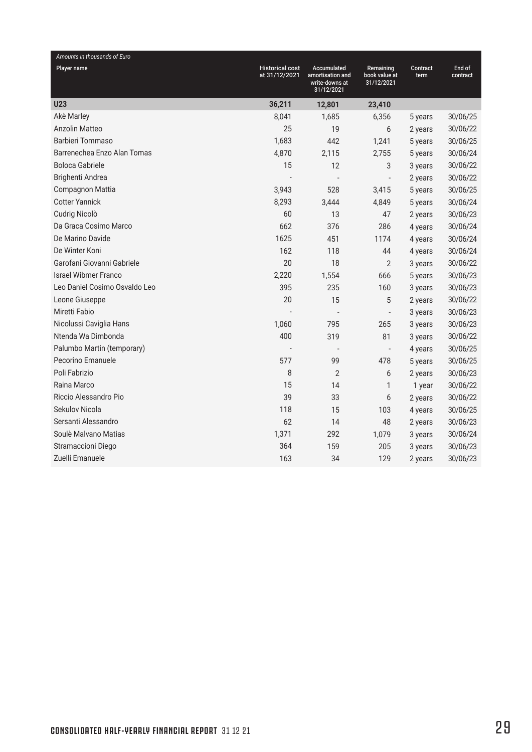*Amounts in thousands of Euro*

| Player name | Historical cost at 31/12/2021 | Accumulated amortisation and write-downs at 31/12/2021 | Remaining book value at 31/12/2021 | Contract term | End of contract |
|---|---|---|---|---|---|
| **U23** | **36,211** | **12,801** | **23,410** | | |
| Akè Marley | 8,041 | 1,685 | 6,356 | 5 years | 30/06/25 |
| Anzolin Matteo | 25 | 19 | 6 | 2 years | 30/06/22 |
| Barbieri Tommaso | 1,683 | 442 | 1,241 | 5 years | 30/06/25 |
| Barrenechea Enzo Alan Tomas | 4,870 | 2,115 | 2,755 | 5 years | 30/06/24 |
| Boloca Gabriele | 15 | 12 | 3 | 3 years | 30/06/22 |
| Brighenti Andrea | - | - | - | 2 years | 30/06/22 |
| Compagnon Mattia | 3,943 | 528 | 3,415 | 5 years | 30/06/25 |
| Cotter Yannick | 8,293 | 3,444 | 4,849 | 5 years | 30/06/24 |
| Cudrig Nicolò | 60 | 13 | 47 | 2 years | 30/06/23 |
| Da Graca Cosimo Marco | 662 | 376 | 286 | 4 years | 30/06/24 |
| De Marino Davide | 1625 | 451 | 1174 | 4 years | 30/06/24 |
| De Winter Koni | 162 | 118 | 44 | 4 years | 30/06/24 |
| Garofani Giovanni Gabriele | 20 | 18 | 2 | 3 years | 30/06/22 |
| Israel Wibmer Franco | 2,220 | 1,554 | 666 | 5 years | 30/06/23 |
| Leo Daniel Cosimo Osvaldo Leo | 395 | 235 | 160 | 3 years | 30/06/23 |
| Leone Giuseppe | 20 | 15 | 5 | 2 years | 30/06/22 |
| Miretti Fabio | - | - | - | 3 years | 30/06/23 |
| Nicolussi Caviglia Hans | 1,060 | 795 | 265 | 3 years | 30/06/23 |
| Ntenda Wa Dimbonda | 400 | 319 | 81 | 3 years | 30/06/22 |
| Palumbo Martin (temporary) | - | - | - | 4 years | 30/06/25 |
| Pecorino Emanuele | 577 | 99 | 478 | 5 years | 30/06/25 |
| Poli Fabrizio | 8 | 2 | 6 | 2 years | 30/06/23 |
| Raina Marco | 15 | 14 | 1 | 1 year | 30/06/22 |
| Riccio Alessandro Pio | 39 | 33 | 6 | 2 years | 30/06/22 |
| Sekulov Nicola | 118 | 15 | 103 | 4 years | 30/06/25 |
| Sersanti Alessandro | 62 | 14 | 48 | 2 years | 30/06/23 |
| Soulè Malvano Matias | 1,371 | 292 | 1,079 | 3 years | 30/06/24 |
| Stramaccioni Diego | 364 | 159 | 205 | 3 years | 30/06/23 |
| Zuelli Emanuele | 163 | 34 | 129 | 2 years | 30/06/23 |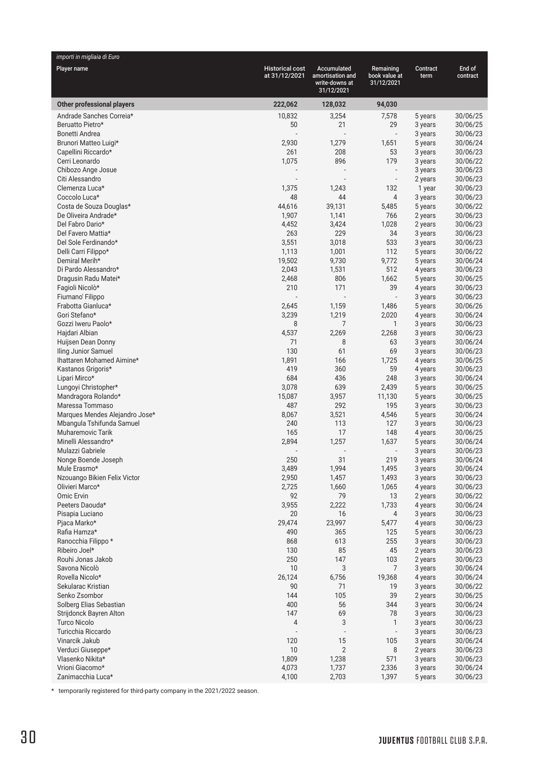| *importi in migliaia di Euro*<br>Player name | Historical cost at 31/12/2021 | Accumulated amortisation and write-downs at 31/12/2021 | Remaining book value at 31/12/2021 | Contract term | End of contract |
|---|---|---|---|---|---|
| **Other professional players** | **222,062** | **128,032** | **94,030** | | |
| Andrade Sanches Correia* | 10,832 | 3,254 | 7,578 | 5 years | 30/06/25 |
| Beruatto Pietro* | 50 | 21 | 29 | 3 years | 30/06/25 |
| Bonetti Andrea | - | - | - | 3 years | 30/06/23 |
| Brunori Matteo Luigi* | 2,930 | 1,279 | 1,651 | 5 years | 30/06/24 |
| Capellini Riccardo* | 261 | 208 | 53 | 3 years | 30/06/23 |
| Cerri Leonardo | 1,075 | 896 | 179 | 3 years | 30/06/22 |
| Chibozo Ange Josue | - | - | - | 3 years | 30/06/23 |
| Citi Alessandro | - | - | - | 2 years | 30/06/23 |
| Clemenza Luca* | 1,375 | 1,243 | 132 | 1 year | 30/06/23 |
| Coccolo Luca* | 48 | 44 | 4 | 3 years | 30/06/23 |
| Costa de Souza Douglas* | 44,616 | 39,131 | 5,485 | 5 years | 30/06/22 |
| De Oliveira Andrade* | 1,907 | 1,141 | 766 | 2 years | 30/06/23 |
| Del Fabro Dario* | 4,452 | 3,424 | 1,028 | 2 years | 30/06/23 |
| Del Favero Mattia* | 263 | 229 | 34 | 3 years | 30/06/23 |
| Del Sole Ferdinando* | 3,551 | 3,018 | 533 | 3 years | 30/06/23 |
| Delli Carri Filippo* | 1,113 | 1,001 | 112 | 5 years | 30/06/22 |
| Demiral Merih* | 19,502 | 9,730 | 9,772 | 5 years | 30/06/24 |
| Di Pardo Alessandro* | 2,043 | 1,531 | 512 | 4 years | 30/06/23 |
| Dragusin Radu Matei* | 2,468 | 806 | 1,662 | 5 years | 30/06/25 |
| Fagioli Nicolò* | 210 | 171 | 39 | 4 years | 30/06/23 |
| Fiumano' Filippo | - | - | - | 3 years | 30/06/23 |
| Frabotta Gianluca* | 2,645 | 1,159 | 1,486 | 5 years | 30/06/26 |
| Gori Stefano* | 3,239 | 1,219 | 2,020 | 4 years | 30/06/24 |
| Gozzi Iweru Paolo* | 8 | 7 | 1 | 3 years | 30/06/23 |
| Hajdari Albian | 4,537 | 2,269 | 2,268 | 3 years | 30/06/23 |
| Huijsen Dean Donny | 71 | 8 | 63 | 3 years | 30/06/24 |
| Iling Junior Samuel | 130 | 61 | 69 | 3 years | 30/06/23 |
| Ihattaren Mohamed Aimine* | 1,891 | 166 | 1,725 | 4 years | 30/06/25 |
| Kastanos Grigoris* | 419 | 360 | 59 | 4 years | 30/06/23 |
| Lipari Mirco* | 684 | 436 | 248 | 3 years | 30/06/24 |
| Lungoyi Christopher* | 3,078 | 639 | 2,439 | 5 years | 30/06/25 |
| Mandragora Rolando* | 15,087 | 3,957 | 11,130 | 5 years | 30/06/25 |
| Maressa Tommaso | 487 | 292 | 195 | 3 years | 30/06/23 |
| Marques Mendes Alejandro Jose* | 8,067 | 3,521 | 4,546 | 5 years | 30/06/24 |
| Mbangula Tshifunda Samuel | 240 | 113 | 127 | 3 years | 30/06/23 |
| Muharemovic Tarik | 165 | 17 | 148 | 4 years | 30/06/25 |
| Minelli Alessandro* | 2,894 | 1,257 | 1,637 | 5 years | 30/06/24 |
| Mulazzi Gabriele | - | - | - | 3 years | 30/06/23 |
| Nonge Boende Joseph | 250 | 31 | 219 | 3 years | 30/06/24 |
| Mule Erasmo* | 3,489 | 1,994 | 1,495 | 3 years | 30/06/24 |
| Nzouango Bikien Felix Victor | 2,950 | 1,457 | 1,493 | 3 years | 30/06/23 |
| Olivieri Marco* | 2,725 | 1,660 | 1,065 | 4 years | 30/06/23 |
| Omic Ervin | 92 | 79 | 13 | 2 years | 30/06/22 |
| Peeters Daouda* | 3,955 | 2,222 | 1,733 | 4 years | 30/06/24 |
| Pisapia Luciano | 20 | 16 | 4 | 3 years | 30/06/23 |
| Pjaca Marko* | 29,474 | 23,997 | 5,477 | 4 years | 30/06/23 |
| Rafia Hamza* | 490 | 365 | 125 | 5 years | 30/06/23 |
| Ranocchia Filippo * | 868 | 613 | 255 | 3 years | 30/06/23 |
| Ribeiro Joel* | 130 | 85 | 45 | 2 years | 30/06/23 |
| Rouhi Jonas Jakob | 250 | 147 | 103 | 2 years | 30/06/23 |
| Savona Nicolò | 10 | 3 | 7 | 3 years | 30/06/24 |
| Rovella Nicolo* | 26,124 | 6,756 | 19,368 | 4 years | 30/06/24 |
| Sekularac Kristian | 90 | 71 | 19 | 3 years | 30/06/22 |
| Senko Zsombor | 144 | 105 | 39 | 2 years | 30/06/25 |
| Solberg Elias Sebastian | 400 | 56 | 344 | 3 years | 30/06/24 |
| Strijdonck Bayren Alton | 147 | 69 | 78 | 3 years | 30/06/23 |
| Turco Nicolo | 4 | 3 | 1 | 3 years | 30/06/23 |
| Turicchia Riccardo | - | - | - | 3 years | 30/06/23 |
| Vinarcik Jakub | 120 | 15 | 105 | 3 years | 30/06/24 |
| Verduci Giuseppe* | 10 | 2 | 8 | 2 years | 30/06/23 |
| Vlasenko Nikita* | 1,809 | 1,238 | 571 | 3 years | 30/06/23 |
| Vrioni Giacomo* | 4,073 | 1,737 | 2,336 | 3 years | 30/06/24 |
| Zanimacchia Luca* | 4,100 | 2,703 | 1,397 | 5 years | 30/06/23 |

\* temporarily registered for third-party company in the 2021/2022 season.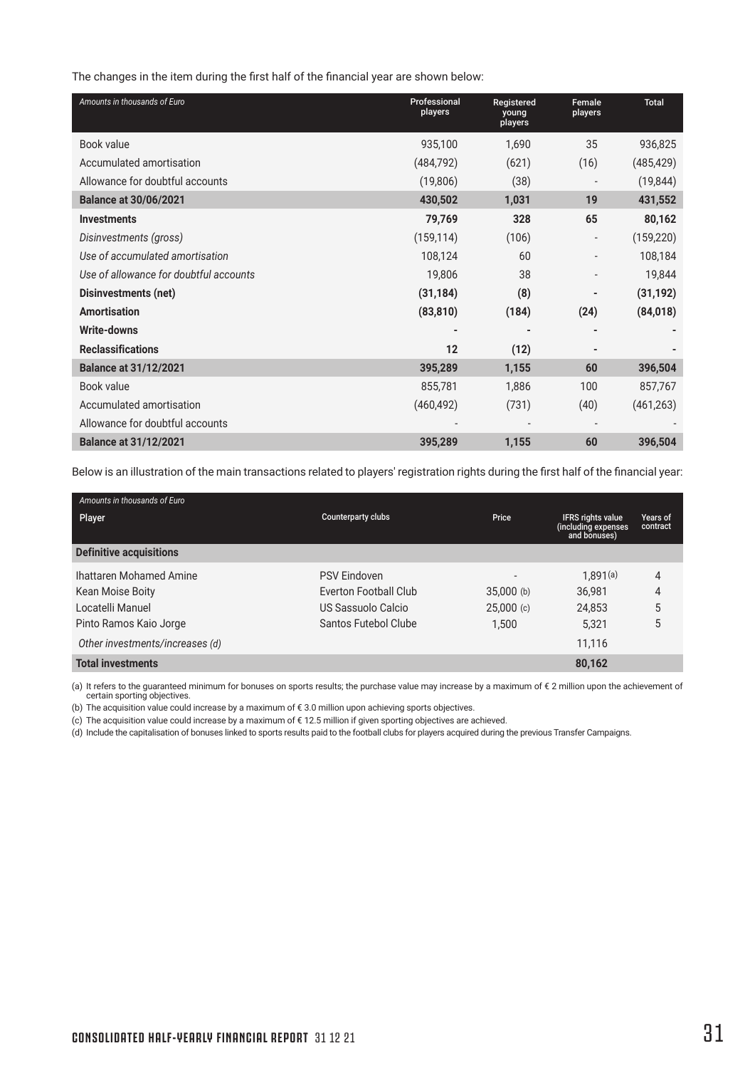The changes in the item during the first half of the financial year are shown below:

| *Amounts in thousands of Euro* | Professional players | Registered young players | Female players | Total |
|---|---|---|---|---|
| Book value | 935,100 | 1,690 | 35 | 936,825 |
| Accumulated amortisation | (484,792) | (621) | (16) | (485,429) |
| Allowance for doubtful accounts | (19,806) | (38) | - | (19,844) |
| **Balance at 30/06/2021** | **430,502** | **1,031** | **19** | **431,552** |
| **Investments** | **79,769** | **328** | **65** | **80,162** |
| *Disinvestments (gross)* | (159,114) | (106) | - | (159,220) |
| *Use of accumulated amortisation* | 108,124 | 60 | - | 108,184 |
| *Use of allowance for doubtful accounts* | 19,806 | 38 | - | 19,844 |
| **Disinvestments (net)** | **(31,184)** | **(8)** | **-** | **(31,192)** |
| **Amortisation** | **(83,810)** | **(184)** | **(24)** | **(84,018)** |
| **Write-downs** | **-** | **-** | **-** | **-** |
| **Reclassifications** | **12** | **(12)** | **-** | **-** |
| **Balance at 31/12/2021** | **395,289** | **1,155** | **60** | **396,504** |
| Book value | 855,781 | 1,886 | 100 | 857,767 |
| Accumulated amortisation | (460,492) | (731) | (40) | (461,263) |
| Allowance for doubtful accounts | - | - | - | - |
| **Balance at 31/12/2021** | **395,289** | **1,155** | **60** | **396,504** |

Below is an illustration of the main transactions related to players' registration rights during the first half of the financial year:

| *Amounts in thousands of Euro* Player | Counterparty clubs | Price | IFRS rights value (including expenses and bonuses) | Years of contract |
|---|---|---|---|---|
| **Definitive acquisitions** | | | | |
| Ihattaren Mohamed Amine | PSV Eindoven | - | 1,891 (a) | 4 |
| Kean Moise Boity | Everton Football Club | 35,000 (b) | 36,981 | 4 |
| Locatelli Manuel | US Sassuolo Calcio | 25,000 (c) | 24,853 | 5 |
| Pinto Ramos Kaio Jorge | Santos Futebol Clube | 1,500 | 5,321 | 5 |
| *Other investments/increases (d)* | | | 11,116 | |
| **Total investments** | | | **80,162** | |

(a) It refers to the guaranteed minimum for bonuses on sports results; the purchase value may increase by a maximum of € 2 million upon the achievement of certain sporting objectives.

(b) The acquisition value could increase by a maximum of € 3.0 million upon achieving sports objectives.

(c) The acquisition value could increase by a maximum of € 12.5 million if given sporting objectives are achieved.

(d) Include the capitalisation of bonuses linked to sports results paid to the football clubs for players acquired during the previous Transfer Campaigns.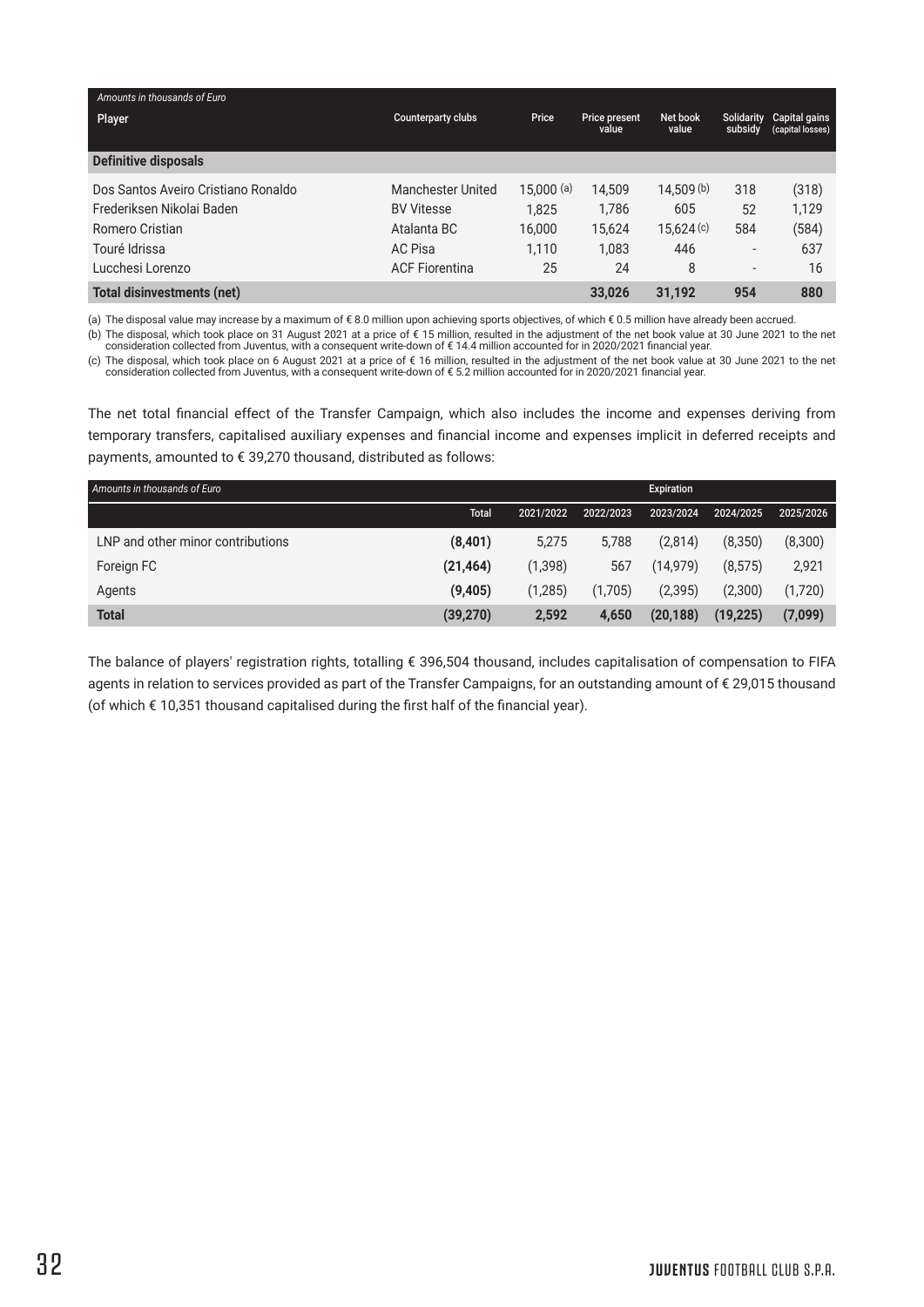| *Amounts in thousands of Euro* Player | Counterparty clubs | Price | Price present value | Net book value | Solidarity subsidy | Capital gains (capital losses) |
|---|---|---|---|---|---|---|
| **Definitive disposals** | | | | | | |
| Dos Santos Aveiro Cristiano Ronaldo | Manchester United | 15,000 (a) | 14,509 | 14,509 (b) | 318 | (318) |
| Frederiksen Nikolai Baden | BV Vitesse | 1,825 | 1,786 | 605 | 52 | 1,129 |
| Romero Cristian | Atalanta BC | 16,000 | 15,624 | 15,624 (c) | 584 | (584) |
| Touré Idrissa | AC Pisa | 1,110 | 1,083 | 446 | - | 637 |
| Lucchesi Lorenzo | ACF Fiorentina | 25 | 24 | 8 | - | 16 |
| **Total disinvestments (net)** | | | **33,026** | **31,192** | **954** | **880** |

(a) The disposal value may increase by a maximum of € 8.0 million upon achieving sports objectives, of which € 0.5 million have already been accrued.

(b) The disposal, which took place on 31 August 2021 at a price of € 15 million, resulted in the adjustment of the net book value at 30 June 2021 to the net consideration collected from Juventus, with a consequent write-down of € 14.4 million accounted for in 2020/2021 financial year.

(c) The disposal, which took place on 6 August 2021 at a price of € 16 million, resulted in the adjustment of the net book value at 30 June 2021 to the net consideration collected from Juventus, with a consequent write-down of € 5.2 million accounted for in 2020/2021 financial year.

The net total financial effect of the Transfer Campaign, which also includes the income and expenses deriving from temporary transfers, capitalised auxiliary expenses and financial income and expenses implicit in deferred receipts and payments, amounted to € 39,270 thousand, distributed as follows:

| *Amounts in thousands of Euro* | | Expiration | | | | |
|---|---|---|---|---|---|---|
| | Total | 2021/2022 | 2022/2023 | 2023/2024 | 2024/2025 | 2025/2026 |
| LNP and other minor contributions | **(8,401)** | 5,275 | 5,788 | (2,814) | (8,350) | (8,300) |
| Foreign FC | **(21,464)** | (1,398) | 567 | (14,979) | (8,575) | 2,921 |
| Agents | **(9,405)** | (1,285) | (1,705) | (2,395) | (2,300) | (1,720) |
| **Total** | **(39,270)** | **2,592** | **4,650** | **(20,188)** | **(19,225)** | **(7,099)** |

The balance of players' registration rights, totalling € 396,504 thousand, includes capitalisation of compensation to FIFA agents in relation to services provided as part of the Transfer Campaigns, for an outstanding amount of € 29,015 thousand (of which € 10,351 thousand capitalised during the first half of the financial year).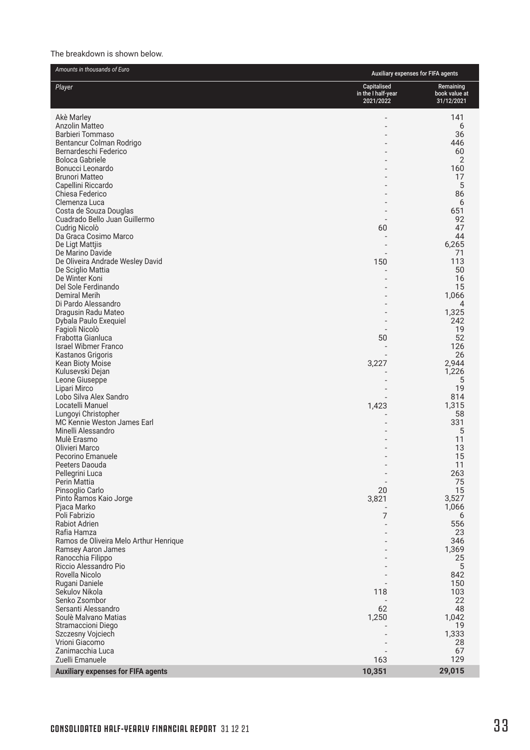The breakdown is shown below.

| *Amounts in thousands of Euro* | Auxiliary expenses for FIFA agents | |
|---|---|---|
| *Player* | Capitalised in the I half-year 2021/2022 | Remaining book value at 31/12/2021 |
| Akè Marley | - | 141 |
| Anzolin Matteo | - | 6 |
| Barbieri Tommaso | - | 36 |
| Bentancur Colman Rodrigo | - | 446 |
| Bernardeschi Federico | - | 60 |
| Boloca Gabriele | - | 2 |
| Bonucci Leonardo | - | 160 |
| Brunori Matteo | - | 17 |
| Capellini Riccardo | - | 5 |
| Chiesa Federico | - | 86 |
| Clemenza Luca | - | 6 |
| Costa de Souza Douglas | - | 651 |
| Cuadrado Bello Juan Guillermo | - | 92 |
| Cudrig Nicolò | 60 | 47 |
| Da Graca Cosimo Marco | - | 44 |
| De Ligt Mattjis | - | 6,265 |
| De Marino Davide | - | 71 |
| De Oliveira Andrade Wesley David | 150 | 113 |
| De Sciglio Mattia | - | 50 |
| De Winter Koni | - | 16 |
| Del Sole Ferdinando | - | 15 |
| Demiral Merih | - | 1,066 |
| Di Pardo Alessandro | - | 4 |
| Dragusin Radu Mateo | - | 1,325 |
| Dybala Paulo Exequiel | - | 242 |
| Fagioli Nicolò | - | 19 |
| Frabotta Gianluca | 50 | 52 |
| Israel Wibmer Franco | - | 126 |
| Kastanos Grigoris | - | 26 |
| Kean Bioty Moise | 3,227 | 2,944 |
| Kulusevski Dejan | - | 1,226 |
| Leone Giuseppe | - | 5 |
| Lipari Mirco | - | 19 |
| Lobo Silva Alex Sandro | - | 814 |
| Locatelli Manuel | 1,423 | 1,315 |
| Lungoyi Christopher | - | 58 |
| MC Kennie Weston James Earl | - | 331 |
| Minelli Alessandro | - | 5 |
| Mulè Erasmo | - | 11 |
| Olivieri Marco | - | 13 |
| Pecorino Emanuele | - | 15 |
| Peeters Daouda | - | 11 |
| Pellegrini Luca | - | 263 |
| Perin Mattia | - | 75 |
| Pinsoglio Carlo | 20 | 15 |
| Pinto Ramos Kaio Jorge | 3,821 | 3,527 |
| Pjaca Marko | - | 1,066 |
| Poli Fabrizio | 7 | 6 |
| Rabiot Adrien | - | 556 |
| Rafia Hamza | - | 23 |
| Ramos de Oliveira Melo Arthur Henrique | - | 346 |
| Ramsey Aaron James | - | 1,369 |
| Ranocchia Filippo | - | 25 |
| Riccio Alessandro Pio | - | 5 |
| Rovella Nicolo | - | 842 |
| Rugani Daniele | - | 150 |
| Sekulov Nikola | 118 | 103 |
| Senko Zsombor | - | 22 |
| Sersanti Alessandro | 62 | 48 |
| Soulè Malvano Matias | 1,250 | 1,042 |
| Stramaccioni Diego | - | 19 |
| Szczesny Vojciech | - | 1,333 |
| Vrioni Giacomo | - | 28 |
| Zanimacchia Luca | - | 67 |
| Zuelli Emanuele | 163 | 129 |
| **Auxiliary expenses for FIFA agents** | **10,351** | **29,015** |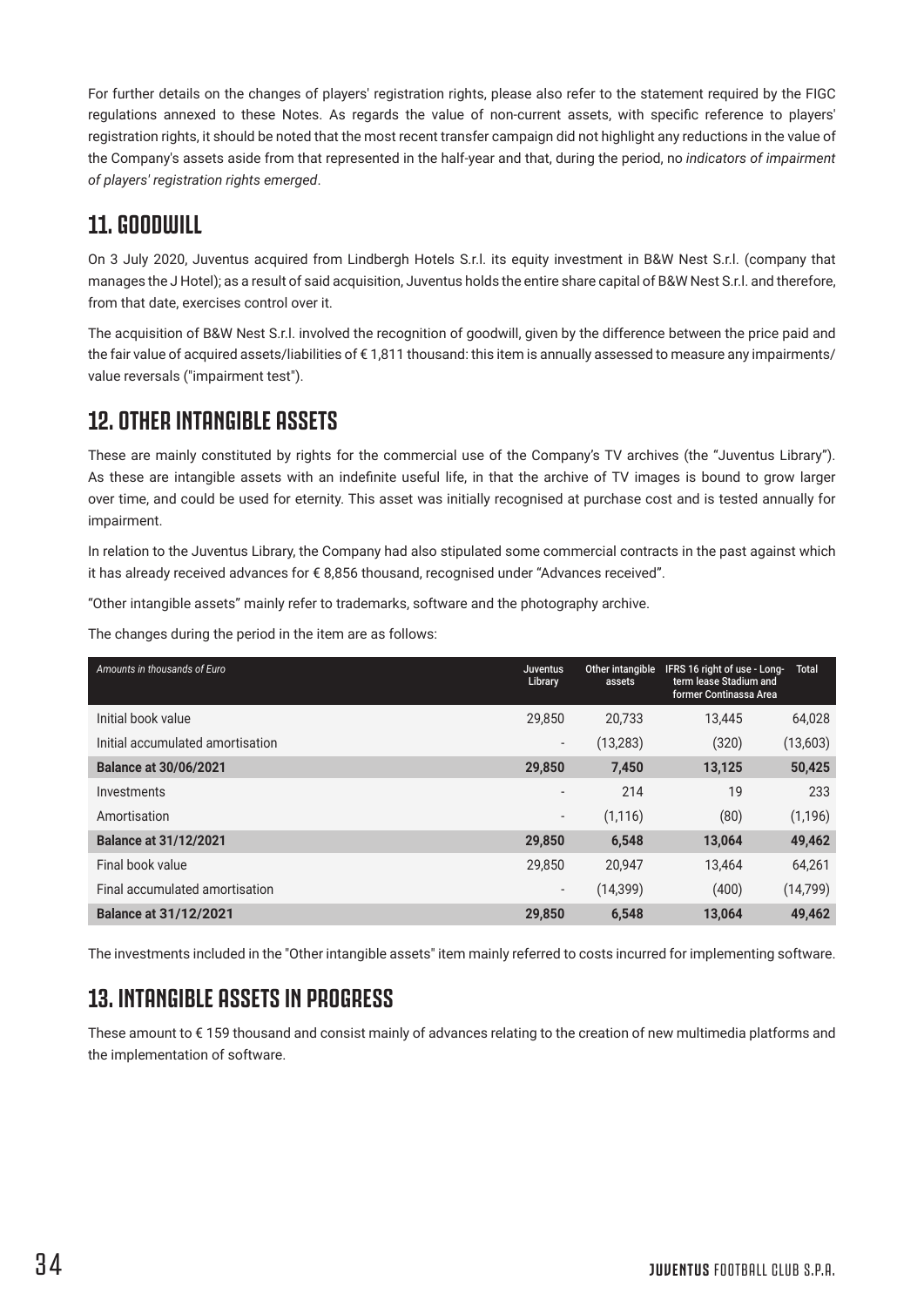For further details on the changes of players' registration rights, please also refer to the statement required by the FIGC regulations annexed to these Notes. As regards the value of non-current assets, with specific reference to players' registration rights, it should be noted that the most recent transfer campaign did not highlight any reductions in the value of the Company's assets aside from that represented in the half-year and that, during the period, no *indicators of impairment of players' registration rights emerged*.

## 11. GOODWILL

On 3 July 2020, Juventus acquired from Lindbergh Hotels S.r.l. its equity investment in B&W Nest S.r.l. (company that manages the J Hotel); as a result of said acquisition, Juventus holds the entire share capital of B&W Nest S.r.l. and therefore, from that date, exercises control over it.

The acquisition of B&W Nest S.r.l. involved the recognition of goodwill, given by the difference between the price paid and the fair value of acquired assets/liabilities of € 1,811 thousand: this item is annually assessed to measure any impairments/ value reversals ("impairment test").

## 12. OTHER INTANGIBLE ASSETS

These are mainly constituted by rights for the commercial use of the Company's TV archives (the "Juventus Library"). As these are intangible assets with an indefinite useful life, in that the archive of TV images is bound to grow larger over time, and could be used for eternity. This asset was initially recognised at purchase cost and is tested annually for impairment.

In relation to the Juventus Library, the Company had also stipulated some commercial contracts in the past against which it has already received advances for € 8,856 thousand, recognised under "Advances received".

"Other intangible assets" mainly refer to trademarks, software and the photography archive.

The changes during the period in the item are as follows:

| *Amounts in thousands of Euro* | Juventus Library | Other intangible assets | IFRS 16 right of use - Long-term lease Stadium and former Continassa Area | Total |
|---|---|---|---|---|
| Initial book value | 29,850 | 20,733 | 13,445 | 64,028 |
| Initial accumulated amortisation | - | (13,283) | (320) | (13,603) |
| **Balance at 30/06/2021** | **29,850** | **7,450** | **13,125** | **50,425** |
| Investments | - | 214 | 19 | 233 |
| Amortisation | - | (1,116) | (80) | (1,196) |
| **Balance at 31/12/2021** | **29,850** | **6,548** | **13,064** | **49,462** |
| Final book value | 29,850 | 20,947 | 13,464 | 64,261 |
| Final accumulated amortisation | - | (14,399) | (400) | (14,799) |
| **Balance at 31/12/2021** | **29,850** | **6,548** | **13,064** | **49,462** |

The investments included in the "Other intangible assets" item mainly referred to costs incurred for implementing software.

## 13. INTANGIBLE ASSETS IN PROGRESS

These amount to € 159 thousand and consist mainly of advances relating to the creation of new multimedia platforms and the implementation of software.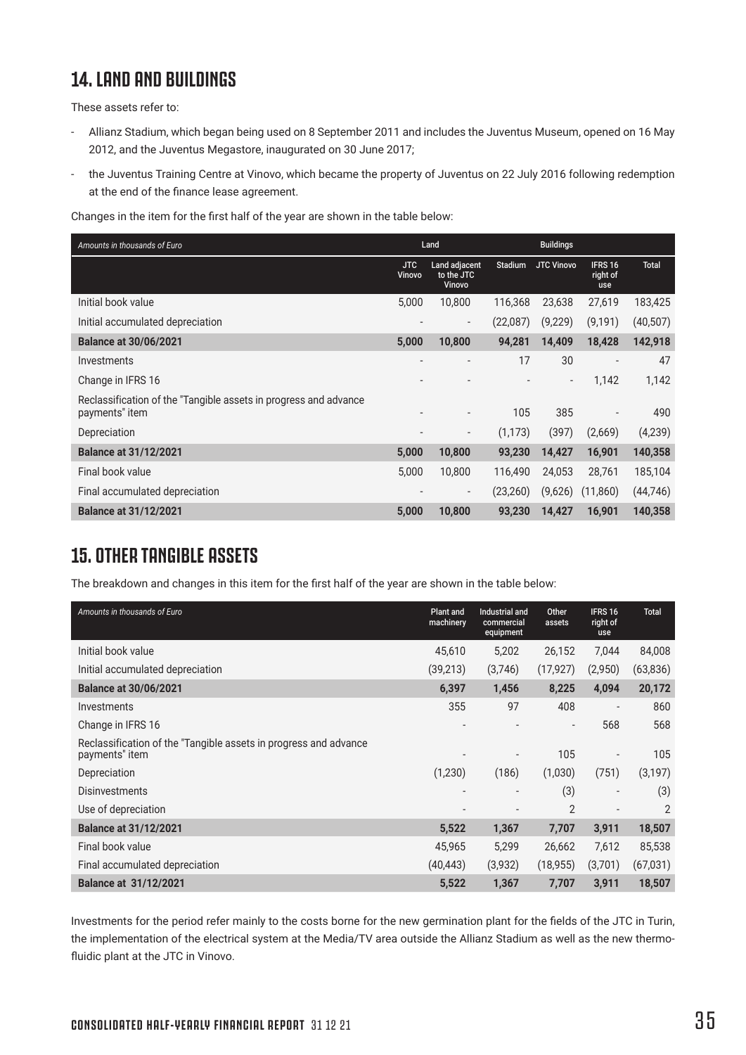## 14. LAND AND BUILDINGS

These assets refer to:

- Allianz Stadium, which began being used on 8 September 2011 and includes the Juventus Museum, opened on 16 May 2012, and the Juventus Megastore, inaugurated on 30 June 2017;
- the Juventus Training Centre at Vinovo, which became the property of Juventus on 22 July 2016 following redemption at the end of the finance lease agreement.

Changes in the item for the first half of the year are shown in the table below:

| *Amounts in thousands of Euro* | Land | | Buildings | | | |
|---|---|---|---|---|---|---|
| | JTC Vinovo | Land adjacent to the JTC Vinovo | Stadium | JTC Vinovo | IFRS 16 right of use | Total |
| Initial book value | 5,000 | 10,800 | 116,368 | 23,638 | 27,619 | 183,425 |
| Initial accumulated depreciation | - | - | (22,087) | (9,229) | (9,191) | (40,507) |
| **Balance at 30/06/2021** | **5,000** | **10,800** | **94,281** | **14,409** | **18,428** | **142,918** |
| Investments | - | - | 17 | 30 | - | 47 |
| Change in IFRS 16 | - | - | - | - | 1,142 | 1,142 |
| Reclassification of the "Tangible assets in progress and advance payments" item | - | - | 105 | 385 | - | 490 |
| Depreciation | - | - | (1,173) | (397) | (2,669) | (4,239) |
| **Balance at 31/12/2021** | **5,000** | **10,800** | **93,230** | **14,427** | **16,901** | **140,358** |
| Final book value | 5,000 | 10,800 | 116,490 | 24,053 | 28,761 | 185,104 |
| Final accumulated depreciation | - | - | (23,260) | (9,626) | (11,860) | (44,746) |
| **Balance at 31/12/2021** | **5,000** | **10,800** | **93,230** | **14,427** | **16,901** | **140,358** |

## 15. OTHER TANGIBLE ASSETS

The breakdown and changes in this item for the first half of the year are shown in the table below:

| *Amounts in thousands of Euro* | Plant and machinery | Industrial and commercial equipment | Other assets | IFRS 16 right of use | Total |
|---|---|---|---|---|---|
| Initial book value | 45,610 | 5,202 | 26,152 | 7,044 | 84,008 |
| Initial accumulated depreciation | (39,213) | (3,746) | (17,927) | (2,950) | (63,836) |
| **Balance at 30/06/2021** | **6,397** | **1,456** | **8,225** | **4,094** | **20,172** |
| Investments | 355 | 97 | 408 | - | 860 |
| Change in IFRS 16 | - | - | - | 568 | 568 |
| Reclassification of the "Tangible assets in progress and advance payments" item | - | - | 105 | - | 105 |
| Depreciation | (1,230) | (186) | (1,030) | (751) | (3,197) |
| Disinvestments | - | - | (3) | - | (3) |
| Use of depreciation | - | - | 2 | - | 2 |
| **Balance at 31/12/2021** | **5,522** | **1,367** | **7,707** | **3,911** | **18,507** |
| Final book value | 45,965 | 5,299 | 26,662 | 7,612 | 85,538 |
| Final accumulated depreciation | (40,443) | (3,932) | (18,955) | (3,701) | (67,031) |
| **Balance at 31/12/2021** | **5,522** | **1,367** | **7,707** | **3,911** | **18,507** |

Investments for the period refer mainly to the costs borne for the new germination plant for the fields of the JTC in Turin, the implementation of the electrical system at the Media/TV area outside the Allianz Stadium as well as the new thermo-fluidic plant at the JTC in Vinovo.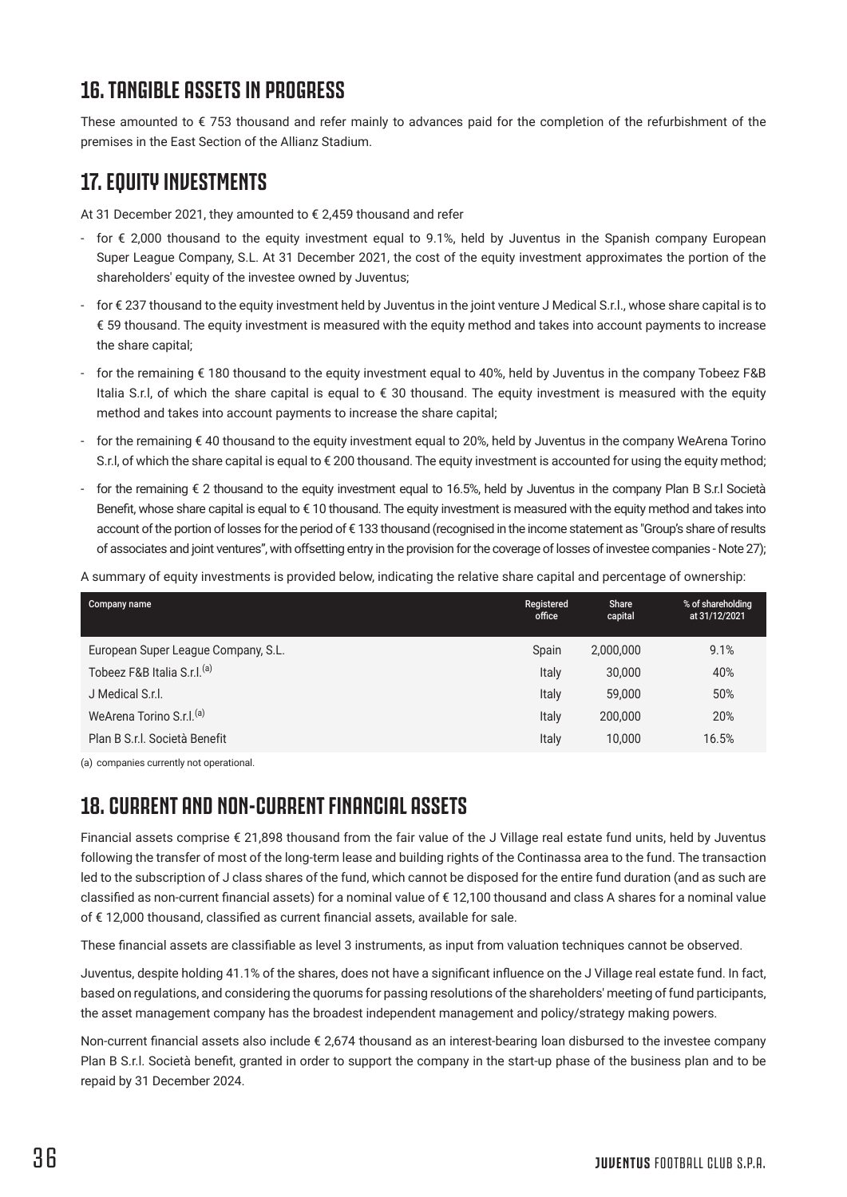## 16. TANGIBLE ASSETS IN PROGRESS

These amounted to € 753 thousand and refer mainly to advances paid for the completion of the refurbishment of the premises in the East Section of the Allianz Stadium.

## 17. EQUITY INVESTMENTS

At 31 December 2021, they amounted to € 2,459 thousand and refer

- for € 2,000 thousand to the equity investment equal to 9.1%, held by Juventus in the Spanish company European Super League Company, S.L. At 31 December 2021, the cost of the equity investment approximates the portion of the shareholders' equity of the investee owned by Juventus;
- for € 237 thousand to the equity investment held by Juventus in the joint venture J Medical S.r.l., whose share capital is to € 59 thousand. The equity investment is measured with the equity method and takes into account payments to increase the share capital;
- for the remaining € 180 thousand to the equity investment equal to 40%, held by Juventus in the company Tobeez F&B Italia S.r.l, of which the share capital is equal to € 30 thousand. The equity investment is measured with the equity method and takes into account payments to increase the share capital;
- for the remaining € 40 thousand to the equity investment equal to 20%, held by Juventus in the company WeArena Torino S.r.l, of which the share capital is equal to € 200 thousand. The equity investment is accounted for using the equity method;
- for the remaining € 2 thousand to the equity investment equal to 16.5%, held by Juventus in the company Plan B S.r.l Società Benefit, whose share capital is equal to € 10 thousand. The equity investment is measured with the equity method and takes into account of the portion of losses for the period of € 133 thousand (recognised in the income statement as "Group's share of results of associates and joint ventures", with offsetting entry in the provision for the coverage of losses of investee companies - Note 27);

A summary of equity investments is provided below, indicating the relative share capital and percentage of ownership:

| Company name | Registered office | Share capital | % of shareholding at 31/12/2021 |
|---|---|---|---|
| European Super League Company, S.L. | Spain | 2,000,000 | 9.1% |
| Tobeez F&B Italia S.r.l.[(a)] | Italy | 30,000 | 40% |
| J Medical S.r.l. | Italy | 59,000 | 50% |
| WeArena Torino S.r.l.[(a)] | Italy | 200,000 | 20% |
| Plan B S.r.l. Società Benefit | Italy | 10,000 | 16.5% |

(a) companies currently not operational.

## 18. CURRENT AND NON-CURRENT FINANCIAL ASSETS

Financial assets comprise € 21,898 thousand from the fair value of the J Village real estate fund units, held by Juventus following the transfer of most of the long-term lease and building rights of the Continassa area to the fund. The transaction led to the subscription of J class shares of the fund, which cannot be disposed for the entire fund duration (and as such are classified as non-current financial assets) for a nominal value of € 12,100 thousand and class A shares for a nominal value of € 12,000 thousand, classified as current financial assets, available for sale.

These financial assets are classifiable as level 3 instruments, as input from valuation techniques cannot be observed.

Juventus, despite holding 41.1% of the shares, does not have a significant influence on the J Village real estate fund. In fact, based on regulations, and considering the quorums for passing resolutions of the shareholders' meeting of fund participants, the asset management company has the broadest independent management and policy/strategy making powers.

Non-current financial assets also include € 2,674 thousand as an interest-bearing loan disbursed to the investee company Plan B S.r.l. Società benefit, granted in order to support the company in the start-up phase of the business plan and to be repaid by 31 December 2024.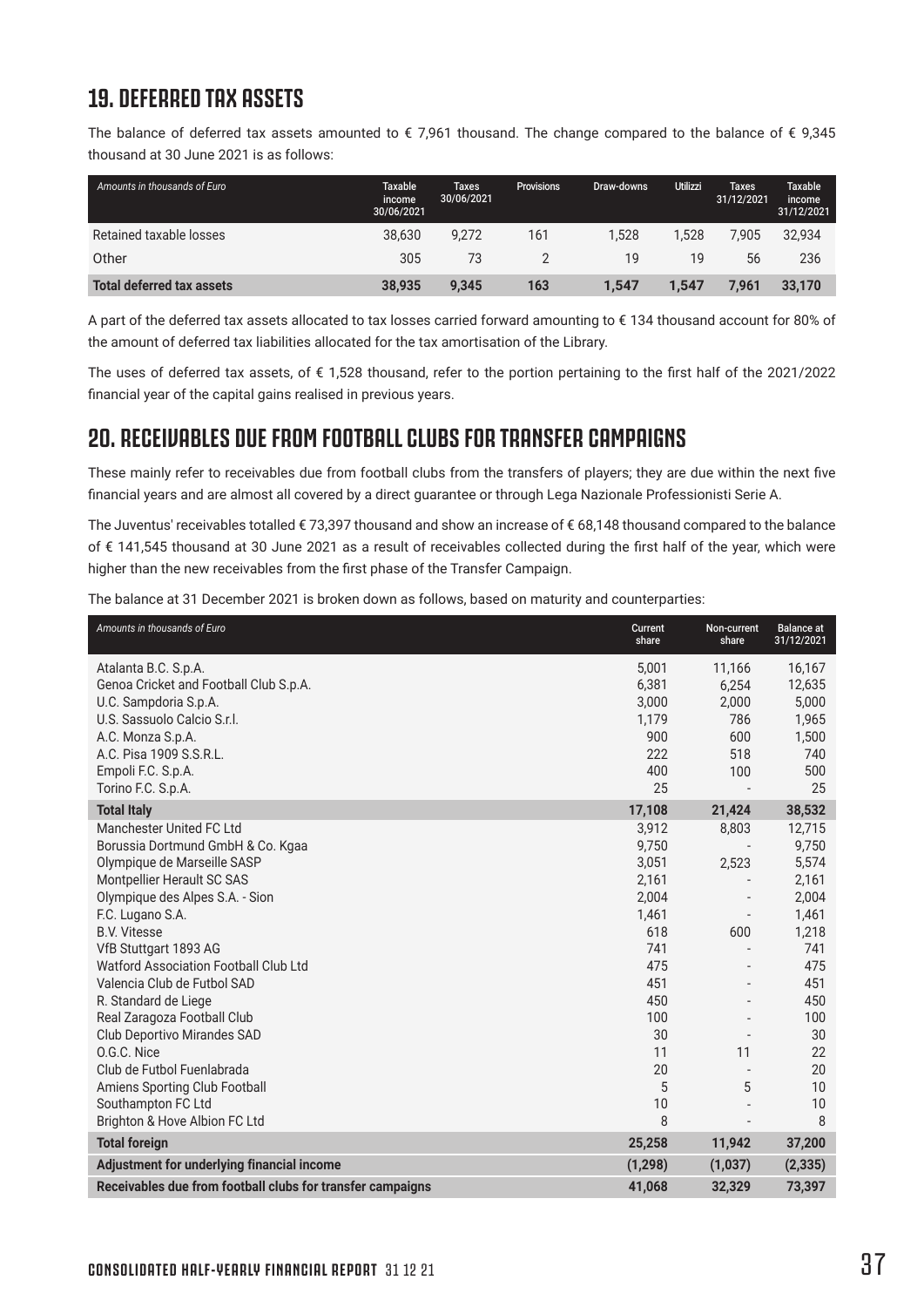## 19. DEFERRED TAX ASSETS

The balance of deferred tax assets amounted to € 7,961 thousand. The change compared to the balance of € 9,345 thousand at 30 June 2021 is as follows:

| *Amounts in thousands of Euro* | Taxable income 30/06/2021 | Taxes 30/06/2021 | Provisions | Draw-downs | Utilizzi | Taxes 31/12/2021 | Taxable income 31/12/2021 |
|---|---|---|---|---|---|---|---|
| Retained taxable losses | 38,630 | 9,272 | 161 | 1,528 | 1,528 | 7,905 | 32,934 |
| Other | 305 | 73 | 2 | 19 | 19 | 56 | 236 |
| **Total deferred tax assets** | **38,935** | **9,345** | **163** | **1,547** | **1,547** | **7,961** | **33,170** |

A part of the deferred tax assets allocated to tax losses carried forward amounting to € 134 thousand account for 80% of the amount of deferred tax liabilities allocated for the tax amortisation of the Library.

The uses of deferred tax assets, of € 1,528 thousand, refer to the portion pertaining to the first half of the 2021/2022 financial year of the capital gains realised in previous years.

## 20. RECEIVABLES DUE FROM FOOTBALL CLUBS FOR TRANSFER CAMPAIGNS

These mainly refer to receivables due from football clubs from the transfers of players; they are due within the next five financial years and are almost all covered by a direct guarantee or through Lega Nazionale Professionisti Serie A.

The Juventus' receivables totalled € 73,397 thousand and show an increase of € 68,148 thousand compared to the balance of € 141,545 thousand at 30 June 2021 as a result of receivables collected during the first half of the year, which were higher than the new receivables from the first phase of the Transfer Campaign.

The balance at 31 December 2021 is broken down as follows, based on maturity and counterparties:

| *Amounts in thousands of Euro* | Current share | Non-current share | Balance at 31/12/2021 |
|---|---|---|---|
| Atalanta B.C. S.p.A. | 5,001 | 11,166 | 16,167 |
| Genoa Cricket and Football Club S.p.A. | 6,381 | 6,254 | 12,635 |
| U.C. Sampdoria S.p.A. | 3,000 | 2,000 | 5,000 |
| U.S. Sassuolo Calcio S.r.l. | 1,179 | 786 | 1,965 |
| A.C. Monza S.p.A. | 900 | 600 | 1,500 |
| A.C. Pisa 1909 S.S.R.L. | 222 | 518 | 740 |
| Empoli F.C. S.p.A. | 400 | 100 | 500 |
| Torino F.C. S.p.A. | 25 | - | 25 |
| **Total Italy** | **17,108** | **21,424** | **38,532** |
| Manchester United FC Ltd | 3,912 | 8,803 | 12,715 |
| Borussia Dortmund GmbH & Co. Kgaa | 9,750 | - | 9,750 |
| Olympique de Marseille SASP | 3,051 | 2,523 | 5,574 |
| Montpellier Herault SC SAS | 2,161 | - | 2,161 |
| Olympique des Alpes S.A. - Sion | 2,004 | - | 2,004 |
| F.C. Lugano S.A. | 1,461 | - | 1,461 |
| B.V. Vitesse | 618 | 600 | 1,218 |
| VfB Stuttgart 1893 AG | 741 | - | 741 |
| Watford Association Football Club Ltd | 475 | - | 475 |
| Valencia Club de Futbol SAD | 451 | - | 451 |
| R. Standard de Liege | 450 | - | 450 |
| Real Zaragoza Football Club | 100 | - | 100 |
| Club Deportivo Mirandes SAD | 30 | - | 30 |
| O.G.C. Nice | 11 | 11 | 22 |
| Club de Futbol Fuenlabrada | 20 | - | 20 |
| Amiens Sporting Club Football | 5 | 5 | 10 |
| Southampton FC Ltd | 10 | - | 10 |
| Brighton & Hove Albion FC Ltd | 8 | - | 8 |
| **Total foreign** | **25,258** | **11,942** | **37,200** |
| **Adjustment for underlying financial income** | **(1,298)** | **(1,037)** | **(2,335)** |
| **Receivables due from football clubs for transfer campaigns** | **41,068** | **32,329** | **73,397** |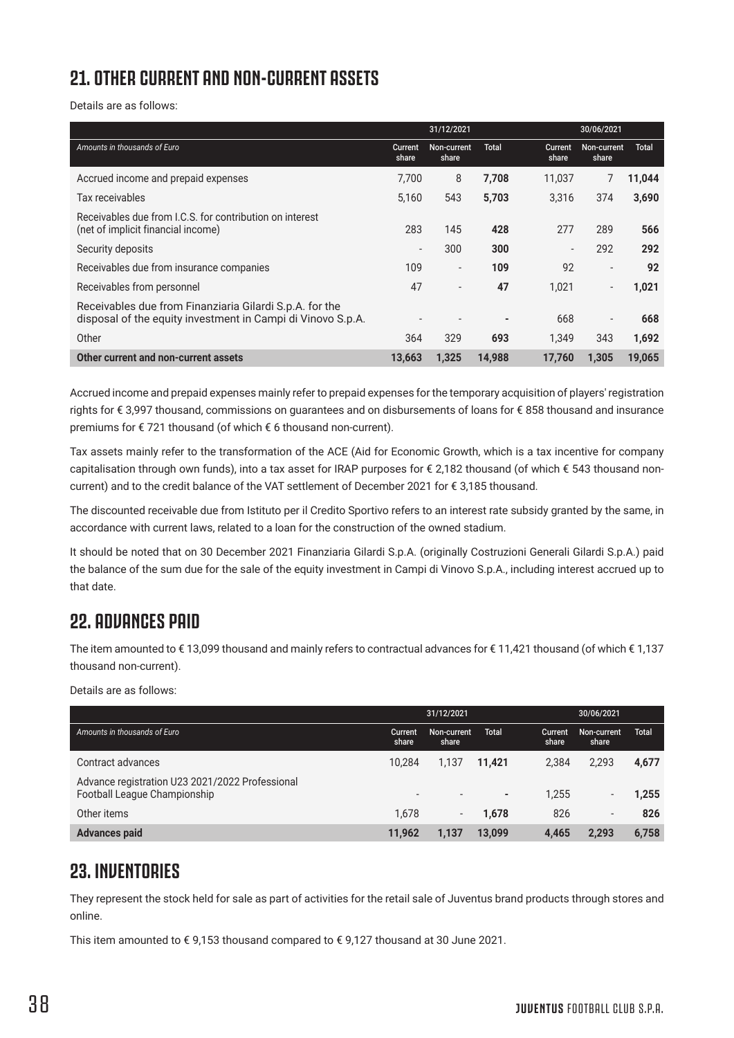## 21. OTHER CURRENT AND NON-CURRENT ASSETS

Details are as follows:

| | 31/12/2021 | | | 30/06/2021 | | |
|---|---|---|---|---|---|---|
| *Amounts in thousands of Euro* | Current share | Non-current share | Total | Current share | Non-current share | Total |
| Accrued income and prepaid expenses | 7,700 | 8 | **7,708** | 11,037 | 7 | **11,044** |
| Tax receivables | 5,160 | 543 | **5,703** | 3,316 | 374 | **3,690** |
| Receivables due from I.C.S. for contribution on interest (net of implicit financial income) | 283 | 145 | **428** | 277 | 289 | **566** |
| Security deposits | - | 300 | **300** | - | 292 | **292** |
| Receivables due from insurance companies | 109 | - | **109** | 92 | - | **92** |
| Receivables from personnel | 47 | - | **47** | 1,021 | - | **1,021** |
| Receivables due from Finanziaria Gilardi S.p.A. for the disposal of the equity investment in Campi di Vinovo S.p.A. | - | - | **-** | 668 | - | **668** |
| Other | 364 | 329 | **693** | 1,349 | 343 | **1,692** |
| **Other current and non-current assets** | **13,663** | **1,325** | **14,988** | **17,760** | **1,305** | **19,065** |

Accrued income and prepaid expenses mainly refer to prepaid expenses for the temporary acquisition of players' registration rights for € 3,997 thousand, commissions on guarantees and on disbursements of loans for € 858 thousand and insurance premiums for € 721 thousand (of which € 6 thousand non-current).

Tax assets mainly refer to the transformation of the ACE (Aid for Economic Growth, which is a tax incentive for company capitalisation through own funds), into a tax asset for IRAP purposes for € 2,182 thousand (of which € 543 thousand non-current) and to the credit balance of the VAT settlement of December 2021 for € 3,185 thousand.

The discounted receivable due from Istituto per il Credito Sportivo refers to an interest rate subsidy granted by the same, in accordance with current laws, related to a loan for the construction of the owned stadium.

It should be noted that on 30 December 2021 Finanziaria Gilardi S.p.A. (originally Costruzioni Generali Gilardi S.p.A.) paid the balance of the sum due for the sale of the equity investment in Campi di Vinovo S.p.A., including interest accrued up to that date.

## 22. ADVANCES PAID

The item amounted to € 13,099 thousand and mainly refers to contractual advances for € 11,421 thousand (of which € 1,137 thousand non-current).

Details are as follows:

| | 31/12/2021 | | | 30/06/2021 | | |
|---|---|---|---|---|---|---|
| *Amounts in thousands of Euro* | Current share | Non-current share | Total | Current share | Non-current share | Total |
| Contract advances | 10,284 | 1,137 | **11,421** | 2,384 | 2,293 | **4,677** |
| Advance registration U23 2021/2022 Professional Football League Championship | - | - | **-** | 1,255 | - | **1,255** |
| Other items | 1,678 | - | **1,678** | 826 | - | **826** |
| **Advances paid** | **11,962** | **1,137** | **13,099** | **4,465** | **2,293** | **6,758** |

## 23. INVENTORIES

They represent the stock held for sale as part of activities for the retail sale of Juventus brand products through stores and online.

This item amounted to € 9,153 thousand compared to € 9,127 thousand at 30 June 2021.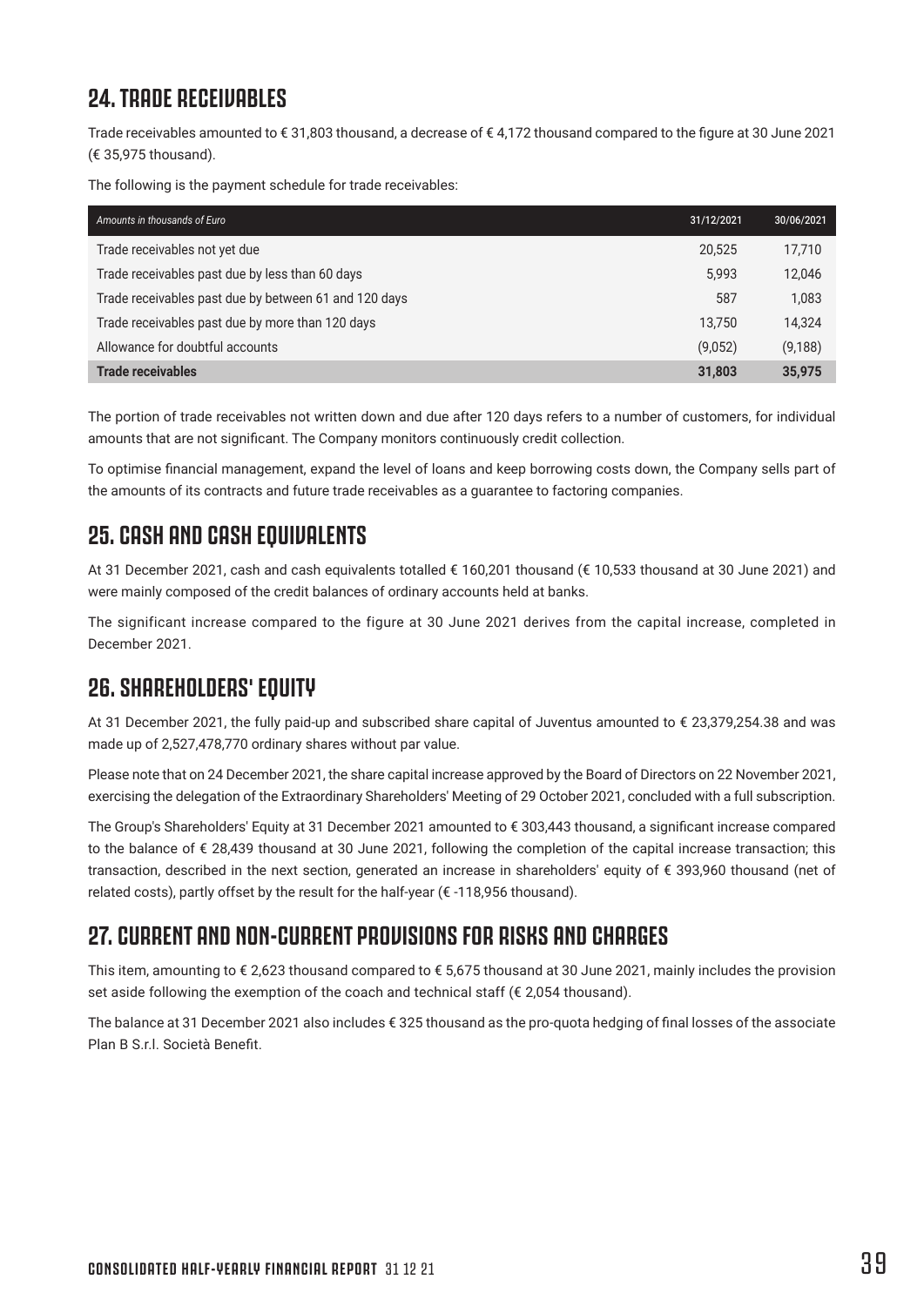## 24. TRADE RECEIVABLES

Trade receivables amounted to € 31,803 thousand, a decrease of € 4,172 thousand compared to the figure at 30 June 2021 (€ 35,975 thousand).

The following is the payment schedule for trade receivables:

| *Amounts in thousands of Euro* | 31/12/2021 | 30/06/2021 |
|---|---|---|
| Trade receivables not yet due | 20,525 | 17,710 |
| Trade receivables past due by less than 60 days | 5,993 | 12,046 |
| Trade receivables past due by between 61 and 120 days | 587 | 1,083 |
| Trade receivables past due by more than 120 days | 13,750 | 14,324 |
| Allowance for doubtful accounts | (9,052) | (9,188) |
| **Trade receivables** | **31,803** | **35,975** |

The portion of trade receivables not written down and due after 120 days refers to a number of customers, for individual amounts that are not significant. The Company monitors continuously credit collection.

To optimise financial management, expand the level of loans and keep borrowing costs down, the Company sells part of the amounts of its contracts and future trade receivables as a guarantee to factoring companies.

## 25. CASH AND CASH EQUIVALENTS

At 31 December 2021, cash and cash equivalents totalled € 160,201 thousand (€ 10,533 thousand at 30 June 2021) and were mainly composed of the credit balances of ordinary accounts held at banks.

The significant increase compared to the figure at 30 June 2021 derives from the capital increase, completed in December 2021.

## 26. SHAREHOLDERS' EQUITY

At 31 December 2021, the fully paid-up and subscribed share capital of Juventus amounted to € 23,379,254.38 and was made up of 2,527,478,770 ordinary shares without par value.

Please note that on 24 December 2021, the share capital increase approved by the Board of Directors on 22 November 2021, exercising the delegation of the Extraordinary Shareholders' Meeting of 29 October 2021, concluded with a full subscription.

The Group's Shareholders' Equity at 31 December 2021 amounted to € 303,443 thousand, a significant increase compared to the balance of € 28,439 thousand at 30 June 2021, following the completion of the capital increase transaction; this transaction, described in the next section, generated an increase in shareholders' equity of € 393,960 thousand (net of related costs), partly offset by the result for the half-year (€ -118,956 thousand).

## 27. CURRENT AND NON-CURRENT PROVISIONS FOR RISKS AND CHARGES

This item, amounting to € 2,623 thousand compared to € 5,675 thousand at 30 June 2021, mainly includes the provision set aside following the exemption of the coach and technical staff (€ 2,054 thousand).

The balance at 31 December 2021 also includes € 325 thousand as the pro-quota hedging of final losses of the associate Plan B S.r.l. Società Benefit.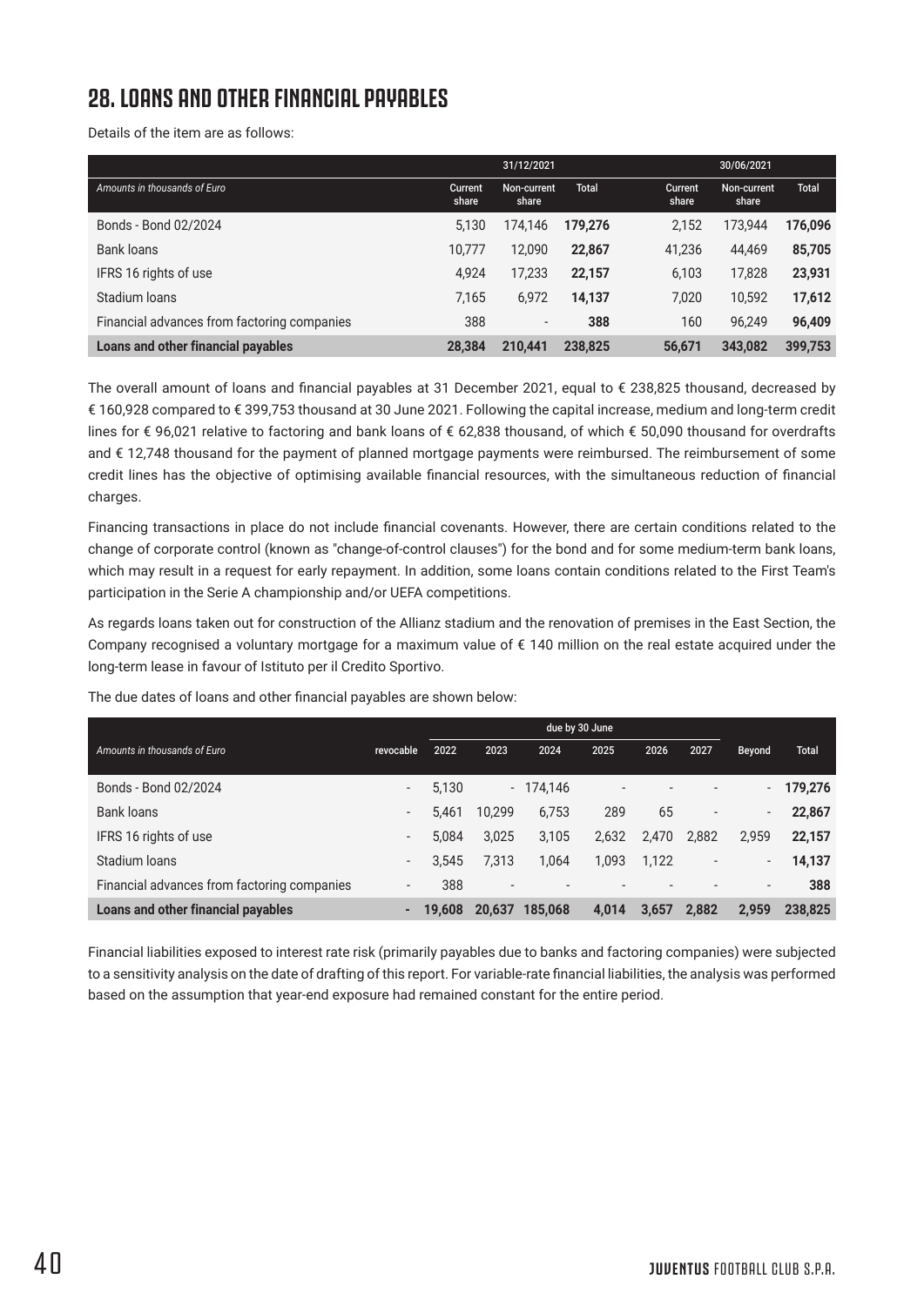# 28. LOANS AND OTHER FINANCIAL PAYABLES

Details of the item are as follows:

| | 31/12/2021 | | | 30/06/2021 | | |
|---|---|---|---|---|---|---|
| *Amounts in thousands of Euro* | Current share | Non-current share | Total | Current share | Non-current share | Total |
| Bonds - Bond 02/2024 | 5,130 | 174,146 | **179,276** | 2,152 | 173,944 | **176,096** |
| Bank loans | 10,777 | 12,090 | **22,867** | 41,236 | 44,469 | **85,705** |
| IFRS 16 rights of use | 4,924 | 17,233 | **22,157** | 6,103 | 17,828 | **23,931** |
| Stadium loans | 7,165 | 6,972 | **14,137** | 7,020 | 10,592 | **17,612** |
| Financial advances from factoring companies | 388 | - | **388** | 160 | 96,249 | **96,409** |
| **Loans and other financial payables** | **28,384** | **210,441** | **238,825** | **56,671** | **343,082** | **399,753** |

The overall amount of loans and financial payables at 31 December 2021, equal to € 238,825 thousand, decreased by € 160,928 compared to € 399,753 thousand at 30 June 2021. Following the capital increase, medium and long-term credit lines for € 96,021 relative to factoring and bank loans of € 62,838 thousand, of which € 50,090 thousand for overdrafts and € 12,748 thousand for the payment of planned mortgage payments were reimbursed. The reimbursement of some credit lines has the objective of optimising available financial resources, with the simultaneous reduction of financial charges.

Financing transactions in place do not include financial covenants. However, there are certain conditions related to the change of corporate control (known as "change-of-control clauses") for the bond and for some medium-term bank loans, which may result in a request for early repayment. In addition, some loans contain conditions related to the First Team's participation in the Serie A championship and/or UEFA competitions.

As regards loans taken out for construction of the Allianz stadium and the renovation of premises in the East Section, the Company recognised a voluntary mortgage for a maximum value of € 140 million on the real estate acquired under the long-term lease in favour of Istituto per il Credito Sportivo.

The due dates of loans and other financial payables are shown below:

| | | due by 30 June | | | | | | | |
|---|---|---|---|---|---|---|---|---|---|
| *Amounts in thousands of Euro* | revocable | 2022 | 2023 | 2024 | 2025 | 2026 | 2027 | Beyond | Total |
| Bonds - Bond 02/2024 | - | 5,130 | - | 174,146 | - | - | - | - | **179,276** |
| Bank loans | - | 5,461 | 10,299 | 6,753 | 289 | 65 | - | - | **22,867** |
| IFRS 16 rights of use | - | 5,084 | 3,025 | 3,105 | 2,632 | 2,470 | 2,882 | 2,959 | **22,157** |
| Stadium loans | - | 3,545 | 7,313 | 1,064 | 1,093 | 1,122 | - | - | **14,137** |
| Financial advances from factoring companies | - | 388 | - | - | - | - | - | - | **388** |
| **Loans and other financial payables** | **-** | **19,608** | **20,637** | **185,068** | **4,014** | **3,657** | **2,882** | **2,959** | **238,825** |

Financial liabilities exposed to interest rate risk (primarily payables due to banks and factoring companies) were subjected to a sensitivity analysis on the date of drafting of this report. For variable-rate financial liabilities, the analysis was performed based on the assumption that year-end exposure had remained constant for the entire period.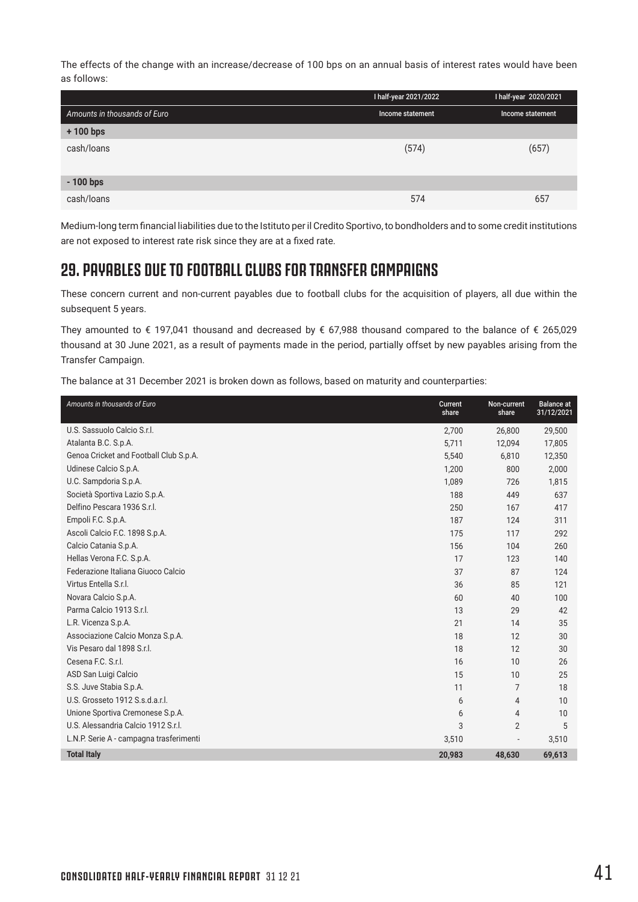The effects of the change with an increase/decrease of 100 bps on an annual basis of interest rates would have been as follows:

| | I half-year 2021/2022 | I half-year 2020/2021 |
|---|---|---|
| *Amounts in thousands of Euro* | Income statement | Income statement |
| **+ 100 bps** | | |
| cash/loans | (574) | (657) |
| **- 100 bps** | | |
| cash/loans | 574 | 657 |

Medium-long term financial liabilities due to the Istituto per il Credito Sportivo, to bondholders and to some credit institutions are not exposed to interest rate risk since they are at a fixed rate.

## 29. PAYABLES DUE TO FOOTBALL CLUBS FOR TRANSFER CAMPAIGNS

These concern current and non-current payables due to football clubs for the acquisition of players, all due within the subsequent 5 years.

They amounted to € 197,041 thousand and decreased by € 67,988 thousand compared to the balance of € 265,029 thousand at 30 June 2021, as a result of payments made in the period, partially offset by new payables arising from the Transfer Campaign.

The balance at 31 December 2021 is broken down as follows, based on maturity and counterparties:

| *Amounts in thousands of Euro* | Current share | Non-current share | Balance at 31/12/2021 |
|---|---|---|---|
| U.S. Sassuolo Calcio S.r.l. | 2,700 | 26,800 | 29,500 |
| Atalanta B.C. S.p.A. | 5,711 | 12,094 | 17,805 |
| Genoa Cricket and Football Club S.p.A. | 5,540 | 6,810 | 12,350 |
| Udinese Calcio S.p.A. | 1,200 | 800 | 2,000 |
| U.C. Sampdoria S.p.A. | 1,089 | 726 | 1,815 |
| Società Sportiva Lazio S.p.A. | 188 | 449 | 637 |
| Delfino Pescara 1936 S.r.l. | 250 | 167 | 417 |
| Empoli F.C. S.p.A. | 187 | 124 | 311 |
| Ascoli Calcio F.C. 1898 S.p.A. | 175 | 117 | 292 |
| Calcio Catania S.p.A. | 156 | 104 | 260 |
| Hellas Verona F.C. S.p.A. | 17 | 123 | 140 |
| Federazione Italiana Giuoco Calcio | 37 | 87 | 124 |
| Virtus Entella S.r.l. | 36 | 85 | 121 |
| Novara Calcio S.p.A. | 60 | 40 | 100 |
| Parma Calcio 1913 S.r.l. | 13 | 29 | 42 |
| L.R. Vicenza S.p.A. | 21 | 14 | 35 |
| Associazione Calcio Monza S.p.A. | 18 | 12 | 30 |
| Vis Pesaro dal 1898 S.r.l. | 18 | 12 | 30 |
| Cesena F.C. S.r.l. | 16 | 10 | 26 |
| ASD San Luigi Calcio | 15 | 10 | 25 |
| S.S. Juve Stabia S.p.A. | 11 | 7 | 18 |
| U.S. Grosseto 1912 S.s.d.a.r.l. | 6 | 4 | 10 |
| Unione Sportiva Cremonese S.p.A. | 6 | 4 | 10 |
| U.S. Alessandria Calcio 1912 S.r.l. | 3 | 2 | 5 |
| L.N.P. Serie A - campagna trasferimenti | 3,510 | - | 3,510 |
| **Total Italy** | **20,983** | **48,630** | **69,613** |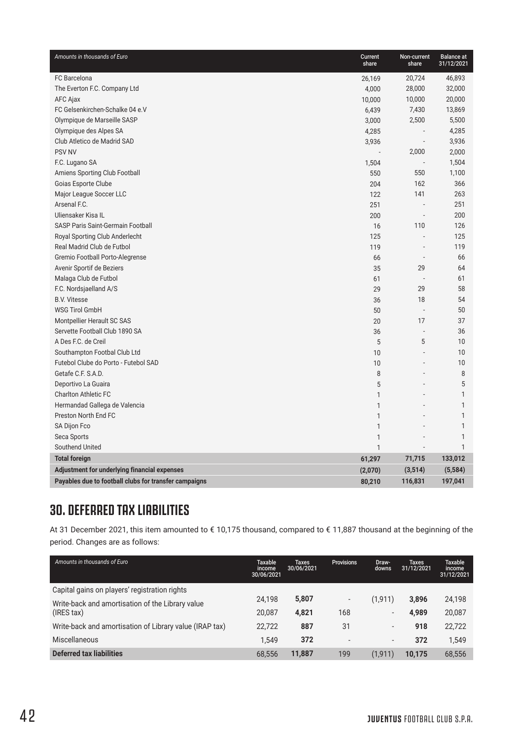| *Amounts in thousands of Euro* | Current share | Non-current share | Balance at 31/12/2021 |
|---|---|---|---|
| FC Barcelona | 26,169 | 20,724 | 46,893 |
| The Everton F.C. Company Ltd | 4,000 | 28,000 | 32,000 |
| AFC Ajax | 10,000 | 10,000 | 20,000 |
| FC Gelsenkirchen-Schalke 04 e.V | 6,439 | 7,430 | 13,869 |
| Olympique de Marseille SASP | 3,000 | 2,500 | 5,500 |
| Olympique des Alpes SA | 4,285 | - | 4,285 |
| Club Atletico de Madrid SAD | 3,936 | - | 3,936 |
| PSV NV | - | 2,000 | 2,000 |
| F.C. Lugano SA | 1,504 | - | 1,504 |
| Amiens Sporting Club Football | 550 | 550 | 1,100 |
| Goias Esporte Clube | 204 | 162 | 366 |
| Major League Soccer LLC | 122 | 141 | 263 |
| Arsenal F.C. | 251 | - | 251 |
| Uliensaker Kisa IL | 200 | - | 200 |
| SASP Paris Saint-Germain Football | 16 | 110 | 126 |
| Royal Sporting Club Anderlecht | 125 | - | 125 |
| Real Madrid Club de Futbol | 119 | - | 119 |
| Gremio Football Porto-Alegrense | 66 | - | 66 |
| Avenir Sportif de Beziers | 35 | 29 | 64 |
| Malaga Club de Futbol | 61 | - | 61 |
| F.C. Nordsjaelland A/S | 29 | 29 | 58 |
| B.V. Vitesse | 36 | 18 | 54 |
| WSG Tirol GmbH | 50 | - | 50 |
| Montpellier Herault SC SAS | 20 | 17 | 37 |
| Servette Football Club 1890 SA | 36 | - | 36 |
| A Des F.C. de Creil | 5 | 5 | 10 |
| Southampton Footbal Club Ltd | 10 | - | 10 |
| Futebol Clube do Porto - Futebol SAD | 10 | - | 10 |
| Getafe C.F. S.A.D. | 8 | - | 8 |
| Deportivo La Guaira | 5 | - | 5 |
| Charlton Athletic FC | 1 | - | 1 |
| Hermandad Gallega de Valencia | 1 | - | 1 |
| Preston North End FC | 1 | - | 1 |
| SA Dijon Fco | 1 | - | 1 |
| Seca Sports | 1 | - | 1 |
| Southend United | 1 | - | 1 |
| **Total foreign** | **61,297** | **71,715** | **133,012** |
| **Adjustment for underlying financial expenses** | **(2,070)** | **(3,514)** | **(5,584)** |
| **Payables due to football clubs for transfer campaigns** | **80,210** | **116,831** | **197,041** |

## 30. DEFERRED TAX LIABILITIES

At 31 December 2021, this item amounted to € 10,175 thousand, compared to € 11,887 thousand at the beginning of the period. Changes are as follows:

| *Amounts in thousands of Euro* | Taxable income 30/06/2021 | Taxes 30/06/2021 | Provisions | Draw-downs | Taxes 31/12/2021 | Taxable income 31/12/2021 |
|---|---|---|---|---|---|---|
| Capital gains on players' registration rights | 24,198 | **5,807** | - | (1,911) | **3,896** | 24,198 |
| Write-back and amortisation of the Library value (IRES tax) | 20,087 | **4,821** | 168 | - | **4,989** | 20,087 |
| Write-back and amortisation of Library value (IRAP tax) | 22,722 | **887** | 31 | - | **918** | 22,722 |
| Miscellaneous | 1,549 | **372** | - | - | **372** | 1,549 |
| **Deferred tax liabilities** | 68,556 | **11,887** | 199 | (1,911) | **10,175** | 68,556 |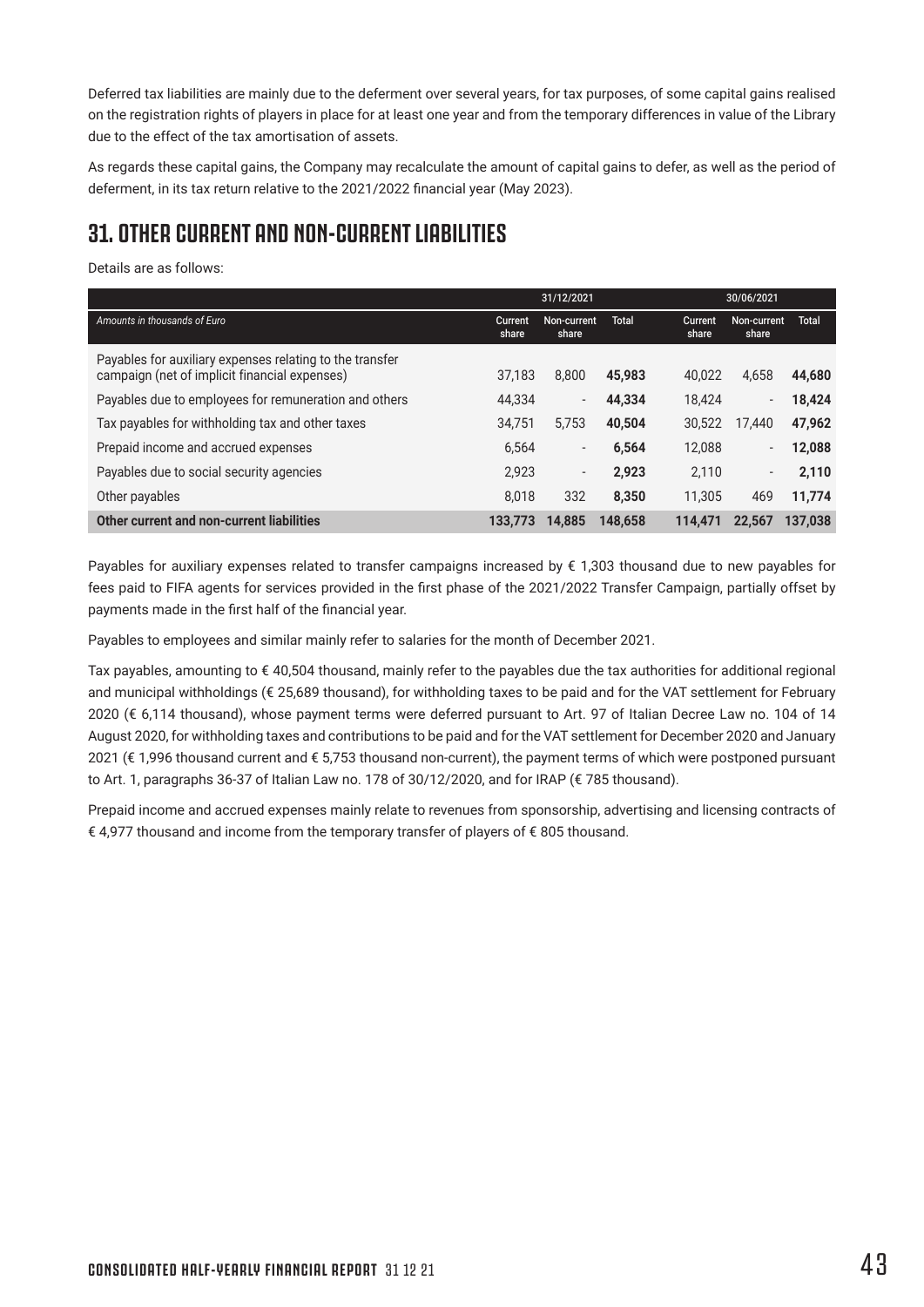Deferred tax liabilities are mainly due to the deferment over several years, for tax purposes, of some capital gains realised on the registration rights of players in place for at least one year and from the temporary differences in value of the Library due to the effect of the tax amortisation of assets.

As regards these capital gains, the Company may recalculate the amount of capital gains to defer, as well as the period of deferment, in its tax return relative to the 2021/2022 financial year (May 2023).

# 31. OTHER CURRENT AND NON-CURRENT LIABILITIES

Details are as follows:

| | 31/12/2021 | | | 30/06/2021 | | |
|---|---|---|---|---|---|---|
| *Amounts in thousands of Euro* | Current share | Non-current share | Total | Current share | Non-current share | Total |
| Payables for auxiliary expenses relating to the transfer campaign (net of implicit financial expenses) | 37,183 | 8,800 | **45,983** | 40,022 | 4,658 | **44,680** |
| Payables due to employees for remuneration and others | 44,334 | - | **44,334** | 18,424 | - | **18,424** |
| Tax payables for withholding tax and other taxes | 34,751 | 5,753 | **40,504** | 30,522 | 17,440 | **47,962** |
| Prepaid income and accrued expenses | 6,564 | - | **6,564** | 12,088 | - | **12,088** |
| Payables due to social security agencies | 2,923 | - | **2,923** | 2,110 | - | **2,110** |
| Other payables | 8,018 | 332 | **8,350** | 11,305 | 469 | **11,774** |
| **Other current and non-current liabilities** | **133,773** | **14,885** | **148,658** | **114,471** | **22,567** | **137,038** |

Payables for auxiliary expenses related to transfer campaigns increased by € 1,303 thousand due to new payables for fees paid to FIFA agents for services provided in the first phase of the 2021/2022 Transfer Campaign, partially offset by payments made in the first half of the financial year.

Payables to employees and similar mainly refer to salaries for the month of December 2021.

Tax payables, amounting to € 40,504 thousand, mainly refer to the payables due the tax authorities for additional regional and municipal withholdings (€ 25,689 thousand), for withholding taxes to be paid and for the VAT settlement for February 2020 (€ 6,114 thousand), whose payment terms were deferred pursuant to Art. 97 of Italian Decree Law no. 104 of 14 August 2020, for withholding taxes and contributions to be paid and for the VAT settlement for December 2020 and January 2021 (€ 1,996 thousand current and € 5,753 thousand non-current), the payment terms of which were postponed pursuant to Art. 1, paragraphs 36-37 of Italian Law no. 178 of 30/12/2020, and for IRAP (€ 785 thousand).

Prepaid income and accrued expenses mainly relate to revenues from sponsorship, advertising and licensing contracts of € 4,977 thousand and income from the temporary transfer of players of € 805 thousand.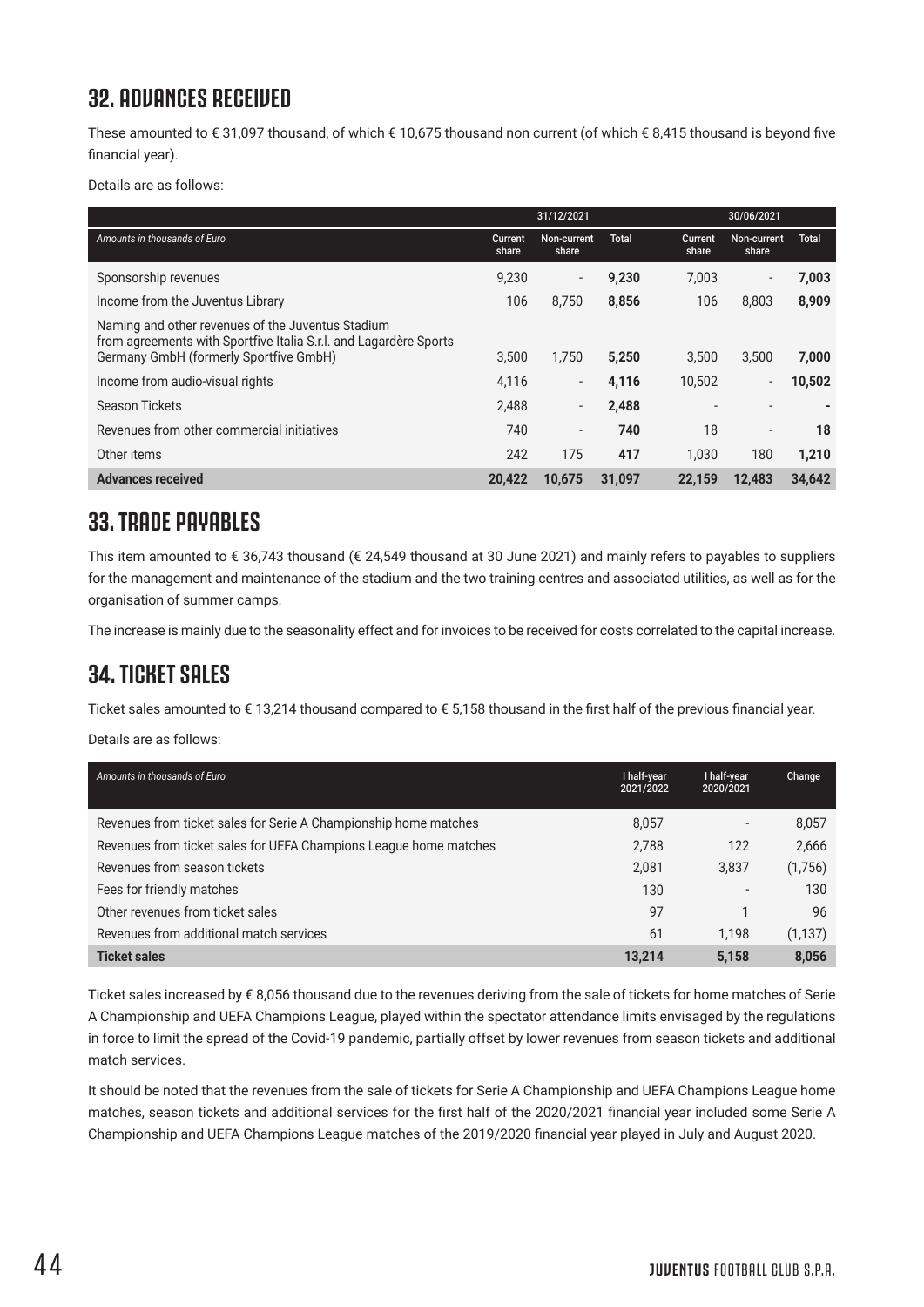## 32. ADVANCES RECEIVED

These amounted to € 31,097 thousand, of which € 10,675 thousand non current (of which € 8,415 thousand is beyond five financial year).

Details are as follows:

| | 31/12/2021 | | | 30/06/2021 | | |
|---|---|---|---|---|---|---|
| *Amounts in thousands of Euro* | Current share | Non-current share | Total | Current share | Non-current share | Total |
| Sponsorship revenues | 9,230 | - | **9,230** | 7,003 | - | **7,003** |
| Income from the Juventus Library | 106 | 8,750 | **8,856** | 106 | 8,803 | **8,909** |
| Naming and other revenues of the Juventus Stadium from agreements with Sportfive Italia S.r.l. and Lagardère Sports Germany GmbH (formerly Sportfive GmbH) | 3,500 | 1,750 | **5,250** | 3,500 | 3,500 | **7,000** |
| Income from audio-visual rights | 4,116 | - | **4,116** | 10,502 | - | **10,502** |
| Season Tickets | 2,488 | - | **2,488** | - | - | **-** |
| Revenues from other commercial initiatives | 740 | - | **740** | 18 | - | **18** |
| Other items | 242 | 175 | **417** | 1,030 | 180 | **1,210** |
| **Advances received** | **20,422** | **10,675** | **31,097** | **22,159** | **12,483** | **34,642** |

## 33. TRADE PAYABLES

This item amounted to € 36,743 thousand (€ 24,549 thousand at 30 June 2021) and mainly refers to payables to suppliers for the management and maintenance of the stadium and the two training centres and associated utilities, as well as for the organisation of summer camps.

The increase is mainly due to the seasonality effect and for invoices to be received for costs correlated to the capital increase.

## 34. TICKET SALES

Ticket sales amounted to € 13,214 thousand compared to € 5,158 thousand in the first half of the previous financial year.

Details are as follows:

| *Amounts in thousands of Euro* | I half-year 2021/2022 | I half-year 2020/2021 | Change |
|---|---|---|---|
| Revenues from ticket sales for Serie A Championship home matches | 8,057 | - | 8,057 |
| Revenues from ticket sales for UEFA Champions League home matches | 2,788 | 122 | 2,666 |
| Revenues from season tickets | 2,081 | 3,837 | (1,756) |
| Fees for friendly matches | 130 | - | 130 |
| Other revenues from ticket sales | 97 | 1 | 96 |
| Revenues from additional match services | 61 | 1,198 | (1,137) |
| **Ticket sales** | **13,214** | **5,158** | **8,056** |

Ticket sales increased by € 8,056 thousand due to the revenues deriving from the sale of tickets for home matches of Serie A Championship and UEFA Champions League, played within the spectator attendance limits envisaged by the regulations in force to limit the spread of the Covid-19 pandemic, partially offset by lower revenues from season tickets and additional match services.

It should be noted that the revenues from the sale of tickets for Serie A Championship and UEFA Champions League home matches, season tickets and additional services for the first half of the 2020/2021 financial year included some Serie A Championship and UEFA Champions League matches of the 2019/2020 financial year played in July and August 2020.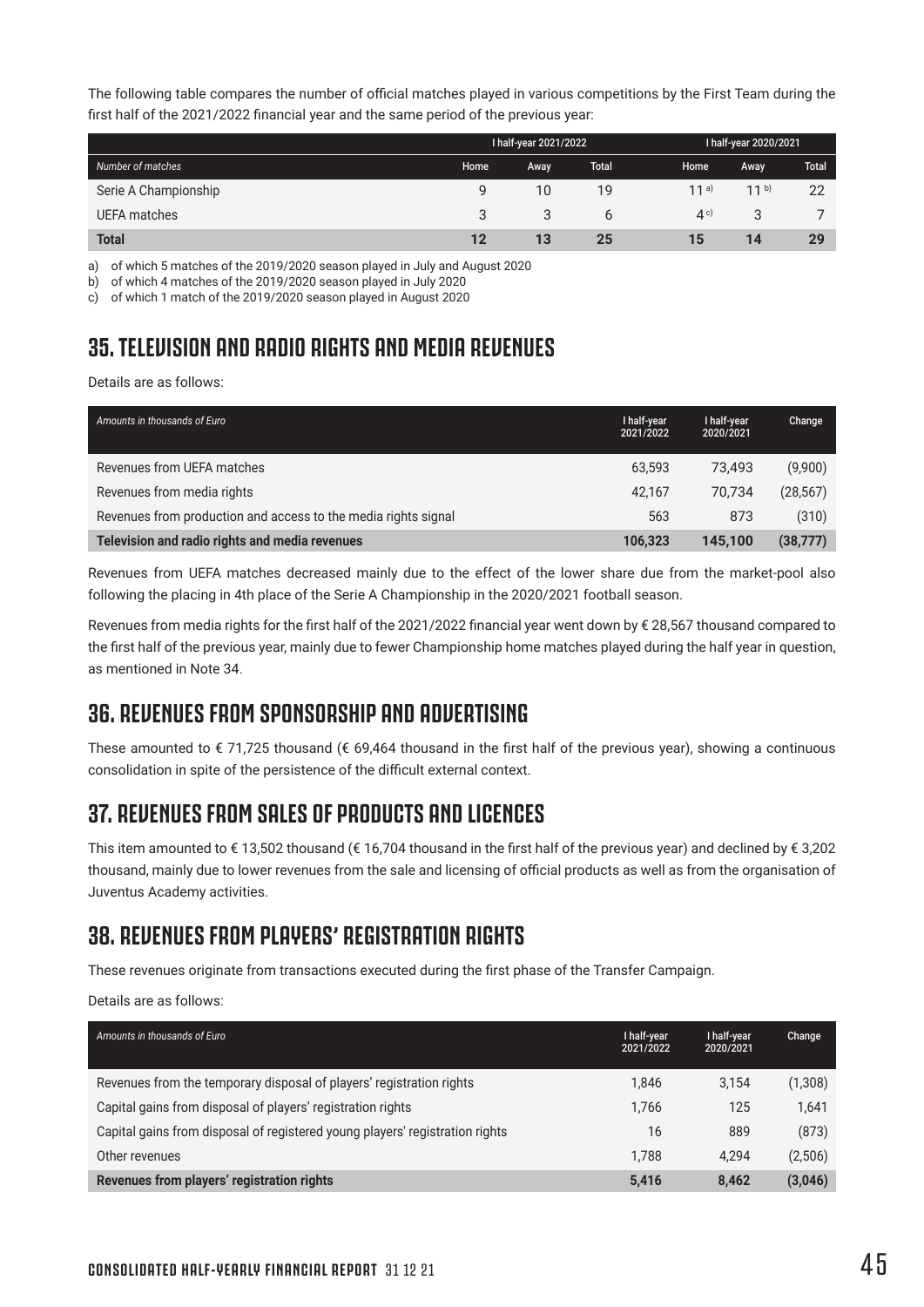The following table compares the number of official matches played in various competitions by the First Team during the first half of the 2021/2022 financial year and the same period of the previous year:

| | I half-year 2021/2022 | | | I half-year 2020/2021 | | |
|---|---|---|---|---|---|---|
| *Number of matches* | Home | Away | Total | Home | Away | Total |
| Serie A Championship | 9 | 10 | 19 | 11 [a] | 11 [b] | 22 |
| UEFA matches | 3 | 3 | 6 | 4 [c] | 3 | 7 |
| **Total** | **12** | **13** | **25** | **15** | **14** | **29** |

a) of which 5 matches of the 2019/2020 season played in July and August 2020

b) of which 4 matches of the 2019/2020 season played in July 2020

c) of which 1 match of the 2019/2020 season played in August 2020

## 35. TELEVISION AND RADIO RIGHTS AND MEDIA REVENUES

Details are as follows:

| *Amounts in thousands of Euro* | I half-year 2021/2022 | I half-year 2020/2021 | Change |
|---|---|---|---|
| Revenues from UEFA matches | 63,593 | 73,493 | (9,900) |
| Revenues from media rights | 42,167 | 70,734 | (28,567) |
| Revenues from production and access to the media rights signal | 563 | 873 | (310) |
| **Television and radio rights and media revenues** | **106,323** | **145,100** | **(38,777)** |

Revenues from UEFA matches decreased mainly due to the effect of the lower share due from the market-pool also following the placing in 4th place of the Serie A Championship in the 2020/2021 football season.

Revenues from media rights for the first half of the 2021/2022 financial year went down by € 28,567 thousand compared to the first half of the previous year, mainly due to fewer Championship home matches played during the half year in question, as mentioned in Note 34.

## 36. REVENUES FROM SPONSORSHIP AND ADVERTISING

These amounted to € 71,725 thousand (€ 69,464 thousand in the first half of the previous year), showing a continuous consolidation in spite of the persistence of the difficult external context.

## 37. REVENUES FROM SALES OF PRODUCTS AND LICENCES

This item amounted to € 13,502 thousand (€ 16,704 thousand in the first half of the previous year) and declined by € 3,202 thousand, mainly due to lower revenues from the sale and licensing of official products as well as from the organisation of Juventus Academy activities.

## 38. REVENUES FROM PLAYERS' REGISTRATION RIGHTS

These revenues originate from transactions executed during the first phase of the Transfer Campaign.

Details are as follows:

| *Amounts in thousands of Euro* | I half-year 2021/2022 | I half-year 2020/2021 | Change |
|---|---|---|---|
| Revenues from the temporary disposal of players' registration rights | 1,846 | 3,154 | (1,308) |
| Capital gains from disposal of players' registration rights | 1,766 | 125 | 1,641 |
| Capital gains from disposal of registered young players' registration rights | 16 | 889 | (873) |
| Other revenues | 1,788 | 4,294 | (2,506) |
| **Revenues from players' registration rights** | **5,416** | **8,462** | **(3,046)** |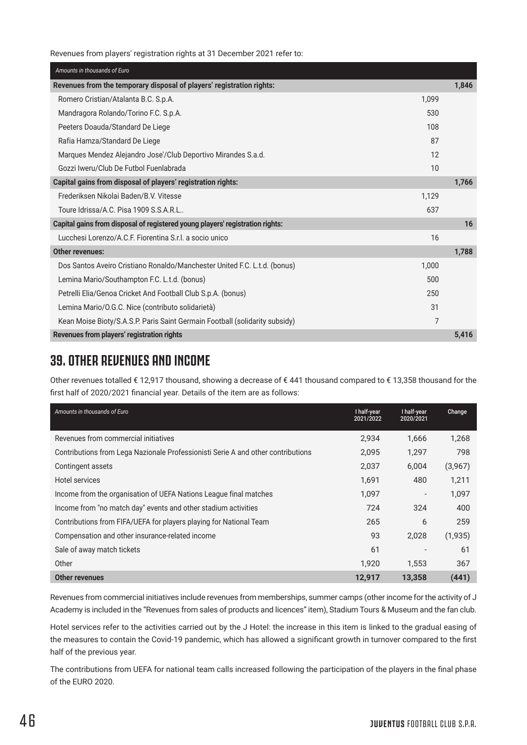Revenues from players' registration rights at 31 December 2021 refer to:

| *Amounts in thousands of Euro* | | |
|---|---|---|
| **Revenues from the temporary disposal of players' registration rights:** | | **1,846** |
| Romero Cristian/Atalanta B.C. S.p.A. | 1,099 | |
| Mandragora Rolando/Torino F.C. S.p.A. | 530 | |
| Peeters Doauda/Standard De Liege | 108 | |
| Rafia Hamza/Standard De Liege | 87 | |
| Marques Mendez Alejandro Jose'/Club Deportivo Mirandes S.a.d. | 12 | |
| Gozzi Iweru/Club De Futbol Fuenlabrada | 10 | |
| **Capital gains from disposal of players' registration rights:** | | **1,766** |
| Frederiksen Nikolai Baden/B.V. Vitesse | 1,129 | |
| Toure Idrissa/A.C. Pisa 1909 S.S.A.R.L.. | 637 | |
| **Capital gains from disposal of registered young players' registration rights:** | | **16** |
| Lucchesi Lorenzo/A.C.F. Fiorentina S.r.l. a socio unico | 16 | |
| **Other revenues:** | | **1,788** |
| Dos Santos Aveiro Cristiano Ronaldo/Manchester United F.C. L.t.d. (bonus) | 1,000 | |
| Lemina Mario/Southampton F.C. L.t.d. (bonus) | 500 | |
| Petrelli Elia/Genoa Cricket And Football Club S.p.A. (bonus) | 250 | |
| Lemina Mario/O.G.C. Nice (contributo solidarietà) | 31 | |
| Kean Moise Bioty/S.A.S.P. Paris Saint Germain Football (solidarity subsidy) | 7 | |
| **Revenues from players' registration rights** | | **5,416** |

## 39. OTHER REVENUES AND INCOME

Other revenues totalled € 12,917 thousand, showing a decrease of € 441 thousand compared to € 13,358 thousand for the first half of 2020/2021 financial year. Details of the item are as follows:

| *Amounts in thousands of Euro* | I half-year 2021/2022 | I half-year 2020/2021 | Change |
|---|---|---|---|
| Revenues from commercial initiatives | 2,934 | 1,666 | 1,268 |
| Contributions from Lega Nazionale Professionisti Serie A and other contributions | 2,095 | 1,297 | 798 |
| Contingent assets | 2,037 | 6,004 | (3,967) |
| Hotel services | 1,691 | 480 | 1,211 |
| Income from the organisation of UEFA Nations League final matches | 1,097 | - | 1,097 |
| Income from "no match day" events and other stadium activities | 724 | 324 | 400 |
| Contributions from FIFA/UEFA for players playing for National Team | 265 | 6 | 259 |
| Compensation and other insurance-related income | 93 | 2,028 | (1,935) |
| Sale of away match tickets | 61 | - | 61 |
| Other | 1,920 | 1,553 | 367 |
| **Other revenues** | **12,917** | **13,358** | **(441)** |

Revenues from commercial initiatives include revenues from memberships, summer camps (other income for the activity of J Academy is included in the "Revenues from sales of products and licences" item), Stadium Tours & Museum and the fan club.

Hotel services refer to the activities carried out by the J Hotel: the increase in this item is linked to the gradual easing of the measures to contain the Covid-19 pandemic, which has allowed a significant growth in turnover compared to the first half of the previous year.

The contributions from UEFA for national team calls increased following the participation of the players in the final phase of the EURO 2020.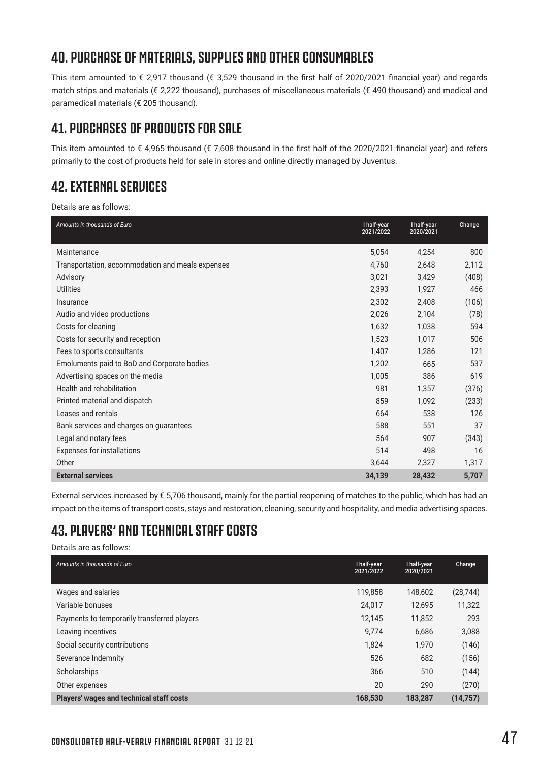## 40. PURCHASE OF MATERIALS, SUPPLIES AND OTHER CONSUMABLES

This item amounted to € 2,917 thousand (€ 3,529 thousand in the first half of 2020/2021 financial year) and regards match strips and materials (€ 2,222 thousand), purchases of miscellaneous materials (€ 490 thousand) and medical and paramedical materials (€ 205 thousand).

## 41. PURCHASES OF PRODUCTS FOR SALE

This item amounted to € 4,965 thousand (€ 7,608 thousand in the first half of the 2020/2021 financial year) and refers primarily to the cost of products held for sale in stores and online directly managed by Juventus.

## 42. EXTERNAL SERVICES

Details are as follows:

| *Amounts in thousands of Euro* | I half-year 2021/2022 | I half-year 2020/2021 | Change |
|---|---|---|---|
| Maintenance | 5,054 | 4,254 | 800 |
| Transportation, accommodation and meals expenses | 4,760 | 2,648 | 2,112 |
| Advisory | 3,021 | 3,429 | (408) |
| Utilities | 2,393 | 1,927 | 466 |
| Insurance | 2,302 | 2,408 | (106) |
| Audio and video productions | 2,026 | 2,104 | (78) |
| Costs for cleaning | 1,632 | 1,038 | 594 |
| Costs for security and reception | 1,523 | 1,017 | 506 |
| Fees to sports consultants | 1,407 | 1,286 | 121 |
| Emoluments paid to BoD and Corporate bodies | 1,202 | 665 | 537 |
| Advertising spaces on the media | 1,005 | 386 | 619 |
| Health and rehabilitation | 981 | 1,357 | (376) |
| Printed material and dispatch | 859 | 1,092 | (233) |
| Leases and rentals | 664 | 538 | 126 |
| Bank services and charges on guarantees | 588 | 551 | 37 |
| Legal and notary fees | 564 | 907 | (343) |
| Expenses for installations | 514 | 498 | 16 |
| Other | 3,644 | 2,327 | 1,317 |
| **External services** | **34,139** | **28,432** | **5,707** |

External services increased by € 5,706 thousand, mainly for the partial reopening of matches to the public, which has had an impact on the items of transport costs, stays and restoration, cleaning, security and hospitality, and media advertising spaces.

## 43. PLAYERS' AND TECHNICAL STAFF COSTS

Details are as follows:

| *Amounts in thousands of Euro* | I half-year 2021/2022 | I half-year 2020/2021 | Change |
|---|---|---|---|
| Wages and salaries | 119,858 | 148,602 | (28,744) |
| Variable bonuses | 24,017 | 12,695 | 11,322 |
| Payments to temporarily transferred players | 12,145 | 11,852 | 293 |
| Leaving incentives | 9,774 | 6,686 | 3,088 |
| Social security contributions | 1,824 | 1,970 | (146) |
| Severance Indemnity | 526 | 682 | (156) |
| Scholarships | 366 | 510 | (144) |
| Other expenses | 20 | 290 | (270) |
| **Players' wages and technical staff costs** | **168,530** | **183,287** | **(14,757)** |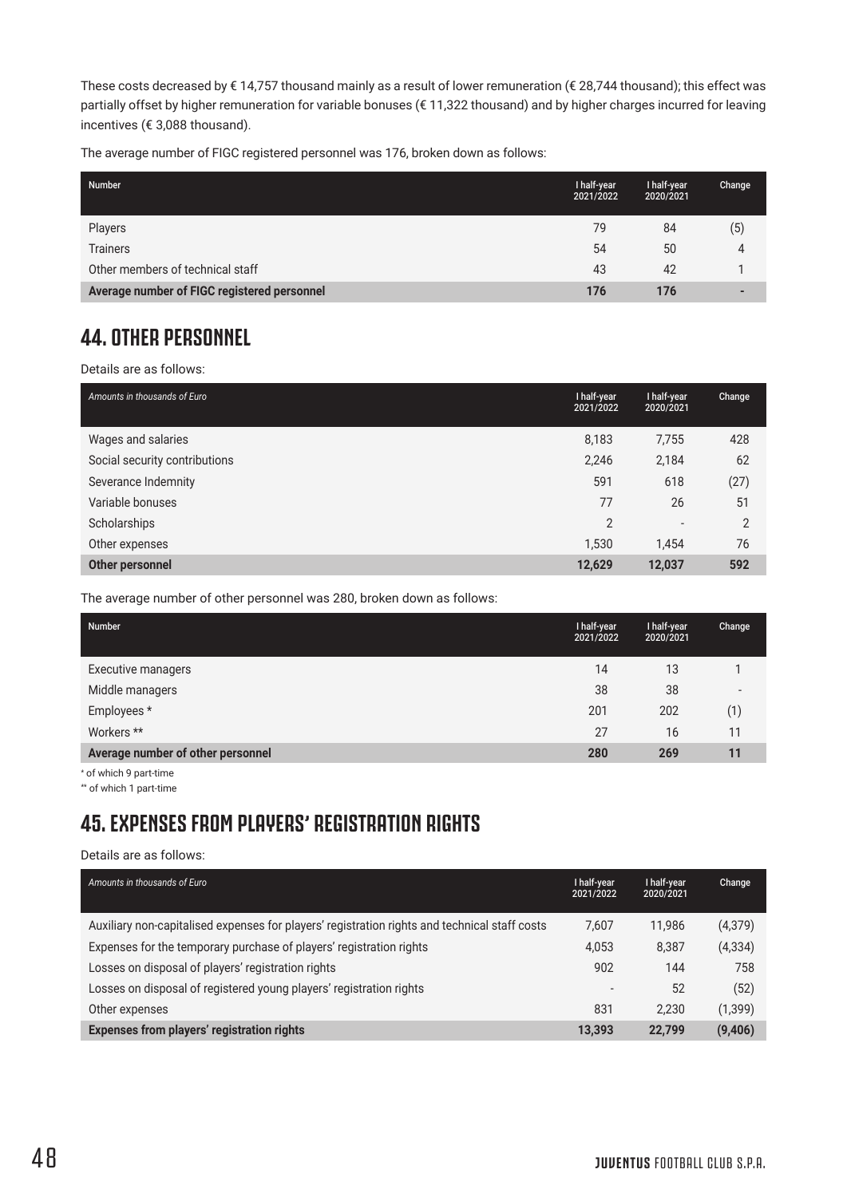These costs decreased by € 14,757 thousand mainly as a result of lower remuneration (€ 28,744 thousand); this effect was partially offset by higher remuneration for variable bonuses (€ 11,322 thousand) and by higher charges incurred for leaving incentives (€ 3,088 thousand).

The average number of FIGC registered personnel was 176, broken down as follows:

| Number | I half-year 2021/2022 | I half-year 2020/2021 | Change |
|---|---|---|---|
| Players | 79 | 84 | (5) |
| Trainers | 54 | 50 | 4 |
| Other members of technical staff | 43 | 42 | 1 |
| **Average number of FIGC registered personnel** | **176** | **176** | **-** |

## 44. OTHER PERSONNEL

Details are as follows:

| *Amounts in thousands of Euro* | I half-year 2021/2022 | I half-year 2020/2021 | Change |
|---|---|---|---|
| Wages and salaries | 8,183 | 7,755 | 428 |
| Social security contributions | 2,246 | 2,184 | 62 |
| Severance Indemnity | 591 | 618 | (27) |
| Variable bonuses | 77 | 26 | 51 |
| Scholarships | 2 | - | 2 |
| Other expenses | 1,530 | 1,454 | 76 |
| **Other personnel** | **12,629** | **12,037** | **592** |

The average number of other personnel was 280, broken down as follows:

| Number | I half-year 2021/2022 | I half-year 2020/2021 | Change |
|---|---|---|---|
| Executive managers | 14 | 13 | 1 |
| Middle managers | 38 | 38 | - |
| Employees * | 201 | 202 | (1) |
| Workers ** | 27 | 16 | 11 |
| **Average number of other personnel** | **280** | **269** | **11** |

* of which 9 part-time

** of which 1 part-time

## 45. EXPENSES FROM PLAYERS' REGISTRATION RIGHTS

Details are as follows:

| *Amounts in thousands of Euro* | I half-year 2021/2022 | I half-year 2020/2021 | Change |
|---|---|---|---|
| Auxiliary non-capitalised expenses for players' registration rights and technical staff costs | 7,607 | 11,986 | (4,379) |
| Expenses for the temporary purchase of players' registration rights | 4,053 | 8,387 | (4,334) |
| Losses on disposal of players' registration rights | 902 | 144 | 758 |
| Losses on disposal of registered young players' registration rights | - | 52 | (52) |
| Other expenses | 831 | 2,230 | (1,399) |
| **Expenses from players' registration rights** | **13,393** | **22,799** | **(9,406)** |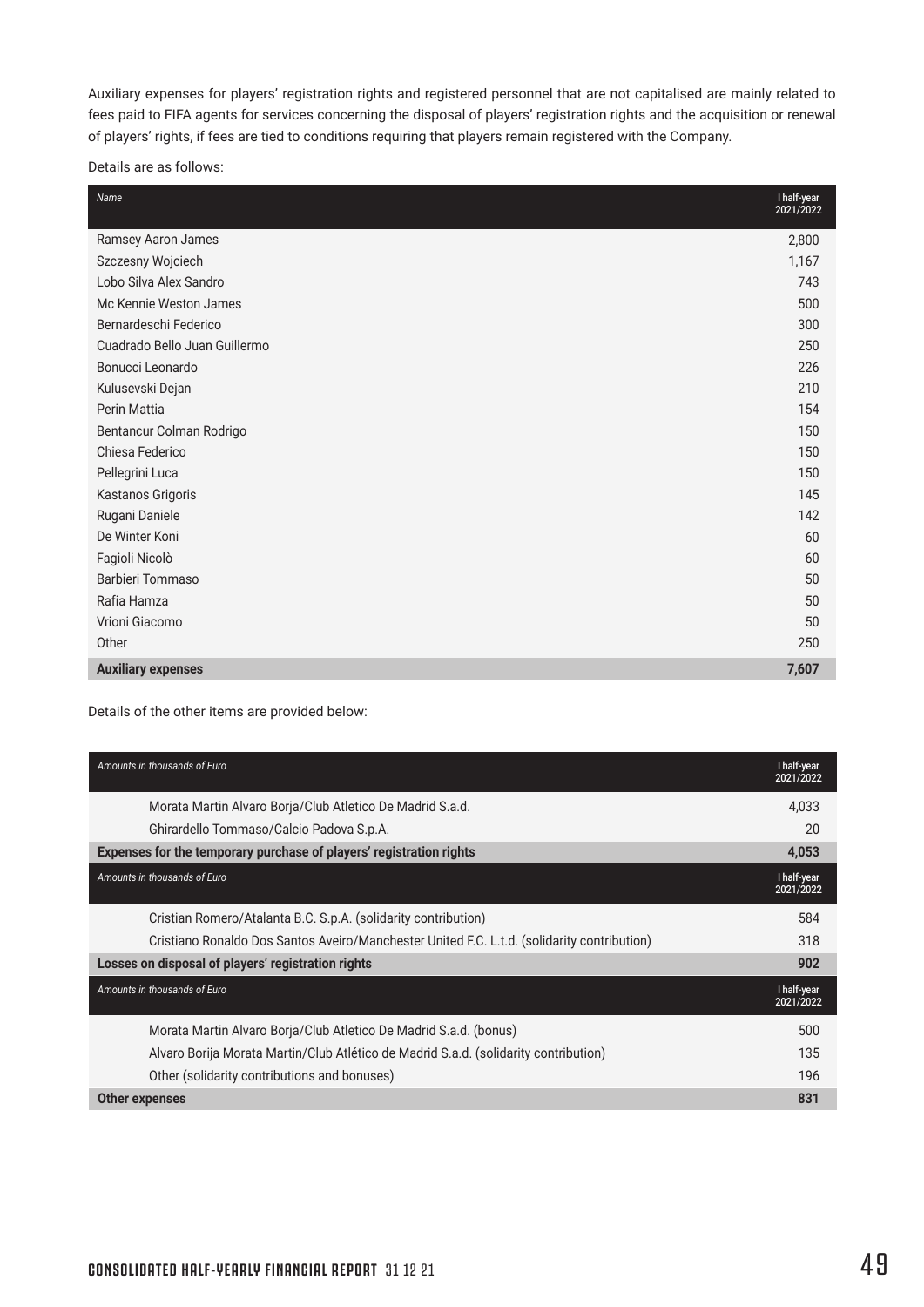Auxiliary expenses for players' registration rights and registered personnel that are not capitalised are mainly related to fees paid to FIFA agents for services concerning the disposal of players' registration rights and the acquisition or renewal of players' rights, if fees are tied to conditions requiring that players remain registered with the Company.

Details are as follows:

| *Name* | I half-year 2021/2022 |
|---|---|
| Ramsey Aaron James | 2,800 |
| Szczesny Wojciech | 1,167 |
| Lobo Silva Alex Sandro | 743 |
| Mc Kennie Weston James | 500 |
| Bernardeschi Federico | 300 |
| Cuadrado Bello Juan Guillermo | 250 |
| Bonucci Leonardo | 226 |
| Kulusevski Dejan | 210 |
| Perin Mattia | 154 |
| Bentancur Colman Rodrigo | 150 |
| Chiesa Federico | 150 |
| Pellegrini Luca | 150 |
| Kastanos Grigoris | 145 |
| Rugani Daniele | 142 |
| De Winter Koni | 60 |
| Fagioli Nicolò | 60 |
| Barbieri Tommaso | 50 |
| Rafia Hamza | 50 |
| Vrioni Giacomo | 50 |
| Other | 250 |
| **Auxiliary expenses** | **7,607** |

Details of the other items are provided below:

| *Amounts in thousands of Euro* | I half-year 2021/2022 |
|---|---|
| Morata Martin Alvaro Borja/Club Atletico De Madrid S.a.d. | 4,033 |
| Ghirardello Tommaso/Calcio Padova S.p.A. | 20 |
| **Expenses for the temporary purchase of players' registration rights** | **4,053** |
| *Amounts in thousands of Euro* | I half-year 2021/2022 |
| Cristian Romero/Atalanta B.C. S.p.A. (solidarity contribution) | 584 |
| Cristiano Ronaldo Dos Santos Aveiro/Manchester United F.C. L.t.d. (solidarity contribution) | 318 |
| **Losses on disposal of players' registration rights** | **902** |
| *Amounts in thousands of Euro* | I half-year 2021/2022 |
| Morata Martin Alvaro Borja/Club Atletico De Madrid S.a.d. (bonus) | 500 |
| Alvaro Borija Morata Martin/Club Atlético de Madrid S.a.d. (solidarity contribution) | 135 |
| Other (solidarity contributions and bonuses) | 196 |
| **Other expenses** | **831** |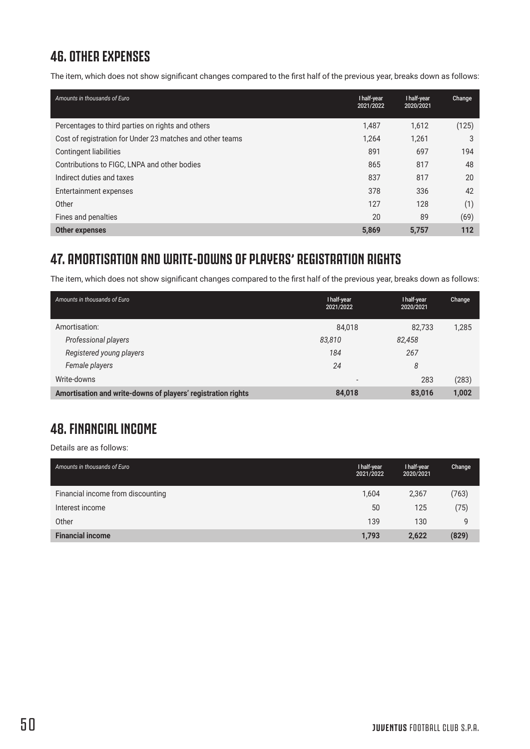## 46. OTHER EXPENSES

The item, which does not show significant changes compared to the first half of the previous year, breaks down as follows:

| *Amounts in thousands of Euro* | I half-year 2021/2022 | I half-year 2020/2021 | Change |
|---|---|---|---|
| Percentages to third parties on rights and others | 1,487 | 1,612 | (125) |
| Cost of registration for Under 23 matches and other teams | 1,264 | 1,261 | 3 |
| Contingent liabilities | 891 | 697 | 194 |
| Contributions to FIGC, LNPA and other bodies | 865 | 817 | 48 |
| Indirect duties and taxes | 837 | 817 | 20 |
| Entertainment expenses | 378 | 336 | 42 |
| Other | 127 | 128 | (1) |
| Fines and penalties | 20 | 89 | (69) |
| **Other expenses** | **5,869** | **5,757** | **112** |

## 47. AMORTISATION AND WRITE-DOWNS OF PLAYERS' REGISTRATION RIGHTS

The item, which does not show significant changes compared to the first half of the previous year, breaks down as follows:

| *Amounts in thousands of Euro* | I half-year 2021/2022 | | I half-year 2020/2021 | | Change |
|---|---|---|---|---|---|
| Amortisation: | | 84,018 | | 82,733 | 1,285 |
| *Professional players* | *83,810* | | *82,458* | | |
| *Registered young players* | *184* | | *267* | | |
| *Female players* | *24* | | *8* | | |
| Write-downs | | - | | 283 | (283) |
| **Amortisation and write-downs of players' registration rights** | | **84,018** | | **83,016** | **1,002** |

## 48. FINANCIAL INCOME

Details are as follows:

| *Amounts in thousands of Euro* | I half-year 2021/2022 | I half-year 2020/2021 | Change |
|---|---|---|---|
| Financial income from discounting | 1,604 | 2,367 | (763) |
| Interest income | 50 | 125 | (75) |
| Other | 139 | 130 | 9 |
| **Financial income** | **1,793** | **2,622** | **(829)** |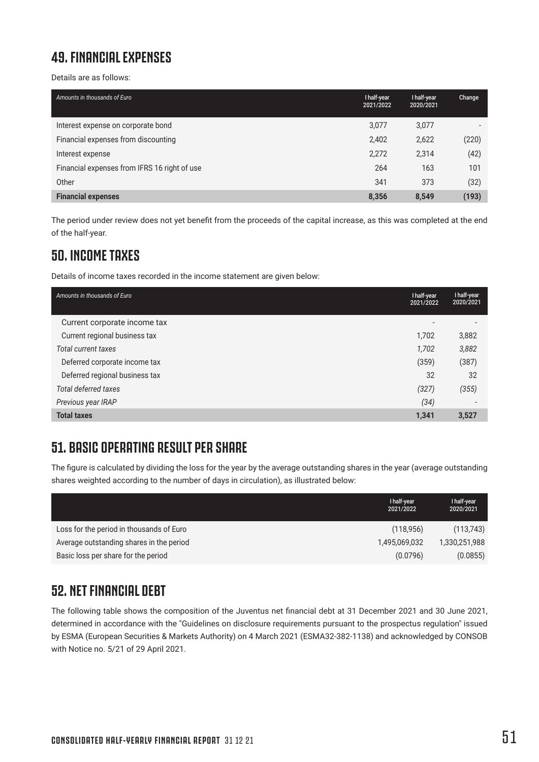## 49. FINANCIAL EXPENSES

Details are as follows:

| *Amounts in thousands of Euro* | I half-year 2021/2022 | I half-year 2020/2021 | Change |
|---|---|---|---|
| Interest expense on corporate bond | 3,077 | 3,077 | - |
| Financial expenses from discounting | 2,402 | 2,622 | (220) |
| Interest expense | 2,272 | 2,314 | (42) |
| Financial expenses from IFRS 16 right of use | 264 | 163 | 101 |
| Other | 341 | 373 | (32) |
| **Financial expenses** | **8,356** | **8,549** | **(193)** |

The period under review does not yet benefit from the proceeds of the capital increase, as this was completed at the end of the half-year.

## 50. INCOME TAXES

Details of income taxes recorded in the income statement are given below:

| *Amounts in thousands of Euro* | I half-year 2021/2022 | I half-year 2020/2021 |
|---|---|---|
| Current corporate income tax | - | - |
| Current regional business tax | 1,702 | 3,882 |
| *Total current taxes* | *1,702* | *3,882* |
| Deferred corporate income tax | (359) | (387) |
| Deferred regional business tax | 32 | 32 |
| *Total deferred taxes* | *(327)* | *(355)* |
| *Previous year IRAP* | *(34)* | - |
| **Total taxes** | **1,341** | **3,527** |

## 51. BASIC OPERATING RESULT PER SHARE

The figure is calculated by dividing the loss for the year by the average outstanding shares in the year (average outstanding shares weighted according to the number of days in circulation), as illustrated below:

| | I half-year 2021/2022 | I half-year 2020/2021 |
|---|---|---|
| Loss for the period in thousands of Euro | (118,956) | (113,743) |
| Average outstanding shares in the period | 1,495,069,032 | 1,330,251,988 |
| Basic loss per share for the period | (0.0796) | (0.0855) |

## 52. NET FINANCIAL DEBT

The following table shows the composition of the Juventus net financial debt at 31 December 2021 and 30 June 2021, determined in accordance with the "Guidelines on disclosure requirements pursuant to the prospectus regulation" issued by ESMA (European Securities & Markets Authority) on 4 March 2021 (ESMA32-382-1138) and acknowledged by CONSOB with Notice no. 5/21 of 29 April 2021.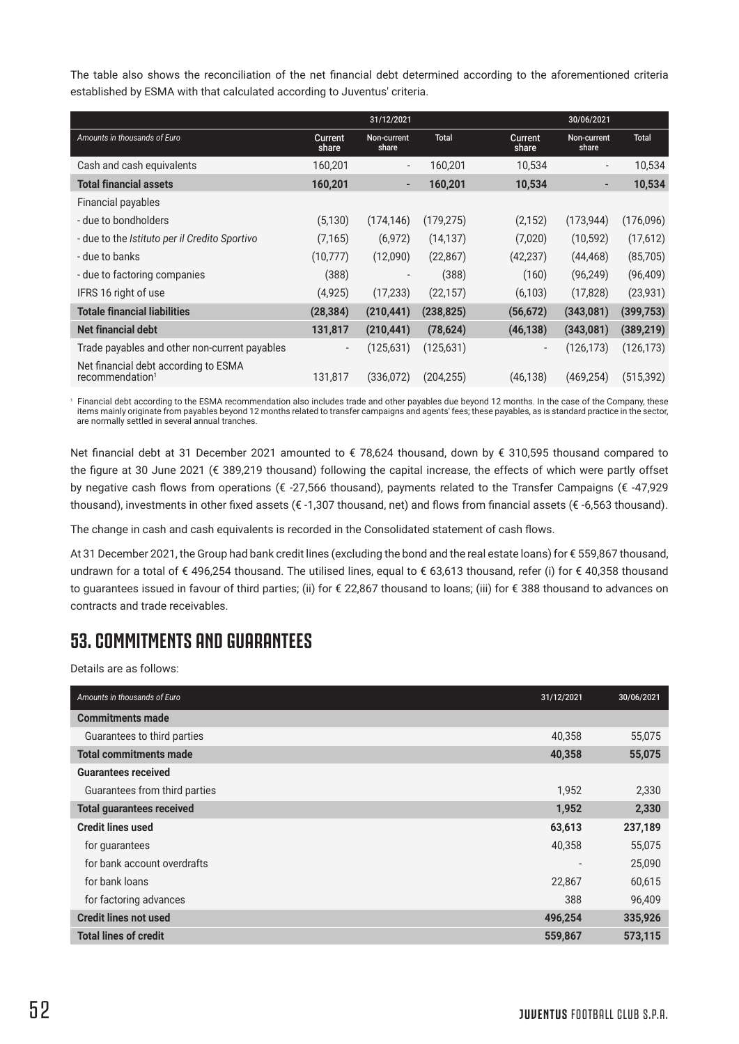The table also shows the reconciliation of the net financial debt determined according to the aforementioned criteria established by ESMA with that calculated according to Juventus' criteria.

| Amounts in thousands of Euro | 31/12/2021 | | | 30/06/2021 | | |
|---|---|---|---|---|---|---|
| | Current share | Non-current share | Total | Current share | Non-current share | Total |
| Cash and cash equivalents | 160,201 | - | 160,201 | 10,534 | - | 10,534 |
| **Total financial assets** | **160,201** | **-** | **160,201** | **10,534** | **-** | **10,534** |
| Financial payables | | | | | | |
| - due to bondholders | (5,130) | (174,146) | (179,275) | (2,152) | (173,944) | (176,096) |
| - due to the *Istituto per il Credito Sportivo* | (7,165) | (6,972) | (14,137) | (7,020) | (10,592) | (17,612) |
| - due to banks | (10,777) | (12,090) | (22,867) | (42,237) | (44,468) | (85,705) |
| - due to factoring companies | (388) | - | (388) | (160) | (96,249) | (96,409) |
| IFRS 16 right of use | (4,925) | (17,233) | (22,157) | (6,103) | (17,828) | (23,931) |
| **Totale financial liabilities** | **(28,384)** | **(210,441)** | **(238,825)** | **(56,672)** | **(343,081)** | **(399,753)** |
| **Net financial debt** | **131,817** | **(210,441)** | **(78,624)** | **(46,138)** | **(343,081)** | **(389,219)** |
| Trade payables and other non-current payables | - | (125,631) | (125,631) | - | (126,173) | (126,173) |
| Net financial debt according to ESMA recommendation[1] | 131,817 | (336,072) | (204,255) | (46,138) | (469,254) | (515,392) |

[1] Financial debt according to the ESMA recommendation also includes trade and other payables due beyond 12 months. In the case of the Company, these items mainly originate from payables beyond 12 months related to transfer campaigns and agents' fees; these payables, as is standard practice in the sector, are normally settled in several annual tranches.

Net financial debt at 31 December 2021 amounted to € 78,624 thousand, down by € 310,595 thousand compared to the figure at 30 June 2021 (€ 389,219 thousand) following the capital increase, the effects of which were partly offset by negative cash flows from operations (€ -27,566 thousand), payments related to the Transfer Campaigns (€ -47,929 thousand), investments in other fixed assets (€ -1,307 thousand, net) and flows from financial assets (€ -6,563 thousand).

The change in cash and cash equivalents is recorded in the Consolidated statement of cash flows.

At 31 December 2021, the Group had bank credit lines (excluding the bond and the real estate loans) for € 559,867 thousand, undrawn for a total of € 496,254 thousand. The utilised lines, equal to € 63,613 thousand, refer (i) for € 40,358 thousand to guarantees issued in favour of third parties; (ii) for € 22,867 thousand to loans; (iii) for € 388 thousand to advances on contracts and trade receivables.

## 53. COMMITMENTS AND GUARANTEES

Details are as follows:

| Amounts in thousands of Euro | 31/12/2021 | 30/06/2021 |
|---|---|---|
| **Commitments made** | | |
| Guarantees to third parties | 40,358 | 55,075 |
| **Total commitments made** | **40,358** | **55,075** |
| **Guarantees received** | | |
| Guarantees from third parties | 1,952 | 2,330 |
| **Total guarantees received** | **1,952** | **2,330** |
| **Credit lines used** | **63,613** | **237,189** |
| for guarantees | 40,358 | 55,075 |
| for bank account overdrafts | - | 25,090 |
| for bank loans | 22,867 | 60,615 |
| for factoring advances | 388 | 96,409 |
| **Credit lines not used** | **496,254** | **335,926** |
| **Total lines of credit** | **559,867** | **573,115** |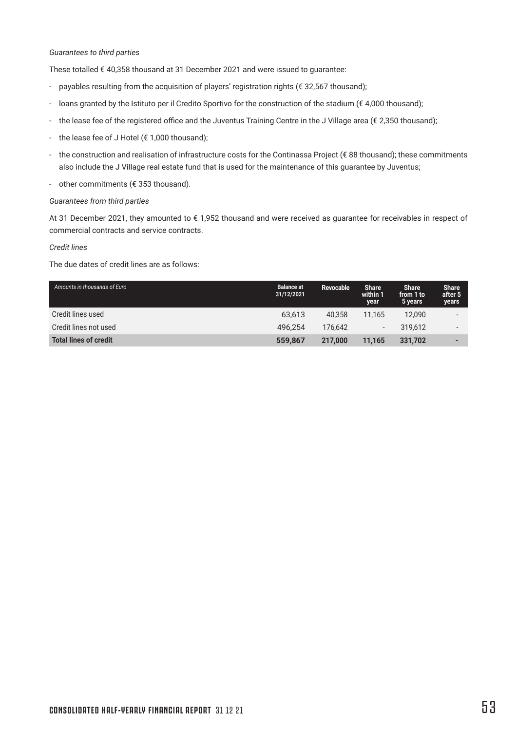*Guarantees to third parties*

These totalled € 40,358 thousand at 31 December 2021 and were issued to guarantee:

- payables resulting from the acquisition of players' registration rights (€ 32,567 thousand);
- loans granted by the Istituto per il Credito Sportivo for the construction of the stadium (€ 4,000 thousand);
- the lease fee of the registered office and the Juventus Training Centre in the J Village area (€ 2,350 thousand);
- the lease fee of J Hotel (€ 1,000 thousand);
- the construction and realisation of infrastructure costs for the Continassa Project (€ 88 thousand); these commitments also include the J Village real estate fund that is used for the maintenance of this guarantee by Juventus;
- other commitments (€ 353 thousand).

*Guarantees from third parties*

At 31 December 2021, they amounted to € 1,952 thousand and were received as guarantee for receivables in respect of commercial contracts and service contracts.

*Credit lines*

The due dates of credit lines are as follows:

| *Amounts in thousands of Euro* | Balance at 31/12/2021 | Revocable | Share within 1 year | Share from 1 to 5 years | Share after 5 years |
|---|---|---|---|---|---|
| Credit lines used | 63,613 | 40,358 | 11,165 | 12,090 | - |
| Credit lines not used | 496,254 | 176,642 | - | 319,612 | - |
| **Total lines of credit** | **559,867** | **217,000** | **11,165** | **331,702** | **-** |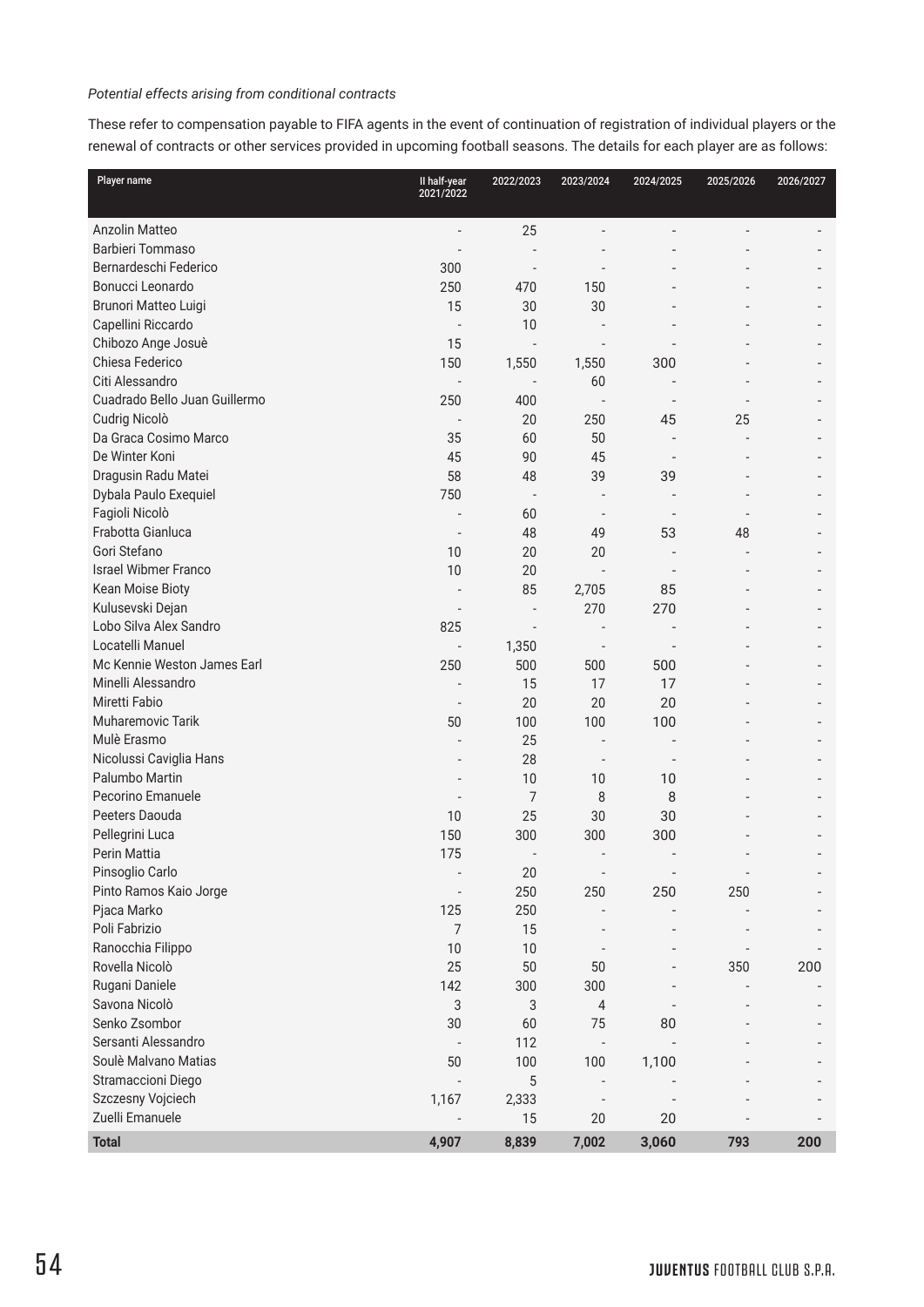*Potential effects arising from conditional contracts*

These refer to compensation payable to FIFA agents in the event of continuation of registration of individual players or the renewal of contracts or other services provided in upcoming football seasons. The details for each player are as follows:

| Player name | II half-year 2021/2022 | 2022/2023 | 2023/2024 | 2024/2025 | 2025/2026 | 2026/2027 |
|---|---|---|---|---|---|---|
| Anzolin Matteo | - | 25 | - | - | - | - |
| Barbieri Tommaso | - | - | - | - | - | - |
| Bernardeschi Federico | 300 | - | - | - | - | - |
| Bonucci Leonardo | 250 | 470 | 150 | - | - | - |
| Brunori Matteo Luigi | 15 | 30 | 30 | - | - | - |
| Capellini Riccardo | - | 10 | - | - | - | - |
| Chibozo Ange Josuè | 15 | - | - | - | - | - |
| Chiesa Federico | 150 | 1,550 | 1,550 | 300 | - | - |
| Citi Alessandro | - | - | 60 | - | - | - |
| Cuadrado Bello Juan Guillermo | 250 | 400 | - | - | - | - |
| Cudrig Nicolò | - | 20 | 250 | 45 | 25 | - |
| Da Graca Cosimo Marco | 35 | 60 | 50 | - | - | - |
| De Winter Koni | 45 | 90 | 45 | - | - | - |
| Dragusin Radu Matei | 58 | 48 | 39 | 39 | - | - |
| Dybala Paulo Exequiel | 750 | - | - | - | - | - |
| Fagioli Nicolò | - | 60 | - | - | - | - |
| Frabotta Gianluca | - | 48 | 49 | 53 | 48 | - |
| Gori Stefano | 10 | 20 | 20 | - | - | - |
| Israel Wibmer Franco | 10 | 20 | - | - | - | - |
| Kean Moise Bioty | - | 85 | 2,705 | 85 | - | - |
| Kulusevski Dejan | - | - | 270 | 270 | - | - |
| Lobo Silva Alex Sandro | 825 | - | - | - | - | - |
| Locatelli Manuel | - | 1,350 | - | - | - | - |
| Mc Kennie Weston James Earl | 250 | 500 | 500 | 500 | - | - |
| Minelli Alessandro | - | 15 | 17 | 17 | - | - |
| Miretti Fabio | - | 20 | 20 | 20 | - | - |
| Muharemovic Tarik | 50 | 100 | 100 | 100 | - | - |
| Mulè Erasmo | - | 25 | - | - | - | - |
| Nicolussi Caviglia Hans | - | 28 | - | - | - | - |
| Palumbo Martin | - | 10 | 10 | 10 | - | - |
| Pecorino Emanuele | - | 7 | 8 | 8 | - | - |
| Peeters Daouda | 10 | 25 | 30 | 30 | - | - |
| Pellegrini Luca | 150 | 300 | 300 | 300 | - | - |
| Perin Mattia | 175 | - | - | - | - | - |
| Pinsoglio Carlo | - | 20 | - | - | - | - |
| Pinto Ramos Kaio Jorge | - | 250 | 250 | 250 | 250 | - |
| Pjaca Marko | 125 | 250 | - | - | - | - |
| Poli Fabrizio | 7 | 15 | - | - | - | - |
| Ranocchia Filippo | 10 | 10 | - | - | - | - |
| Rovella Nicolò | 25 | 50 | 50 | - | 350 | 200 |
| Rugani Daniele | 142 | 300 | 300 | - | - | - |
| Savona Nicolò | 3 | 3 | 4 | - | - | - |
| Senko Zsombor | 30 | 60 | 75 | 80 | - | - |
| Sersanti Alessandro | - | 112 | - | - | - | - |
| Soulè Malvano Matias | 50 | 100 | 100 | 1,100 | - | - |
| Stramaccioni Diego | - | 5 | - | - | - | - |
| Szczesny Vojciech | 1,167 | 2,333 | - | - | - | - |
| Zuelli Emanuele | - | 15 | 20 | 20 | - | - |
| **Total** | **4,907** | **8,839** | **7,002** | **3,060** | **793** | **200** |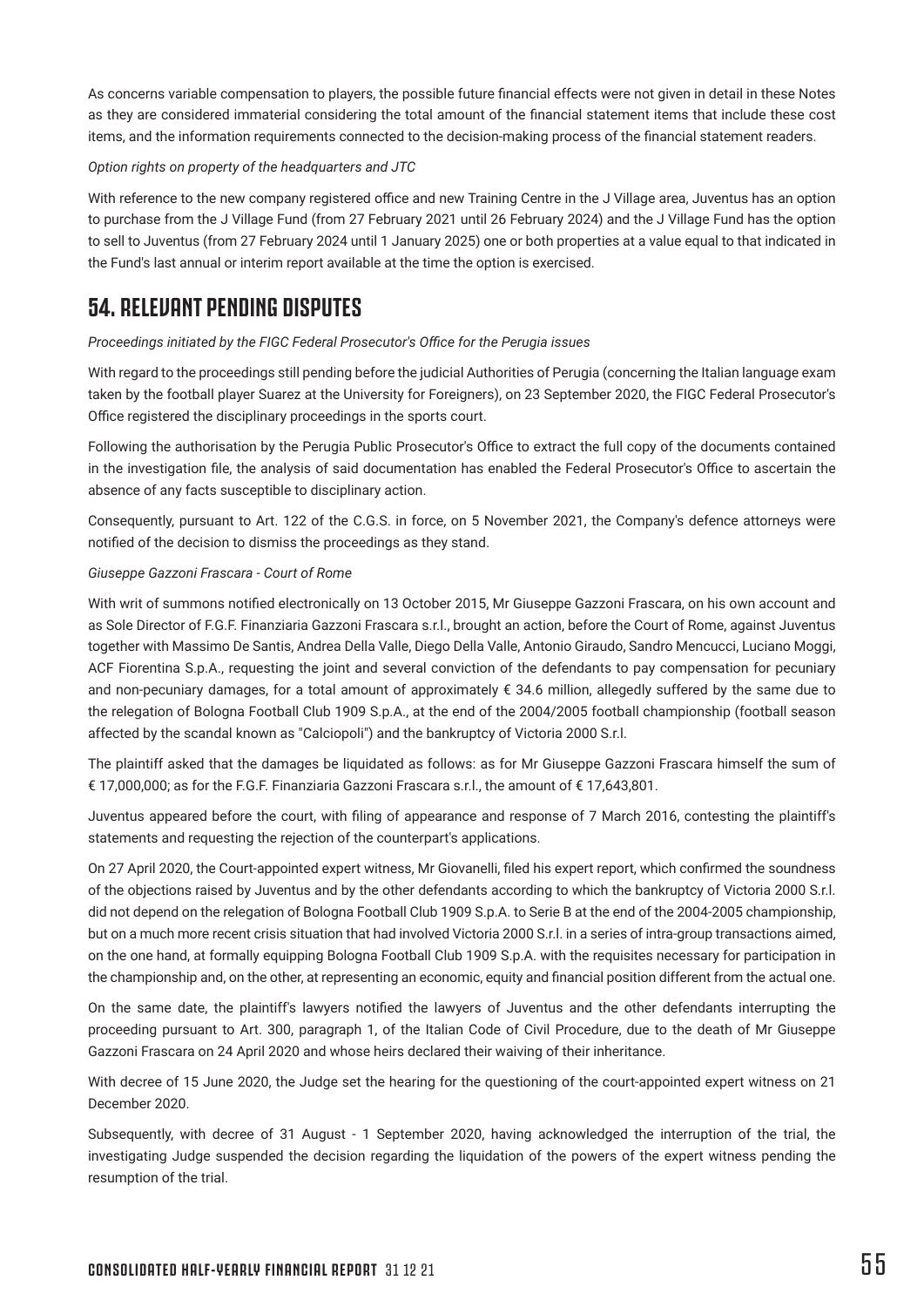As concerns variable compensation to players, the possible future financial effects were not given in detail in these Notes as they are considered immaterial considering the total amount of the financial statement items that include these cost items, and the information requirements connected to the decision-making process of the financial statement readers.

*Option rights on property of the headquarters and JTC*

With reference to the new company registered office and new Training Centre in the J Village area, Juventus has an option to purchase from the J Village Fund (from 27 February 2021 until 26 February 2024) and the J Village Fund has the option to sell to Juventus (from 27 February 2024 until 1 January 2025) one or both properties at a value equal to that indicated in the Fund's last annual or interim report available at the time the option is exercised.

## 54. RELEVANT PENDING DISPUTES

*Proceedings initiated by the FIGC Federal Prosecutor's Office for the Perugia issues*

With regard to the proceedings still pending before the judicial Authorities of Perugia (concerning the Italian language exam taken by the football player Suarez at the University for Foreigners), on 23 September 2020, the FIGC Federal Prosecutor's Office registered the disciplinary proceedings in the sports court.

Following the authorisation by the Perugia Public Prosecutor's Office to extract the full copy of the documents contained in the investigation file, the analysis of said documentation has enabled the Federal Prosecutor's Office to ascertain the absence of any facts susceptible to disciplinary action.

Consequently, pursuant to Art. 122 of the C.G.S. in force, on 5 November 2021, the Company's defence attorneys were notified of the decision to dismiss the proceedings as they stand.

*Giuseppe Gazzoni Frascara - Court of Rome*

With writ of summons notified electronically on 13 October 2015, Mr Giuseppe Gazzoni Frascara, on his own account and as Sole Director of F.G.F. Finanziaria Gazzoni Frascara s.r.l., brought an action, before the Court of Rome, against Juventus together with Massimo De Santis, Andrea Della Valle, Diego Della Valle, Antonio Giraudo, Sandro Mencucci, Luciano Moggi, ACF Fiorentina S.p.A., requesting the joint and several conviction of the defendants to pay compensation for pecuniary and non-pecuniary damages, for a total amount of approximately € 34.6 million, allegedly suffered by the same due to the relegation of Bologna Football Club 1909 S.p.A., at the end of the 2004/2005 football championship (football season affected by the scandal known as "Calciopoli") and the bankruptcy of Victoria 2000 S.r.l.

The plaintiff asked that the damages be liquidated as follows: as for Mr Giuseppe Gazzoni Frascara himself the sum of € 17,000,000; as for the F.G.F. Finanziaria Gazzoni Frascara s.r.l., the amount of € 17,643,801.

Juventus appeared before the court, with filing of appearance and response of 7 March 2016, contesting the plaintiff's statements and requesting the rejection of the counterpart's applications.

On 27 April 2020, the Court-appointed expert witness, Mr Giovanelli, filed his expert report, which confirmed the soundness of the objections raised by Juventus and by the other defendants according to which the bankruptcy of Victoria 2000 S.r.l. did not depend on the relegation of Bologna Football Club 1909 S.p.A. to Serie B at the end of the 2004-2005 championship, but on a much more recent crisis situation that had involved Victoria 2000 S.r.l. in a series of intra-group transactions aimed, on the one hand, at formally equipping Bologna Football Club 1909 S.p.A. with the requisites necessary for participation in the championship and, on the other, at representing an economic, equity and financial position different from the actual one.

On the same date, the plaintiff's lawyers notified the lawyers of Juventus and the other defendants interrupting the proceeding pursuant to Art. 300, paragraph 1, of the Italian Code of Civil Procedure, due to the death of Mr Giuseppe Gazzoni Frascara on 24 April 2020 and whose heirs declared their waiving of their inheritance.

With decree of 15 June 2020, the Judge set the hearing for the questioning of the court-appointed expert witness on 21 December 2020.

Subsequently, with decree of 31 August - 1 September 2020, having acknowledged the interruption of the trial, the investigating Judge suspended the decision regarding the liquidation of the powers of the expert witness pending the resumption of the trial.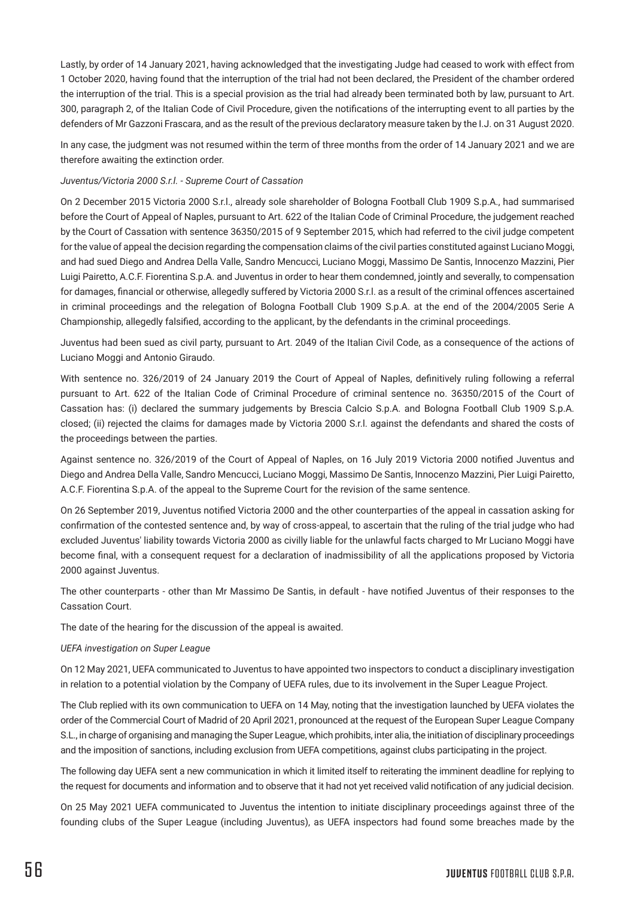Lastly, by order of 14 January 2021, having acknowledged that the investigating Judge had ceased to work with effect from 1 October 2020, having found that the interruption of the trial had not been declared, the President of the chamber ordered the interruption of the trial. This is a special provision as the trial had already been terminated both by law, pursuant to Art. 300, paragraph 2, of the Italian Code of Civil Procedure, given the notifications of the interrupting event to all parties by the defenders of Mr Gazzoni Frascara, and as the result of the previous declaratory measure taken by the I.J. on 31 August 2020.

In any case, the judgment was not resumed within the term of three months from the order of 14 January 2021 and we are therefore awaiting the extinction order.

*Juventus/Victoria 2000 S.r.l. - Supreme Court of Cassation*

On 2 December 2015 Victoria 2000 S.r.l., already sole shareholder of Bologna Football Club 1909 S.p.A., had summarised before the Court of Appeal of Naples, pursuant to Art. 622 of the Italian Code of Criminal Procedure, the judgement reached by the Court of Cassation with sentence 36350/2015 of 9 September 2015, which had referred to the civil judge competent for the value of appeal the decision regarding the compensation claims of the civil parties constituted against Luciano Moggi, and had sued Diego and Andrea Della Valle, Sandro Mencucci, Luciano Moggi, Massimo De Santis, Innocenzo Mazzini, Pier Luigi Pairetto, A.C.F. Fiorentina S.p.A. and Juventus in order to hear them condemned, jointly and severally, to compensation for damages, financial or otherwise, allegedly suffered by Victoria 2000 S.r.l. as a result of the criminal offences ascertained in criminal proceedings and the relegation of Bologna Football Club 1909 S.p.A. at the end of the 2004/2005 Serie A Championship, allegedly falsified, according to the applicant, by the defendants in the criminal proceedings.

Juventus had been sued as civil party, pursuant to Art. 2049 of the Italian Civil Code, as a consequence of the actions of Luciano Moggi and Antonio Giraudo.

With sentence no. 326/2019 of 24 January 2019 the Court of Appeal of Naples, definitively ruling following a referral pursuant to Art. 622 of the Italian Code of Criminal Procedure of criminal sentence no. 36350/2015 of the Court of Cassation has: (i) declared the summary judgements by Brescia Calcio S.p.A. and Bologna Football Club 1909 S.p.A. closed; (ii) rejected the claims for damages made by Victoria 2000 S.r.l. against the defendants and shared the costs of the proceedings between the parties.

Against sentence no. 326/2019 of the Court of Appeal of Naples, on 16 July 2019 Victoria 2000 notified Juventus and Diego and Andrea Della Valle, Sandro Mencucci, Luciano Moggi, Massimo De Santis, Innocenzo Mazzini, Pier Luigi Pairetto, A.C.F. Fiorentina S.p.A. of the appeal to the Supreme Court for the revision of the same sentence.

On 26 September 2019, Juventus notified Victoria 2000 and the other counterparties of the appeal in cassation asking for confirmation of the contested sentence and, by way of cross-appeal, to ascertain that the ruling of the trial judge who had excluded Juventus' liability towards Victoria 2000 as civilly liable for the unlawful facts charged to Mr Luciano Moggi have become final, with a consequent request for a declaration of inadmissibility of all the applications proposed by Victoria 2000 against Juventus.

The other counterparts - other than Mr Massimo De Santis, in default - have notified Juventus of their responses to the Cassation Court.

The date of the hearing for the discussion of the appeal is awaited.

*UEFA investigation on Super League*

On 12 May 2021, UEFA communicated to Juventus to have appointed two inspectors to conduct a disciplinary investigation in relation to a potential violation by the Company of UEFA rules, due to its involvement in the Super League Project.

The Club replied with its own communication to UEFA on 14 May, noting that the investigation launched by UEFA violates the order of the Commercial Court of Madrid of 20 April 2021, pronounced at the request of the European Super League Company S.L., in charge of organising and managing the Super League, which prohibits, inter alia, the initiation of disciplinary proceedings and the imposition of sanctions, including exclusion from UEFA competitions, against clubs participating in the project.

The following day UEFA sent a new communication in which it limited itself to reiterating the imminent deadline for replying to the request for documents and information and to observe that it had not yet received valid notification of any judicial decision.

On 25 May 2021 UEFA communicated to Juventus the intention to initiate disciplinary proceedings against three of the founding clubs of the Super League (including Juventus), as UEFA inspectors had found some breaches made by the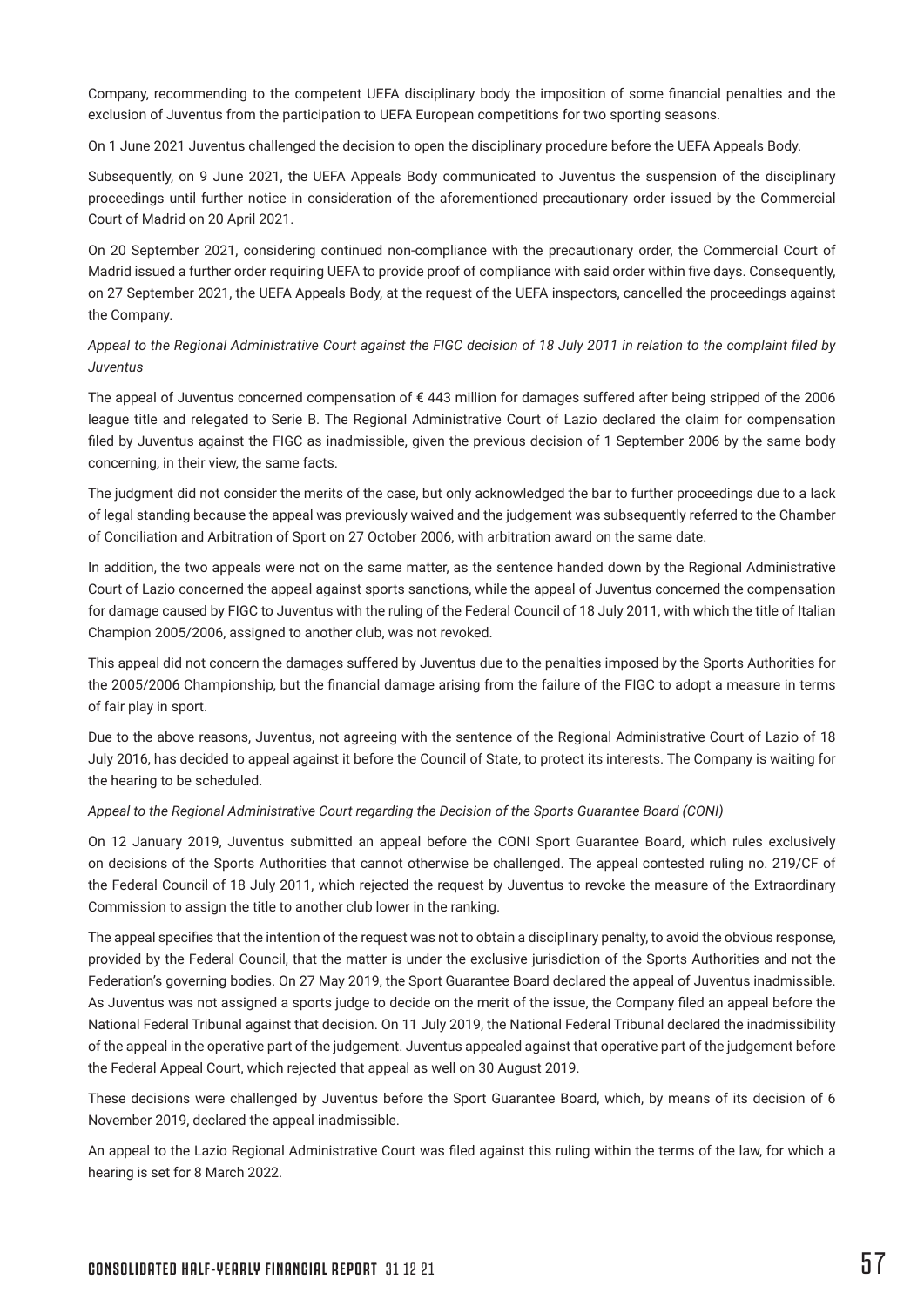Company, recommending to the competent UEFA disciplinary body the imposition of some financial penalties and the exclusion of Juventus from the participation to UEFA European competitions for two sporting seasons.

On 1 June 2021 Juventus challenged the decision to open the disciplinary procedure before the UEFA Appeals Body.

Subsequently, on 9 June 2021, the UEFA Appeals Body communicated to Juventus the suspension of the disciplinary proceedings until further notice in consideration of the aforementioned precautionary order issued by the Commercial Court of Madrid on 20 April 2021.

On 20 September 2021, considering continued non-compliance with the precautionary order, the Commercial Court of Madrid issued a further order requiring UEFA to provide proof of compliance with said order within five days. Consequently, on 27 September 2021, the UEFA Appeals Body, at the request of the UEFA inspectors, cancelled the proceedings against the Company.

*Appeal to the Regional Administrative Court against the FIGC decision of 18 July 2011 in relation to the complaint filed by Juventus*

The appeal of Juventus concerned compensation of € 443 million for damages suffered after being stripped of the 2006 league title and relegated to Serie B. The Regional Administrative Court of Lazio declared the claim for compensation filed by Juventus against the FIGC as inadmissible, given the previous decision of 1 September 2006 by the same body concerning, in their view, the same facts.

The judgment did not consider the merits of the case, but only acknowledged the bar to further proceedings due to a lack of legal standing because the appeal was previously waived and the judgement was subsequently referred to the Chamber of Conciliation and Arbitration of Sport on 27 October 2006, with arbitration award on the same date.

In addition, the two appeals were not on the same matter, as the sentence handed down by the Regional Administrative Court of Lazio concerned the appeal against sports sanctions, while the appeal of Juventus concerned the compensation for damage caused by FIGC to Juventus with the ruling of the Federal Council of 18 July 2011, with which the title of Italian Champion 2005/2006, assigned to another club, was not revoked.

This appeal did not concern the damages suffered by Juventus due to the penalties imposed by the Sports Authorities for the 2005/2006 Championship, but the financial damage arising from the failure of the FIGC to adopt a measure in terms of fair play in sport.

Due to the above reasons, Juventus, not agreeing with the sentence of the Regional Administrative Court of Lazio of 18 July 2016, has decided to appeal against it before the Council of State, to protect its interests. The Company is waiting for the hearing to be scheduled.

*Appeal to the Regional Administrative Court regarding the Decision of the Sports Guarantee Board (CONI)*

On 12 January 2019, Juventus submitted an appeal before the CONI Sport Guarantee Board, which rules exclusively on decisions of the Sports Authorities that cannot otherwise be challenged. The appeal contested ruling no. 219/CF of the Federal Council of 18 July 2011, which rejected the request by Juventus to revoke the measure of the Extraordinary Commission to assign the title to another club lower in the ranking.

The appeal specifies that the intention of the request was not to obtain a disciplinary penalty, to avoid the obvious response, provided by the Federal Council, that the matter is under the exclusive jurisdiction of the Sports Authorities and not the Federation's governing bodies. On 27 May 2019, the Sport Guarantee Board declared the appeal of Juventus inadmissible. As Juventus was not assigned a sports judge to decide on the merit of the issue, the Company filed an appeal before the National Federal Tribunal against that decision. On 11 July 2019, the National Federal Tribunal declared the inadmissibility of the appeal in the operative part of the judgement. Juventus appealed against that operative part of the judgement before the Federal Appeal Court, which rejected that appeal as well on 30 August 2019.

These decisions were challenged by Juventus before the Sport Guarantee Board, which, by means of its decision of 6 November 2019, declared the appeal inadmissible.

An appeal to the Lazio Regional Administrative Court was filed against this ruling within the terms of the law, for which a hearing is set for 8 March 2022.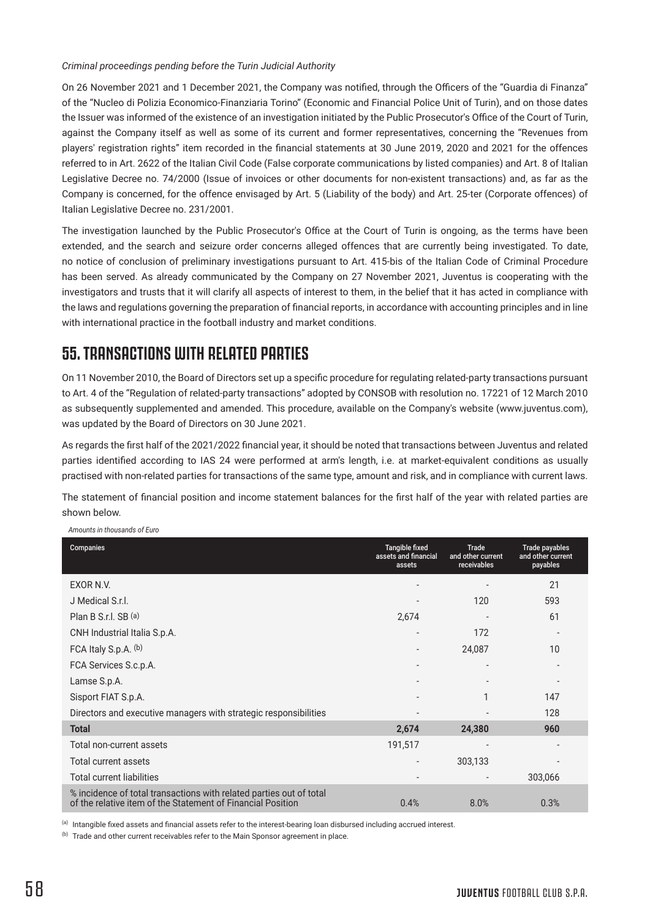*Criminal proceedings pending before the Turin Judicial Authority*

On 26 November 2021 and 1 December 2021, the Company was notified, through the Officers of the "Guardia di Finanza" of the "Nucleo di Polizia Economico-Finanziaria Torino" (Economic and Financial Police Unit of Turin), and on those dates the Issuer was informed of the existence of an investigation initiated by the Public Prosecutor's Office of the Court of Turin, against the Company itself as well as some of its current and former representatives, concerning the "Revenues from players' registration rights" item recorded in the financial statements at 30 June 2019, 2020 and 2021 for the offences referred to in Art. 2622 of the Italian Civil Code (False corporate communications by listed companies) and Art. 8 of Italian Legislative Decree no. 74/2000 (Issue of invoices or other documents for non-existent transactions) and, as far as the Company is concerned, for the offence envisaged by Art. 5 (Liability of the body) and Art. 25-ter (Corporate offences) of Italian Legislative Decree no. 231/2001.

The investigation launched by the Public Prosecutor's Office at the Court of Turin is ongoing, as the terms have been extended, and the search and seizure order concerns alleged offences that are currently being investigated. To date, no notice of conclusion of preliminary investigations pursuant to Art. 415-bis of the Italian Code of Criminal Procedure has been served. As already communicated by the Company on 27 November 2021, Juventus is cooperating with the investigators and trusts that it will clarify all aspects of interest to them, in the belief that it has acted in compliance with the laws and regulations governing the preparation of financial reports, in accordance with accounting principles and in line with international practice in the football industry and market conditions.

## 55. TRANSACTIONS WITH RELATED PARTIES

On 11 November 2010, the Board of Directors set up a specific procedure for regulating related-party transactions pursuant to Art. 4 of the "Regulation of related-party transactions" adopted by CONSOB with resolution no. 17221 of 12 March 2010 as subsequently supplemented and amended. This procedure, available on the Company's website (www.juventus.com), was updated by the Board of Directors on 30 June 2021.

As regards the first half of the 2021/2022 financial year, it should be noted that transactions between Juventus and related parties identified according to IAS 24 were performed at arm's length, i.e. at market-equivalent conditions as usually practised with non-related parties for transactions of the same type, amount and risk, and in compliance with current laws.

The statement of financial position and income statement balances for the first half of the year with related parties are shown below.

*Amounts in thousands of Euro*

| Companies | Tangible fixed assets and financial assets | Trade and other current receivables | Trade payables and other current payables |
|---|---|---|---|
| EXOR N.V. | - | - | 21 |
| J Medical S.r.l. | - | 120 | 593 |
| Plan B S.r.l. SB [(a)] | 2,674 | - | 61 |
| CNH Industrial Italia S.p.A. | - | 172 | - |
| FCA Italy S.p.A. [(b)] | - | 24,087 | 10 |
| FCA Services S.c.p.A. | - | - | - |
| Lamse S.p.A. | - | - | - |
| Sisport FIAT S.p.A. | - | 1 | 147 |
| Directors and executive managers with strategic responsibilities | - | - | 128 |
| **Total** | **2,674** | **24,380** | **960** |
| Total non-current assets | 191,517 | - | - |
| Total current assets | - | 303,133 | - |
| Total current liabilities | - | - | 303,066 |
| % incidence of total transactions with related parties out of total of the relative item of the Statement of Financial Position | 0.4% | 8.0% | 0.3% |

[(a)] Intangible fixed assets and financial assets refer to the interest-bearing loan disbursed including accrued interest.

[(b)] Trade and other current receivables refer to the Main Sponsor agreement in place.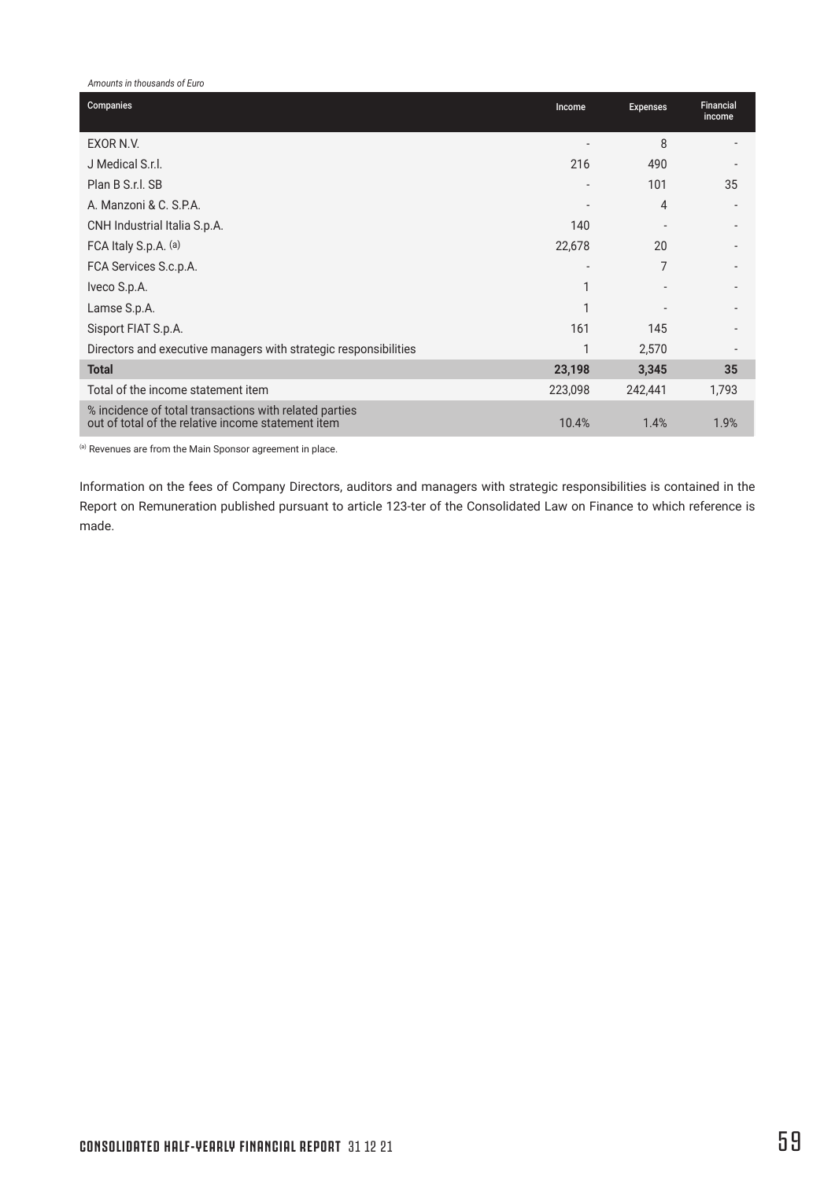*Amounts in thousands of Euro*

| Companies | Income | Expenses | Financial income |
|---|---|---|---|
| EXOR N.V. | - | 8 | - |
| J Medical S.r.l. | 216 | 490 | - |
| Plan B S.r.l. SB | - | 101 | 35 |
| A. Manzoni & C. S.P.A. | - | 4 | - |
| CNH Industrial Italia S.p.A. | 140 | - | - |
| FCA Italy S.p.A. (a) | 22,678 | 20 | - |
| FCA Services S.c.p.A. | - | 7 | - |
| Iveco S.p.A. | 1 | - | - |
| Lamse S.p.A. | 1 | - | - |
| Sisport FIAT S.p.A. | 161 | 145 | - |
| Directors and executive managers with strategic responsibilities | 1 | 2,570 | - |
| **Total** | **23,198** | **3,345** | **35** |
| Total of the income statement item | 223,098 | 242,441 | 1,793 |
| % incidence of total transactions with related parties out of total of the relative income statement item | 10.4% | 1.4% | 1.9% |

(a) Revenues are from the Main Sponsor agreement in place.

Information on the fees of Company Directors, auditors and managers with strategic responsibilities is contained in the Report on Remuneration published pursuant to article 123-ter of the Consolidated Law on Finance to which reference is made.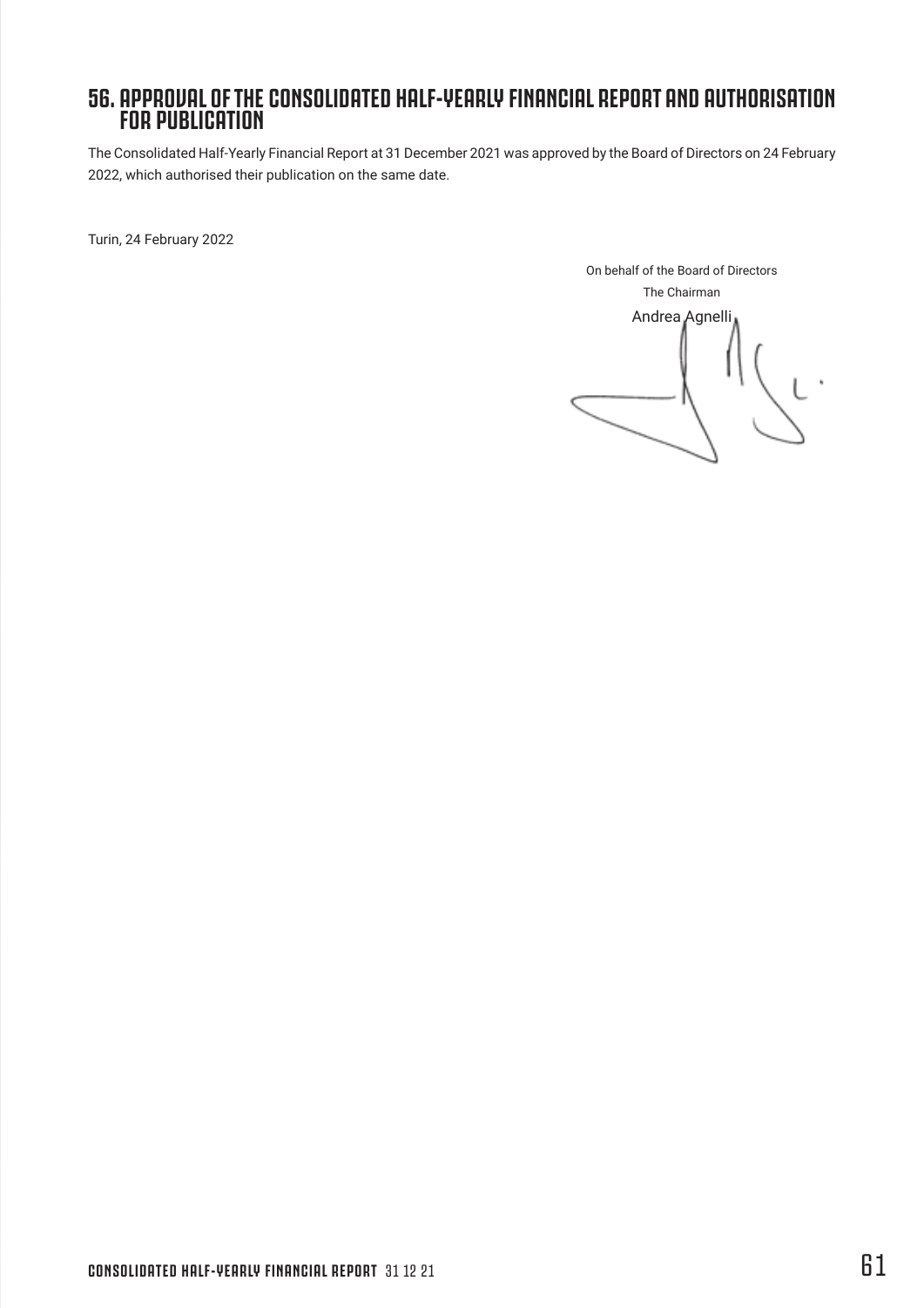## 56. APPROVAL OF THE CONSOLIDATED HALF-YEARLY FINANCIAL REPORT AND AUTHORISATION FOR PUBLICATION

The Consolidated Half-Yearly Financial Report at 31 December 2021 was approved by the Board of Directors on 24 February 2022, which authorised their publication on the same date.

Turin, 24 February 2022

On behalf of the Board of Directors

The Chairman

Andrea Agnelli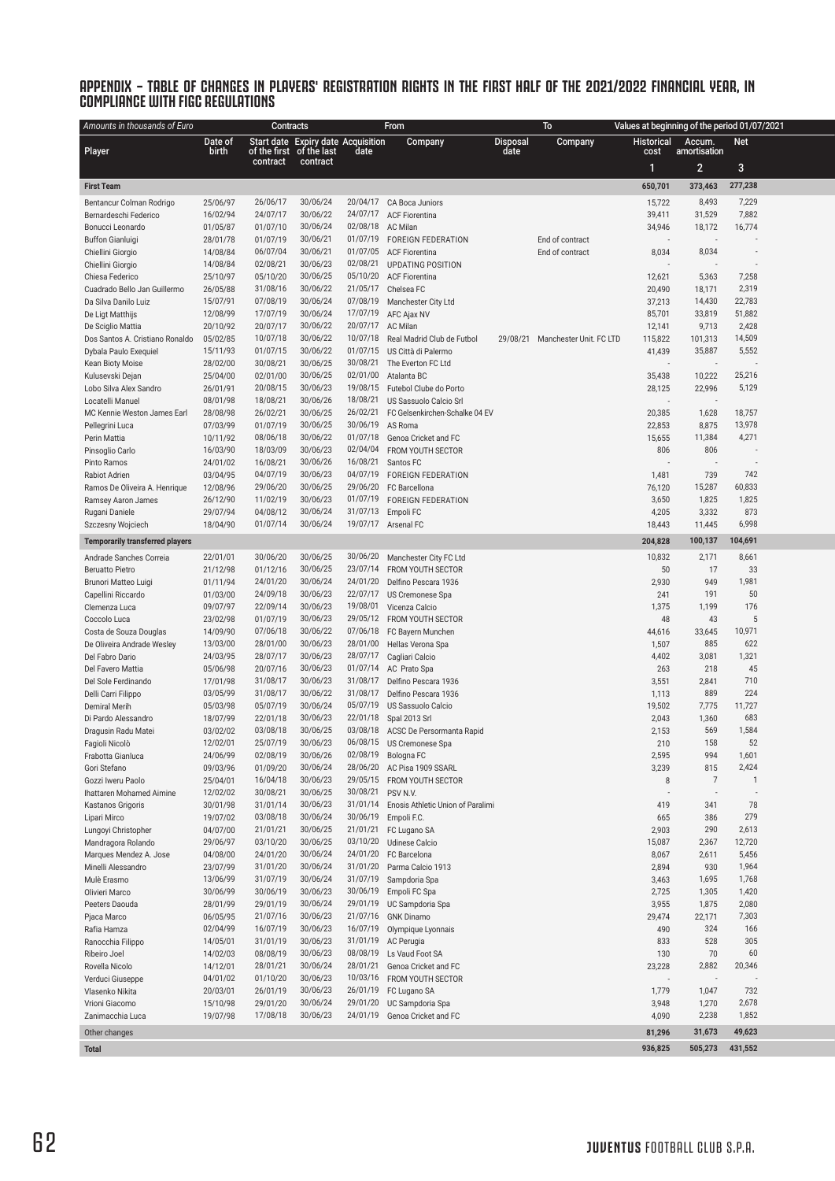## APPENDIX - TABLE OF CHANGES IN PLAYERS' REGISTRATION RIGHTS IN THE FIRST HALF OF THE 2021/2022 FINANCIAL YEAR, IN COMPLIANCE WITH FIGC REGULATIONS

| *Amounts in thousands of Euro* | | Contracts | | From | | To | | Values at beginning of the period 01/07/2021 | | |
|---|---|---|---|---|---|---|---|---|---|---|
| Player | Date of birth | Start date of the first contract | Expiry date of the last contract | Acquisition date | Company | Disposal date | Company | Historical cost | Accum. amortisation | Net |
| | | | | | | | | 1 | 2 | 3 |
| **First Team** | | | | | | | | **650,701** | **373,463** | **277,238** |
| Bentancur Colman Rodrigo | 25/06/97 | 26/06/17 | 30/06/24 | 20/04/17 | CA Boca Juniors | | | 15,722 | 8,493 | 7,229 |
| Bernardeschi Federico | 16/02/94 | 24/07/17 | 30/06/22 | 24/07/17 | ACF Fiorentina | | | 39,411 | 31,529 | 7,882 |
| Bonucci Leonardo | 01/05/87 | 01/07/10 | 30/06/24 | 02/08/18 | AC Milan | | | 34,946 | 18,172 | 16,774 |
| Buffon Gianluigi | 28/01/78 | 01/07/19 | 30/06/21 | 01/07/19 | FOREIGN FEDERATION | | End of contract | - | - | - |
| Chiellini Giorgio | 14/08/84 | 06/07/04 | 30/06/21 | 01/07/05 | ACF Fiorentina | | End of contract | 8,034 | 8,034 | - |
| Chiellini Giorgio | 14/08/84 | 02/08/21 | 30/06/23 | 02/08/21 | UPDATING POSITION | | | - | - | - |
| Chiesa Federico | 25/10/97 | 05/10/20 | 30/06/25 | 05/10/20 | ACF Fiorentina | | | 12,621 | 5,363 | 7,258 |
| Cuadrado Bello Jan Guillermo | 26/05/88 | 31/08/16 | 30/06/22 | 21/05/17 | Chelsea FC | | | 20,490 | 18,171 | 2,319 |
| Da Silva Danilo Luiz | 15/07/91 | 07/08/19 | 30/06/24 | 07/08/19 | Manchester City Ltd | | | 37,213 | 14,430 | 22,783 |
| De Ligt Matthijs | 12/08/99 | 17/07/19 | 30/06/24 | 17/07/19 | AFC Ajax NV | | | 85,701 | 33,819 | 51,882 |
| De Sciglio Mattia | 20/10/92 | 20/07/17 | 30/06/22 | 20/07/17 | AC Milan | | | 12,141 | 9,713 | 2,428 |
| Dos Santos A. Cristiano Ronaldo | 05/02/85 | 10/07/18 | 30/06/22 | 10/07/18 | Real Madrid Club de Futbol | 29/08/21 | Manchester Unit. FC LTD | 115,822 | 101,313 | 14,509 |
| Dybala Paulo Exequiel | 15/11/93 | 01/07/15 | 30/06/22 | 01/07/15 | US Città di Palermo | | | 41,439 | 35,887 | 5,552 |
| Kean Bioty Moise | 28/02/00 | 30/08/21 | 30/06/25 | 30/08/21 | The Everton FC Ltd | | | - | - | - |
| Kulusevski Dejan | 25/04/00 | 02/01/00 | 30/06/25 | 02/01/00 | Atalanta BC | | | 35,438 | 10,222 | 25,216 |
| Lobo Silva Alex Sandro | 26/01/91 | 20/08/15 | 30/06/23 | 19/08/15 | Futebol Clube do Porto | | | 28,125 | 22,996 | 5,129 |
| Locatelli Manuel | 08/01/98 | 18/08/21 | 30/06/26 | 18/08/21 | US Sassuolo Calcio Srl | | | - | - | |
| MC Kennie Weston James Earl | 28/08/98 | 26/02/21 | 30/06/25 | 26/02/21 | FC Gelsenkirchen-Schalke 04 EV | | | 20,385 | 1,628 | 18,757 |
| Pellegrini Luca | 07/03/99 | 01/07/19 | 30/06/25 | 30/06/19 | AS Roma | | | 22,853 | 8,875 | 13,978 |
| Perin Mattia | 10/11/92 | 08/06/18 | 30/06/22 | 01/07/18 | Genoa Cricket and FC | | | 15,655 | 11,384 | 4,271 |
| Pinsoglio Carlo | 16/03/90 | 18/03/09 | 30/06/23 | 02/04/04 | FROM YOUTH SECTOR | | | 806 | 806 | - |
| Pinto Ramos | 24/01/02 | 16/08/21 | 30/06/26 | 16/08/21 | Santos FC | | | - | - | - |
| Rabiot Adrien | 03/04/95 | 04/07/19 | 30/06/23 | 04/07/19 | FOREIGN FEDERATION | | | 1,481 | 739 | 742 |
| Ramos De Oliveira A. Henrique | 12/08/96 | 29/06/20 | 30/06/25 | 29/06/20 | FC Barcellona | | | 76,120 | 15,287 | 60,833 |
| Ramsey Aaron James | 26/12/90 | 11/02/19 | 30/06/23 | 01/07/19 | FOREIGN FEDERATION | | | 3,650 | 1,825 | 1,825 |
| Rugani Daniele | 29/07/94 | 04/08/12 | 30/06/24 | 31/07/13 | Empoli FC | | | 4,205 | 3,332 | 873 |
| Szczesny Wojciech | 18/04/90 | 01/07/14 | 30/06/24 | 19/07/17 | Arsenal FC | | | 18,443 | 11,445 | 6,998 |
| **Temporarily transferred players** | | | | | | | | **204,828** | **100,137** | **104,691** |
| Andrade Sanches Correia | 22/01/01 | 30/06/20 | 30/06/25 | 30/06/20 | Manchester City FC Ltd | | | 10,832 | 2,171 | 8,661 |
| Beruatto Pietro | 21/12/98 | 01/12/16 | 30/06/25 | 23/07/14 | FROM YOUTH SECTOR | | | 50 | 17 | 33 |
| Brunori Matteo Luigi | 01/11/94 | 24/01/20 | 30/06/24 | 24/01/20 | Delfino Pescara 1936 | | | 2,930 | 949 | 1,981 |
| Capellini Riccardo | 01/03/00 | 24/09/18 | 30/06/23 | 22/07/17 | US Cremonese Spa | | | 241 | 191 | 50 |
| Clemenza Luca | 09/07/97 | 22/09/14 | 30/06/23 | 19/08/01 | Vicenza Calcio | | | 1,375 | 1,199 | 176 |
| Coccolo Luca | 23/02/98 | 01/07/18 | 30/06/23 | 29/05/12 | FROM YOUTH SECTOR | | | 48 | 43 | 5 |
| Costa de Souza Douglas | 14/09/90 | 07/06/18 | 30/06/22 | 07/06/18 | FC Bayern Munchen | | | 44,616 | 33,645 | 10,971 |
| De Oliveira Andrade Wesley | 13/03/00 | 28/01/00 | 30/06/23 | 28/01/00 | Hellas Verona Spa | | | 1,507 | 885 | 622 |
| Del Fabro Dario | 24/03/95 | 28/07/17 | 30/06/23 | 28/07/17 | Cagliari Calcio | | | 4,402 | 3,081 | 1,321 |
| Del Favero Mattia | 05/06/98 | 20/07/16 | 30/06/23 | 01/07/14 | AC Prato Spa | | | 263 | 218 | 45 |
| Del Sole Ferdinando | 17/01/98 | 31/08/17 | 30/06/23 | 31/08/17 | Delfino Pescara 1936 | | | 3,551 | 2,841 | 710 |
| Delli Carri Filippo | 03/05/99 | 31/08/17 | 30/06/22 | 31/08/17 | Delfino Pescara 1936 | | | 1,113 | 889 | 224 |
| Demiral Merih | 05/03/98 | 05/07/19 | 30/06/24 | 05/07/19 | US Sassuolo Calcio | | | 19,502 | 7,775 | 11,727 |
| Di Pardo Alessandro | 18/07/99 | 22/01/18 | 30/06/23 | 22/01/18 | Spal 2013 Srl | | | 2,043 | 1,360 | 683 |
| Dragusin Radu Matei | 03/02/02 | 03/08/18 | 30/06/25 | 03/08/18 | ACSC De Persormanta Rapid | | | 2,153 | 569 | 1,584 |
| Fagioli Nicolò | 12/02/01 | 25/07/19 | 30/06/23 | 06/08/15 | US Cremonese Spa | | | 210 | 158 | 52 |
| Frabotta Gianluca | 24/06/99 | 02/08/19 | 30/06/26 | 02/08/19 | Bologna FC | | | 2,595 | 994 | 1,601 |
| Gori Stefano | 09/03/96 | 01/09/20 | 30/06/24 | 28/06/20 | AC Pisa 1909 SSARL | | | 3,239 | 815 | 2,424 |
| Gozzi Iweru Paolo | 25/04/01 | 16/04/18 | 30/06/23 | 29/05/15 | FROM YOUTH SECTOR | | | 8 | 7 | 1 |
| Ihattaren Mohamed Aimine | 12/02/02 | 30/08/21 | 30/06/25 | 30/08/21 | PSV N.V. | | | - | - | - |
| Kastanos Grigoris | 30/01/98 | 31/01/14 | 30/06/23 | 31/01/14 | Enosis Athletic Union of Paralimi | | | 419 | 341 | 78 |
| Lipari Mirco | 19/07/02 | 03/08/18 | 30/06/24 | 30/06/19 | Empoli F.C. | | | 665 | 386 | 279 |
| Lungoyi Christopher | 04/07/00 | 21/01/21 | 30/06/25 | 21/01/21 | FC Lugano SA | | | 2,903 | 290 | 2,613 |
| Mandragora Rolando | 29/06/97 | 03/10/20 | 30/06/25 | 03/10/20 | Udinese Calcio | | | 15,087 | 2,367 | 12,720 |
| Marques Mendez A. Jose | 04/08/00 | 24/01/20 | 30/06/24 | 24/01/20 | FC Barcelona | | | 8,067 | 2,611 | 5,456 |
| Minelli Alessandro | 23/07/99 | 31/01/20 | 30/06/23 | 31/01/20 | Parma Calcio 1913 | | | 2,894 | 930 | 1,964 |
| Mulè Erasmo | 13/06/99 | 31/07/19 | 30/06/24 | 31/07/19 | Sampdoria Spa | | | 3,463 | 1,695 | 1,768 |
| Olivieri Marco | 30/06/99 | 30/06/19 | 30/06/23 | 30/06/19 | Empoli FC Spa | | | 2,725 | 1,305 | 1,420 |
| Peeters Daouda | 28/01/99 | 29/01/19 | 30/06/24 | 29/01/19 | UC Sampdoria Spa | | | 3,955 | 1,875 | 2,080 |
| Pjaca Marco | 06/05/95 | 21/07/16 | 30/06/23 | 21/07/16 | GNK Dinamo | | | 29,474 | 22,171 | 7,303 |
| Rafia Hamza | 02/04/99 | 16/07/19 | 30/06/23 | 16/07/19 | Olympique Lyonnais | | | 490 | 324 | 166 |
| Ranocchia Filippo | 14/05/01 | 31/01/19 | 30/06/23 | 31/01/19 | AC Perugia | | | 833 | 528 | 305 |
| Ribeiro Joel | 14/02/03 | 08/08/19 | 30/06/23 | 08/08/19 | Ls Vaud Foot SA | | | 130 | 70 | 60 |
| Rovella Nicolo | 14/12/01 | 28/01/21 | 30/06/24 | 28/01/21 | Genoa Cricket and FC | | | 23,228 | 2,882 | 20,346 |
| Verduci Giuseppe | 04/01/02 | 01/10/20 | 30/06/23 | 10/03/16 | FROM YOUTH SECTOR | | | - | - | - |
| Vlasenko Nikita | 20/03/01 | 26/01/19 | 30/06/23 | 26/01/19 | FC Lugano SA | | | 1,779 | 1,047 | 732 |
| Vrioni Giacomo | 15/10/98 | 29/01/20 | 30/06/24 | 29/01/20 | UC Sampdoria Spa | | | 3,948 | 1,270 | 2,678 |
| Zanimacchia Luca | 19/07/98 | 17/08/18 | 30/06/23 | 24/01/19 | Genoa Cricket and FC | | | 4,090 | 2,238 | 1,852 |
| Other changes | | | | | | | | **81,296** | **31,673** | **49,623** |
| **Total** | | | | | | | | **936,825** | **505,273** | **431,552** |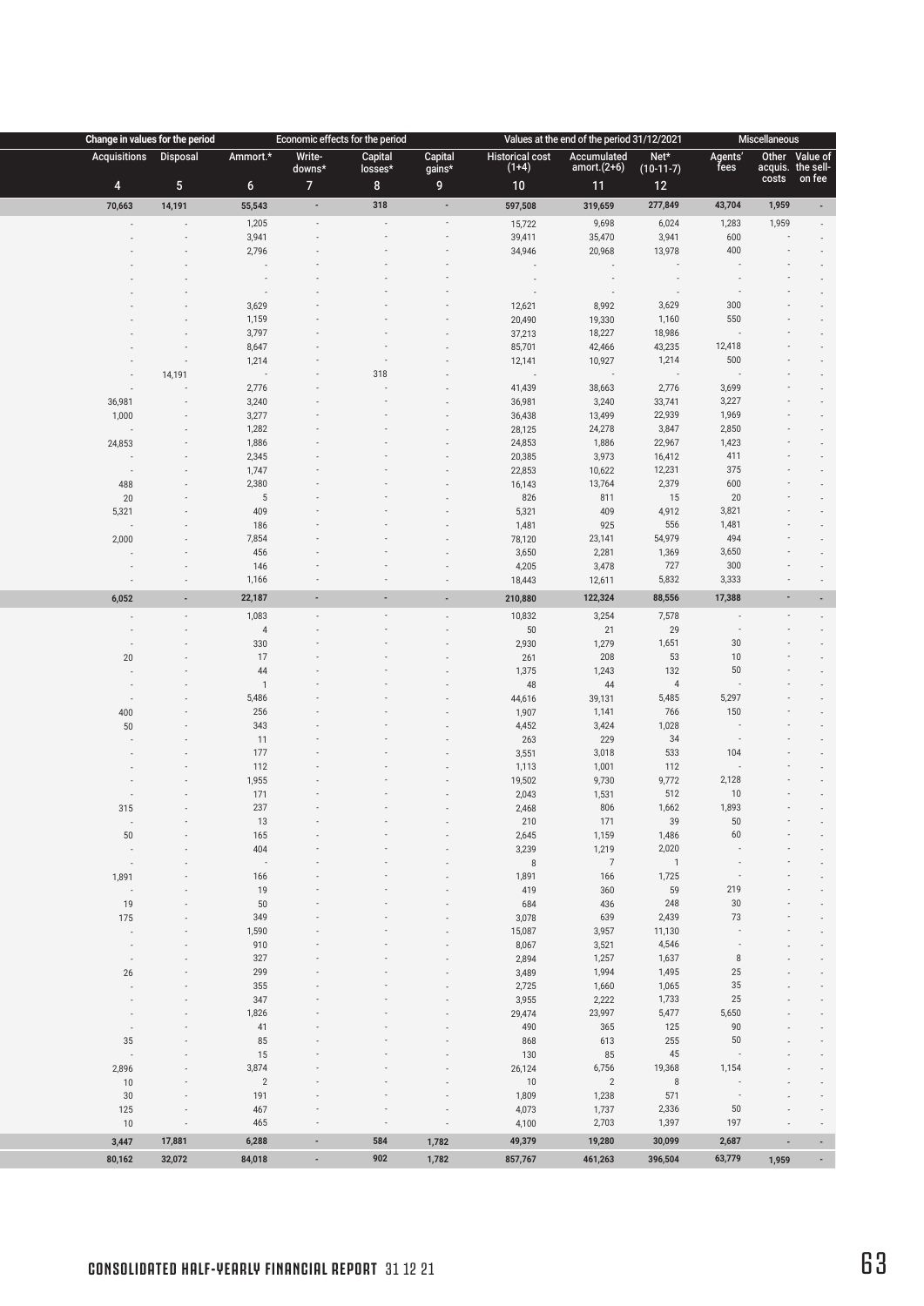| Change in values for the period | | Economic effects for the period | | | | Values at the end of the period 31/12/2021 | | | Miscellaneous | | |
|---|---|---|---|---|---|---|---|---|---|---|---|
| Acquisitions | Disposal | Ammort.* | Write-downs* | Capital losses* | Capital gains* | Historical cost (1+4) | Accumulated amort.(2+6) | Net* (10-11-7) | Agents' fees | Other acquis. costs | Value of the sell-on fee |
| 4 | 5 | 6 | 7 | 8 | 9 | 10 | 11 | 12 | | | |
| **70,663** | **14,191** | **55,543** | **-** | **318** | **-** | **597,508** | **319,659** | **277,849** | **43,704** | **1,959** | **-** |
| - | - | 1,205 | - | - | - | 15,722 | 9,698 | 6,024 | 1,283 | 1,959 | - |
| - | - | 3,941 | - | - | - | 39,411 | 35,470 | 3,941 | 600 | - | - |
| - | - | 2,796 | - | - | - | 34,946 | 20,968 | 13,978 | 400 | - | - |
| - | - | - | - | - | - | - | - | - | - | - | - |
| - | - | - | - | - | - | - | - | - | - | - | - |
| - | - | - | - | - | - | - | - | - | - | - | - |
| - | - | 3,629 | - | - | - | 12,621 | 8,992 | 3,629 | 300 | - | - |
| - | - | 1,159 | - | - | - | 20,490 | 19,330 | 1,160 | 550 | - | - |
| - | - | 3,797 | - | - | - | 37,213 | 18,227 | 18,986 | - | - | - |
| - | - | 8,647 | - | - | - | 85,701 | 42,466 | 43,235 | 12,418 | - | - |
| - | - | 1,214 | - | - | - | 12,141 | 10,927 | 1,214 | 500 | - | - |
| - | 14,191 | - | - | 318 | - | - | - | - | - | - | - |
| - | - | 2,776 | - | - | - | 41,439 | 38,663 | 2,776 | 3,699 | - | - |
| 36,981 | - | 3,240 | - | - | - | 36,981 | 3,240 | 33,741 | 3,227 | - | - |
| 1,000 | - | 3,277 | - | - | - | 36,438 | 13,499 | 22,939 | 1,969 | - | - |
| - | - | 1,282 | - | - | - | 28,125 | 24,278 | 3,847 | 2,850 | - | - |
| 24,853 | - | 1,886 | - | - | - | 24,853 | 1,886 | 22,967 | 1,423 | - | - |
| - | - | 2,345 | - | - | - | 20,385 | 3,973 | 16,412 | 411 | - | - |
| - | - | 1,747 | - | - | - | 22,853 | 10,622 | 12,231 | 375 | - | - |
| 488 | - | 2,380 | - | - | - | 16,143 | 13,764 | 2,379 | 600 | - | - |
| 20 | - | 5 | - | - | - | 826 | 811 | 15 | 20 | - | - |
| 5,321 | - | 409 | - | - | - | 5,321 | 409 | 4,912 | 3,821 | - | - |
| - | - | 186 | - | - | - | 1,481 | 925 | 556 | 1,481 | - | - |
| 2,000 | - | 7,854 | - | - | - | 78,120 | 23,141 | 54,979 | 494 | - | - |
| - | - | 456 | - | - | - | 3,650 | 2,281 | 1,369 | 3,650 | - | - |
| - | - | 146 | - | - | - | 4,205 | 3,478 | 727 | 300 | - | - |
| - | - | 1,166 | - | - | - | 18,443 | 12,611 | 5,832 | 3,333 | - | - |
| **6,052** | **-** | **22,187** | **-** | **-** | **-** | **210,880** | **122,324** | **88,556** | **17,388** | **-** | **-** |
| - | - | 1,083 | - | - | - | 10,832 | 3,254 | 7,578 | - | - | - |
| - | - | 4 | - | - | - | 50 | 21 | 29 | - | - | - |
| - | - | 330 | - | - | - | 2,930 | 1,279 | 1,651 | 30 | - | - |
| 20 | - | 17 | - | - | - | 261 | 208 | 53 | 10 | - | - |
| - | - | 44 | - | - | - | 1,375 | 1,243 | 132 | 50 | - | - |
| - | - | 1 | - | - | - | 48 | 44 | 4 | - | - | - |
| - | - | 5,486 | - | - | - | 44,616 | 39,131 | 5,485 | 5,297 | - | - |
| 400 | - | 256 | - | - | - | 1,907 | 1,141 | 766 | 150 | - | - |
| 50 | - | 343 | - | - | - | 4,452 | 3,424 | 1,028 | - | - | - |
| - | - | 11 | - | - | - | 263 | 229 | 34 | - | - | - |
| - | - | 177 | - | - | - | 3,551 | 3,018 | 533 | 104 | - | - |
| - | - | 112 | - | - | - | 1,113 | 1,001 | 112 | - | - | - |
| - | - | 1,955 | - | - | - | 19,502 | 9,730 | 9,772 | 2,128 | - | - |
| - | - | 171 | - | - | - | 2,043 | 1,531 | 512 | 10 | - | - |
| 315 | - | 237 | - | - | - | 2,468 | 806 | 1,662 | 1,893 | - | - |
| - | - | 13 | - | - | - | 210 | 171 | 39 | 50 | - | - |
| 50 | - | 165 | - | - | - | 2,645 | 1,159 | 1,486 | 60 | - | - |
| - | - | 404 | - | - | - | 3,239 | 1,219 | 2,020 | - | - | - |
| - | - | - | - | - | - | 8 | 7 | 1 | - | - | - |
| 1,891 | - | 166 | - | - | - | 1,891 | 166 | 1,725 | - | - | - |
| - | - | 19 | - | - | - | 419 | 360 | 59 | 219 | - | - |
| 19 | - | 50 | - | - | - | 684 | 436 | 248 | 30 | - | - |
| 175 | - | 349 | - | - | - | 3,078 | 639 | 2,439 | 73 | - | - |
| - | - | 1,590 | - | - | - | 15,087 | 3,957 | 11,130 | - | - | - |
| - | - | 910 | - | - | - | 8,067 | 3,521 | 4,546 | - | - | - |
| - | - | 327 | - | - | - | 2,894 | 1,257 | 1,637 | 8 | - | - |
| 26 | - | 299 | - | - | - | 3,489 | 1,994 | 1,495 | 25 | - | - |
| - | - | 355 | - | - | - | 2,725 | 1,660 | 1,065 | 35 | - | - |
| - | - | 347 | - | - | - | 3,955 | 2,222 | 1,733 | 25 | - | - |
| - | - | 1,826 | - | - | - | 29,474 | 23,997 | 5,477 | 5,650 | - | - |
| - | - | 41 | - | - | - | 490 | 365 | 125 | 90 | - | - |
| 35 | - | 85 | - | - | - | 868 | 613 | 255 | 50 | - | - |
| - | - | 15 | - | - | - | 130 | 85 | 45 | - | - | - |
| 2,896 | - | 3,874 | - | - | - | 26,124 | 6,756 | 19,368 | 1,154 | - | - |
| 10 | - | 2 | - | - | - | 10 | 2 | 8 | - | - | - |
| 30 | - | 191 | - | - | - | 1,809 | 1,238 | 571 | - | - | - |
| 125 | - | 467 | - | - | - | 4,073 | 1,737 | 2,336 | 50 | - | - |
| 10 | - | 465 | - | - | - | 4,100 | 2,703 | 1,397 | 197 | - | - |
| **3,447** | **17,881** | **6,288** | **-** | **584** | **1,782** | **49,379** | **19,280** | **30,099** | **2,687** | **-** | **-** |
| **80,162** | **32,072** | **84,018** | **-** | **902** | **1,782** | **857,767** | **461,263** | **396,504** | **63,779** | **1,959** | **-** |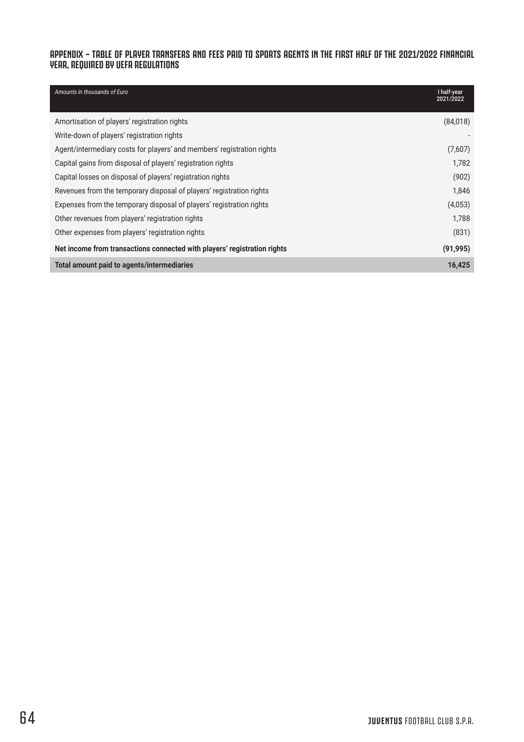## APPENDIX – TABLE OF PLAYER TRANSFERS AND FEES PAID TO SPORTS AGENTS IN THE FIRST HALF OF THE 2021/2022 FINANCIAL YEAR, REQUIRED BY UEFA REGULATIONS

| *Amounts in thousands of Euro* | I half-year 2021/2022 |
|---|---|
| Amortisation of players' registration rights | (84,018) |
| Write-down of players' registration rights | - |
| Agent/intermediary costs for players' and members' registration rights | (7,607) |
| Capital gains from disposal of players' registration rights | 1,782 |
| Capital losses on disposal of players' registration rights | (902) |
| Revenues from the temporary disposal of players' registration rights | 1,846 |
| Expenses from the temporary disposal of players' registration rights | (4,053) |
| Other revenues from players' registration rights | 1,788 |
| Other expenses from players' registration rights | (831) |
| **Net income from transactions connected with players' registration rights** | **(91,995)** |
| **Total amount paid to agents/intermediaries** | **16,425** |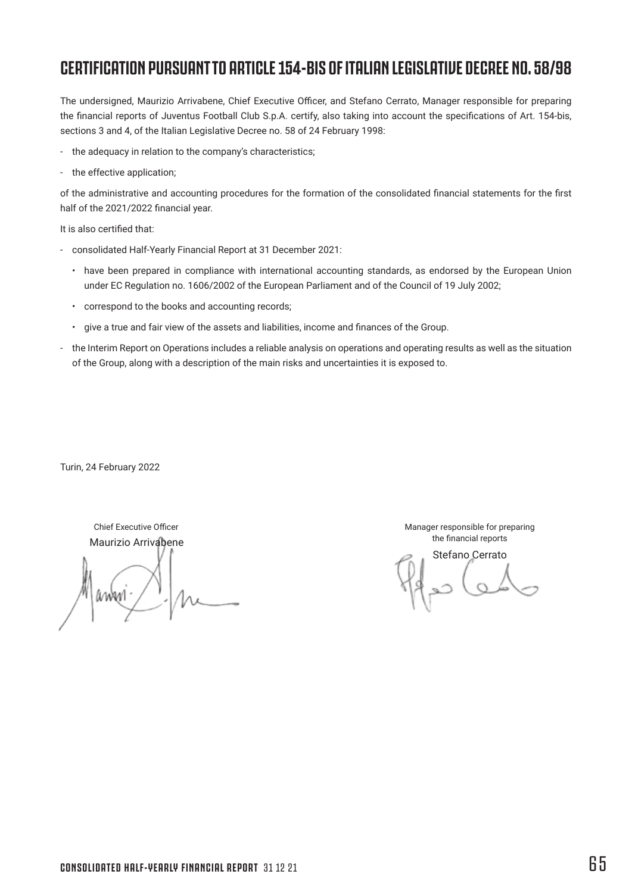# CERTIFICATION PURSUANT TO ARTICLE 154-BIS OF ITALIAN LEGISLATIVE DECREE NO. 58/98

The undersigned, Maurizio Arrivabene, Chief Executive Officer, and Stefano Cerrato, Manager responsible for preparing the financial reports of Juventus Football Club S.p.A. certify, also taking into account the specifications of Art. 154-bis, sections 3 and 4, of the Italian Legislative Decree no. 58 of 24 February 1998:

- the adequacy in relation to the company's characteristics;
- the effective application;

of the administrative and accounting procedures for the formation of the consolidated financial statements for the first half of the 2021/2022 financial year.

It is also certified that:

- consolidated Half-Yearly Financial Report at 31 December 2021:
  - have been prepared in compliance with international accounting standards, as endorsed by the European Union under EC Regulation no. 1606/2002 of the European Parliament and of the Council of 19 July 2002;
  - correspond to the books and accounting records;
  - give a true and fair view of the assets and liabilities, income and finances of the Group.
- the Interim Report on Operations includes a reliable analysis on operations and operating results as well as the situation of the Group, along with a description of the main risks and uncertainties it is exposed to.

Turin, 24 February 2022

Chief Executive Officer
Maurizio Arrivabene

Manager responsible for preparing the financial reports
Stefano Cerrato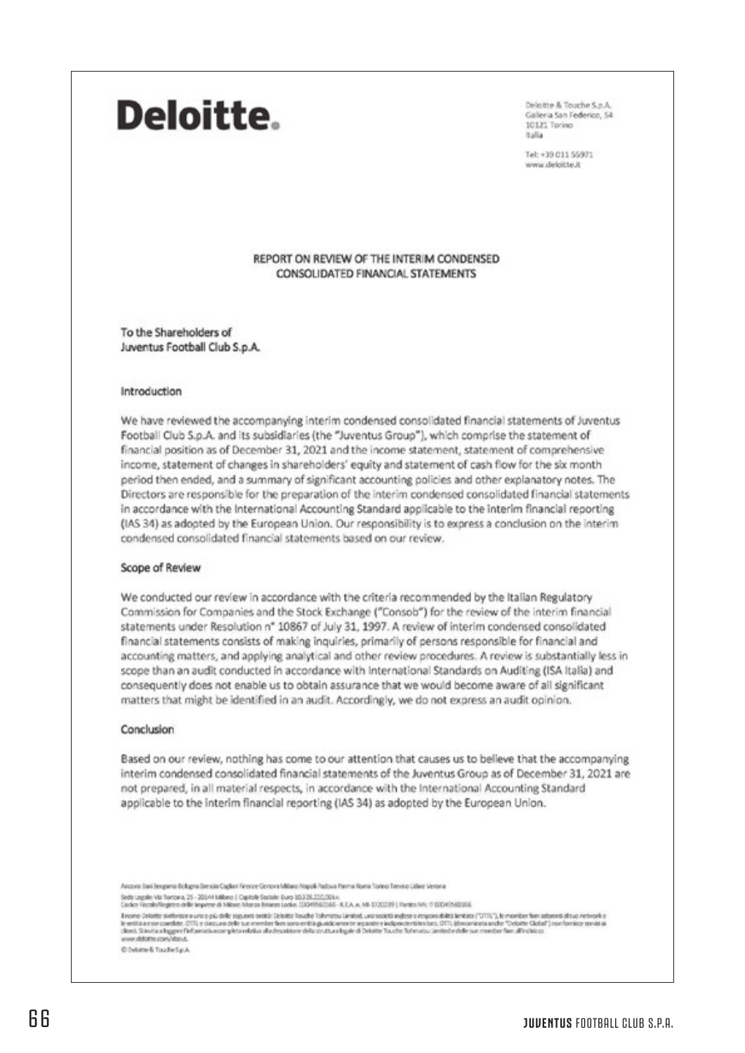# Deloitte.

Deloitte & Touche S.p.A.
Galleria San Federico, 54
10121 Torino
Italia

Tel: +39 011 55971
www.deloitte.it

## REPORT ON REVIEW OF THE INTERIM CONDENSED CONSOLIDATED FINANCIAL STATEMENTS

To the Shareholders of
Juventus Football Club S.p.A.

### Introduction

We have reviewed the accompanying interim condensed consolidated financial statements of Juventus Football Club S.p.A. and its subsidiaries (the "Juventus Group"), which comprise the statement of financial position as of December 31, 2021 and the income statement, statement of comprehensive income, statement of changes in shareholders' equity and statement of cash flow for the six month period then ended, and a summary of significant accounting policies and other explanatory notes. The Directors are responsible for the preparation of the interim condensed consolidated financial statements in accordance with the International Accounting Standard applicable to the interim financial reporting (IAS 34) as adopted by the European Union. Our responsibility is to express a conclusion on the interim condensed consolidated financial statements based on our review.

### Scope of Review

We conducted our review in accordance with the criteria recommended by the Italian Regulatory Commission for Companies and the Stock Exchange ("Consob") for the review of the interim financial statements under Resolution n° 10867 of July 31, 1997. A review of interim condensed consolidated financial statements consists of making inquiries, primarily of persons responsible for financial and accounting matters, and applying analytical and other review procedures. A review is substantially less in scope than an audit conducted in accordance with International Standards on Auditing (ISA Italia) and consequently does not enable us to obtain assurance that we would become aware of all significant matters that might be identified in an audit. Accordingly, we do not express an audit opinion.

### Conclusion

Based on our review, nothing has come to our attention that causes us to believe that the accompanying interim condensed consolidated financial statements of the Juventus Group as of December 31, 2021 are not prepared, in all material respects, in accordance with the International Accounting Standard applicable to the interim financial reporting (IAS 34) as adopted by the European Union.

Ancona Bari Bergamo Bologna Brescia Cagliari Firenze Genova Milano Napoli Padova Parma Roma Torino Treviso Udine Verona

Sede Legale: Via Tortona, 25 - 20144 Milano | Capitale Sociale: Euro 10.328.220,00 i.v.
Codice Fiscale/Registro delle Imprese di Milano Monza Brianza Lodi n. 03049560166 - R.E.A. n. MI-1720239 | Partita IVA: IT 03049560166

Il nome Deloitte si riferisce a una o più delle seguenti entità: Deloitte Touche Tohmatsu Limited, una società inglese a responsabilità limitata ("DTTL"), le member firm aderenti al suo network e le entità a esse correlate. DTTL e ciascuna delle sue member firm sono entità giuridicamente separate e indipendenti tra loro. DTTL (denominata anche "Deloitte Global") non fornisce servizi ai clienti. Si invita a leggere l'informativa completa relativa alla descrizione della struttura legale di Deloitte Touche Tohmatsu Limited e delle sue member firm all'indirizzo www.deloitte.com/about.

© Deloitte & Touche S.p.A.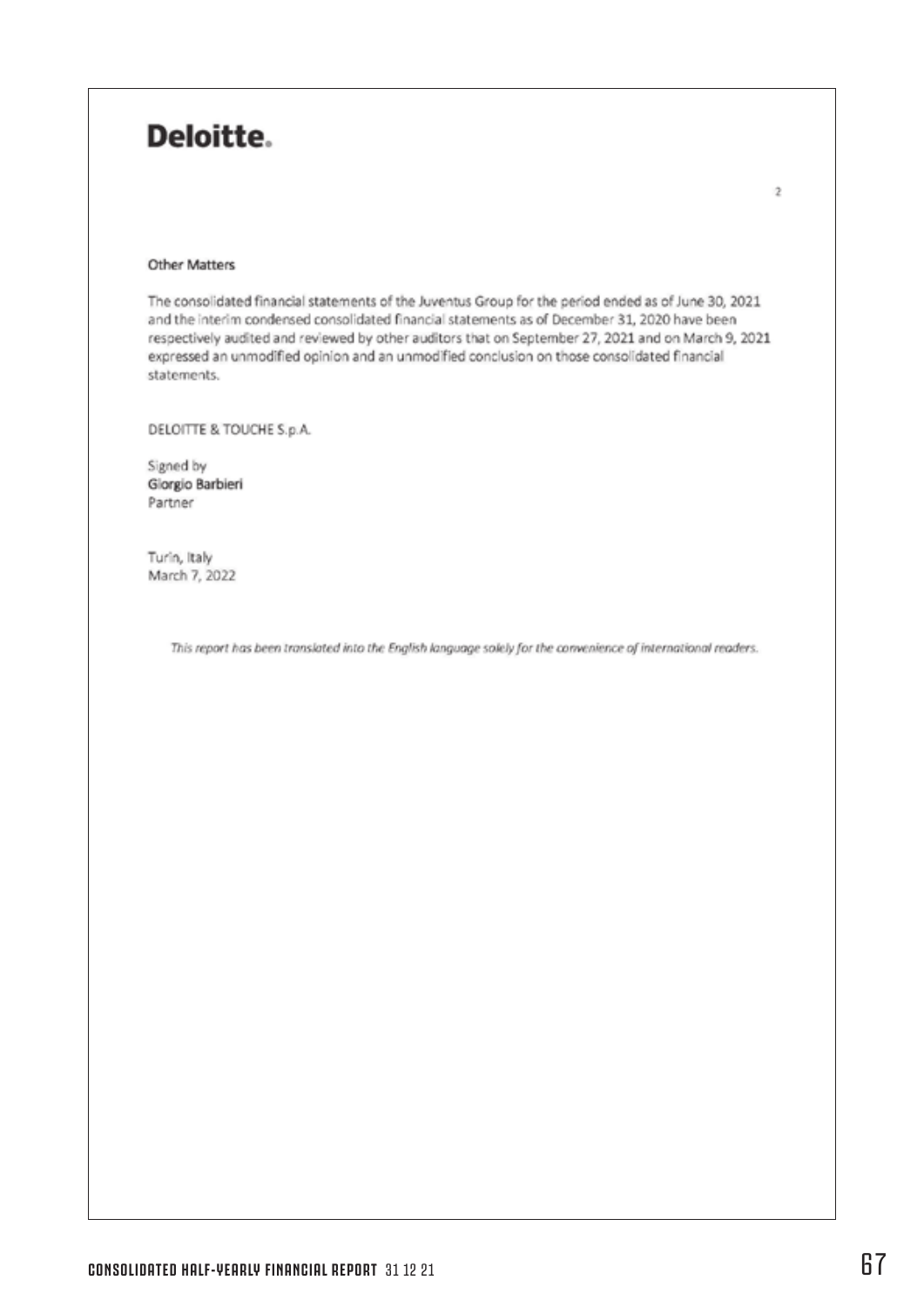Deloitte.

### Other Matters

The consolidated financial statements of the Juventus Group for the period ended as of June 30, 2021 and the interim condensed consolidated financial statements as of December 31, 2020 have been respectively audited and reviewed by other auditors that on September 27, 2021 and on March 9, 2021 expressed an unmodified opinion and an unmodified conclusion on those consolidated financial statements.

DELOITTE & TOUCHE S.p.A.

Signed by
Giorgio Barbieri
Partner

Turin, Italy
March 7, 2022

*This report has been translated into the English language solely for the convenience of international readers.*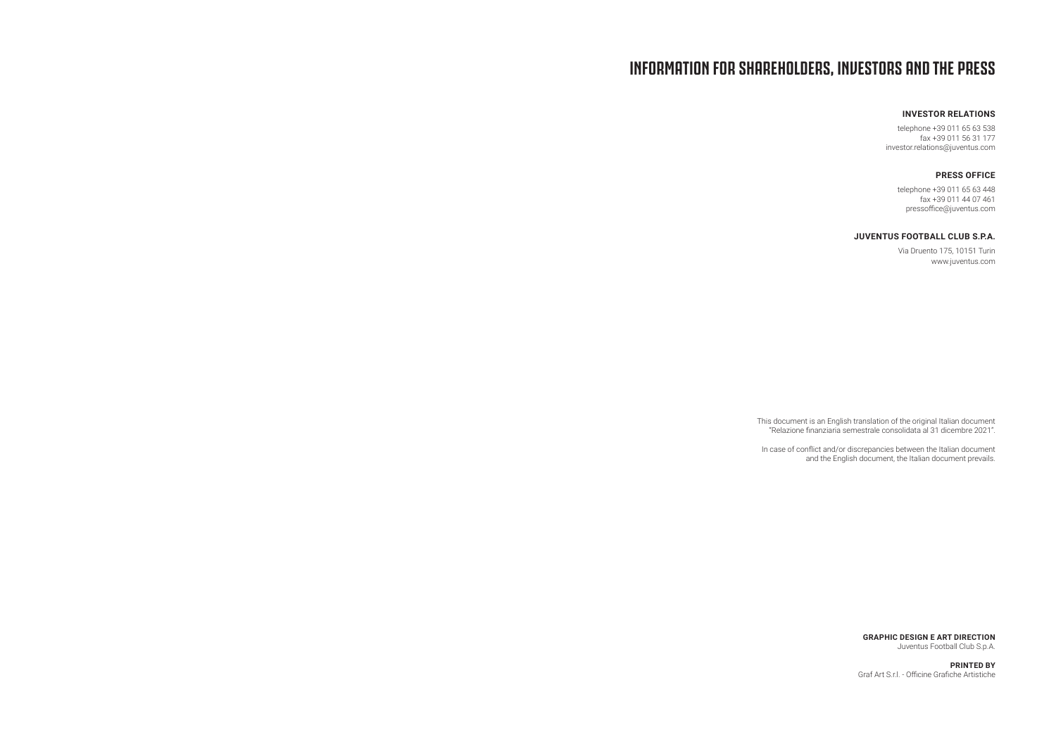# INFORMATION FOR SHAREHOLDERS, INVESTORS AND THE PRESS

**INVESTOR RELATIONS**

telephone +39 011 65 63 538
fax +39 011 56 31 177
investor.relations@juventus.com

**PRESS OFFICE**

telephone +39 011 65 63 448
fax +39 011 44 07 461
pressoffice@juventus.com

**JUVENTUS FOOTBALL CLUB S.P.A.**

Via Druento 175, 10151 Turin
www.juventus.com

This document is an English translation of the original Italian document "Relazione finanziaria semestrale consolidata al 31 dicembre 2021".

In case of conflict and/or discrepancies between the Italian document and the English document, the Italian document prevails.

**GRAPHIC DESIGN E ART DIRECTION**
Juventus Football Club S.p.A.

**PRINTED BY**
Graf Art S.r.l. - Officine Grafiche Artistiche